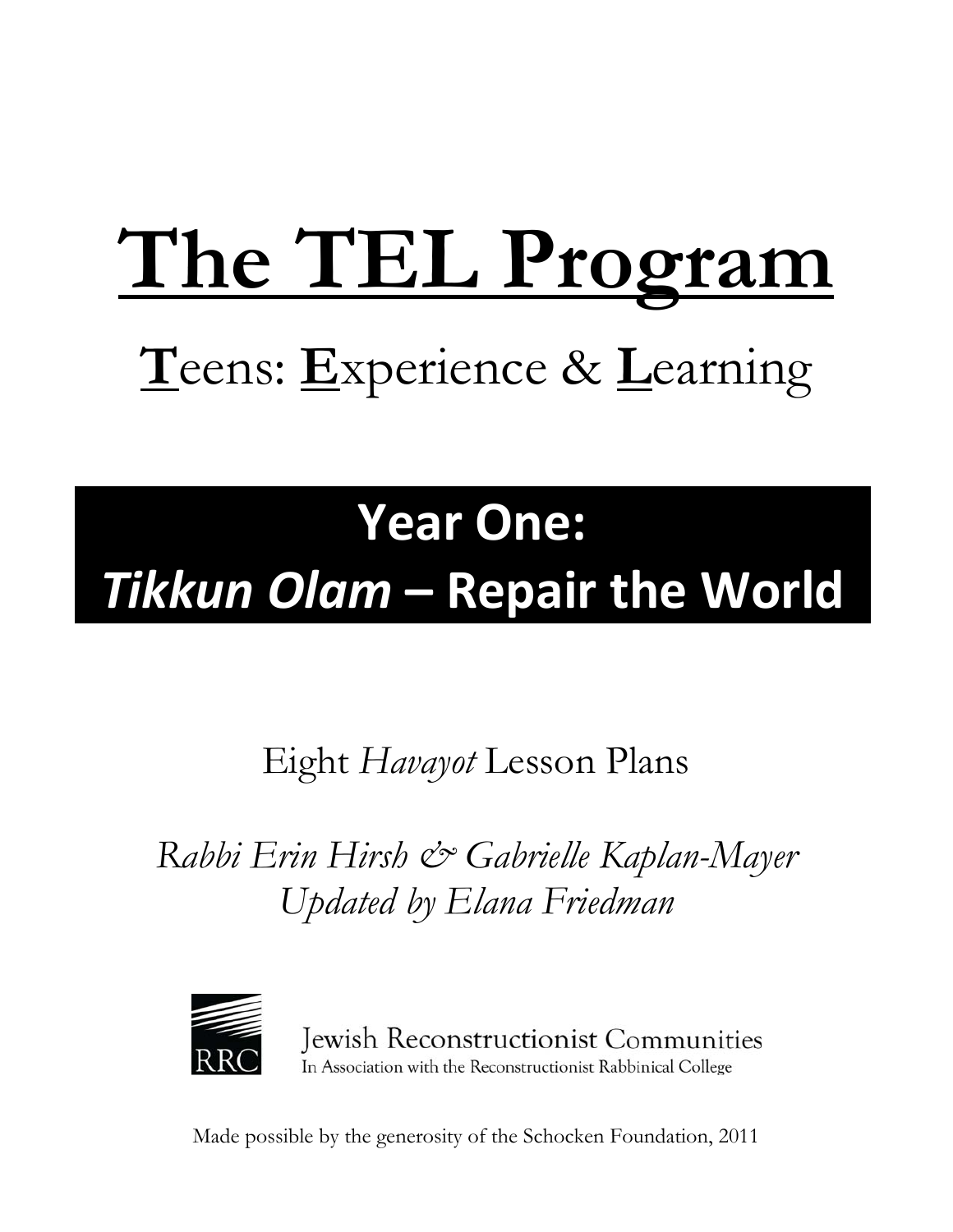# The TEL Program

## Teens: Experience & Learning

## Year One: *Tikkun Olam* – Repair the World

Eight *Havayot* Lesson Plans

*Rabbi Erin Hirsh & Gabrielle Kaplan-Mayer*
*Updated by Elana Friedman*

RRC

Jewish Reconstructionist Communities
In Association with the Reconstructionist Rabbinical College

Made possible by the generosity of the Schocken Foundation, 2011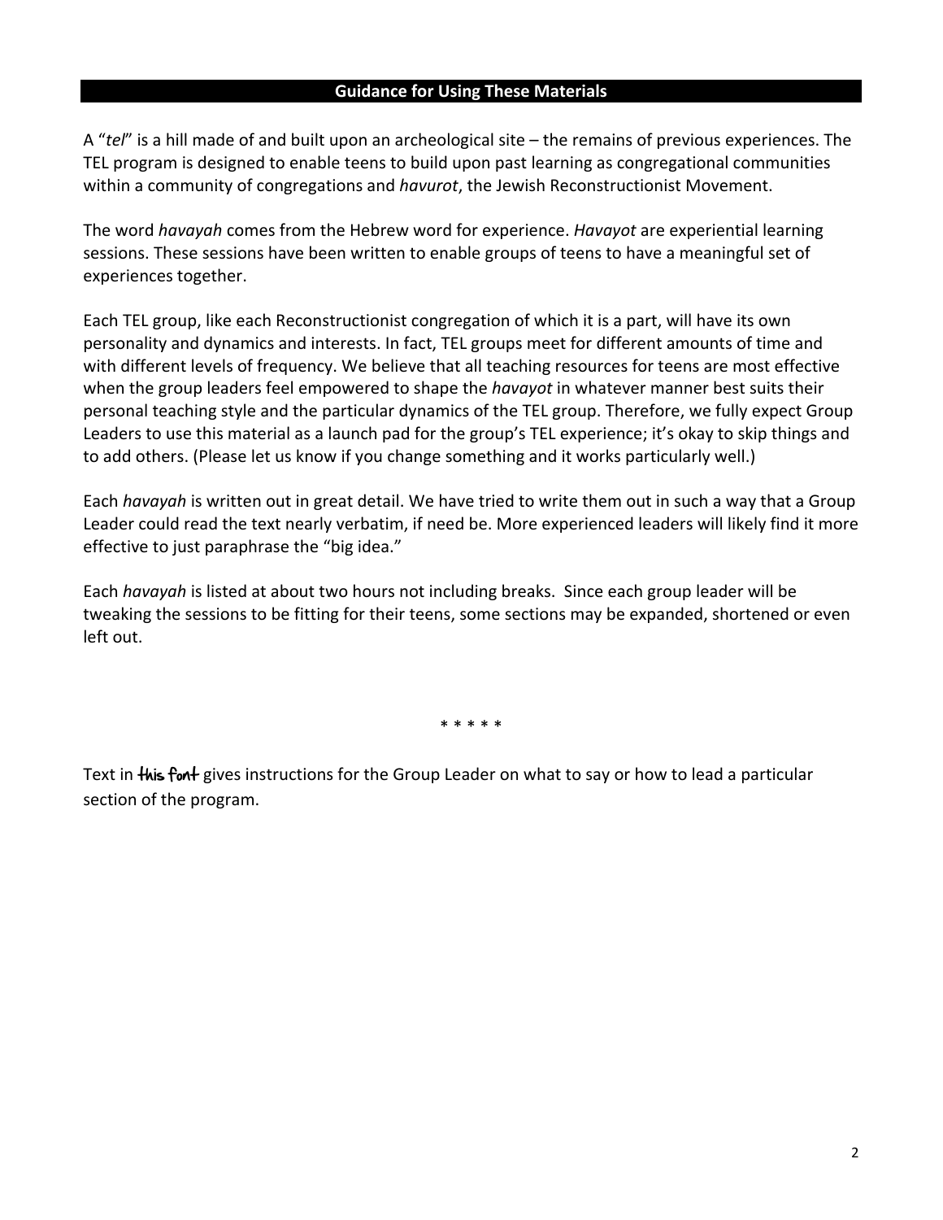## Guidance for Using These Materials

A "*tel*" is a hill made of and built upon an archeological site – the remains of previous experiences. The TEL program is designed to enable teens to build upon past learning as congregational communities within a community of congregations and *havurot*, the Jewish Reconstructionist Movement.

The word *havayah* comes from the Hebrew word for experience. *Havayot* are experiential learning sessions. These sessions have been written to enable groups of teens to have a meaningful set of experiences together.

Each TEL group, like each Reconstructionist congregation of which it is a part, will have its own personality and dynamics and interests. In fact, TEL groups meet for different amounts of time and with different levels of frequency. We believe that all teaching resources for teens are most effective when the group leaders feel empowered to shape the *havayot* in whatever manner best suits their personal teaching style and the particular dynamics of the TEL group. Therefore, we fully expect Group Leaders to use this material as a launch pad for the group's TEL experience; it's okay to skip things and to add others. (Please let us know if you change something and it works particularly well.)

Each *havayah* is written out in great detail. We have tried to write them out in such a way that a Group Leader could read the text nearly verbatim, if need be. More experienced leaders will likely find it more effective to just paraphrase the "big idea."

Each *havayah* is listed at about two hours not including breaks. Since each group leader will be tweaking the sessions to be fitting for their teens, some sections may be expanded, shortened or even left out.

\* \* \* \* \*

Text in this font gives instructions for the Group Leader on what to say or how to lead a particular section of the program.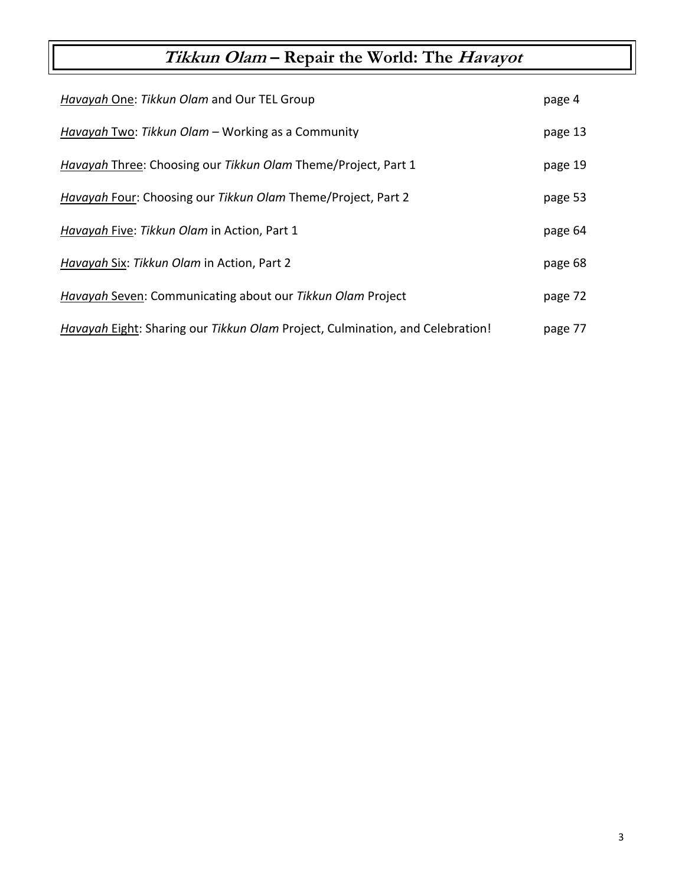# *Tikkun Olam* – Repair the World: The *Havayot*

| | |
|---|---|
| *Havayah* One: *Tikkun Olam* and Our TEL Group | page 4 |
| *Havayah* Two: *Tikkun Olam* – Working as a Community | page 13 |
| *Havayah* Three: Choosing our *Tikkun Olam* Theme/Project, Part 1 | page 19 |
| *Havayah* Four: Choosing our *Tikkun Olam* Theme/Project, Part 2 | page 53 |
| *Havayah* Five: *Tikkun Olam* in Action, Part 1 | page 64 |
| *Havayah* Six: *Tikkun Olam* in Action, Part 2 | page 68 |
| *Havayah* Seven: Communicating about our *Tikkun Olam* Project | page 72 |
| *Havayah* Eight: Sharing our *Tikkun Olam* Project, Culmination, and Celebration! | page 77 |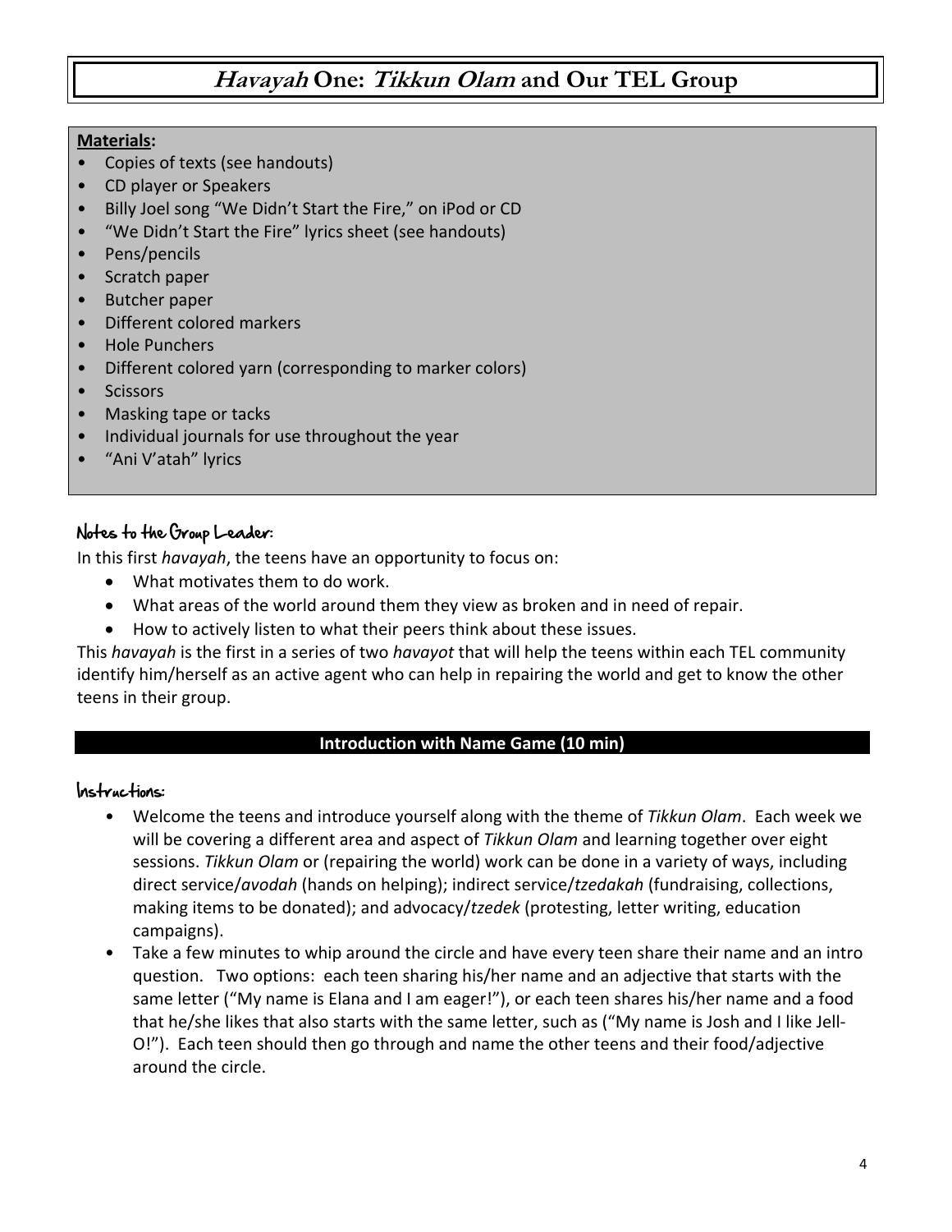# *Havayah* One: *Tikkun Olam* and Our TEL Group

**Materials:**

- Copies of texts (see handouts)
- CD player or Speakers
- Billy Joel song "We Didn't Start the Fire," on iPod or CD
- "We Didn't Start the Fire" lyrics sheet (see handouts)
- Pens/pencils
- Scratch paper
- Butcher paper
- Different colored markers
- Hole Punchers
- Different colored yarn (corresponding to marker colors)
- Scissors
- Masking tape or tacks
- Individual journals for use throughout the year
- "Ani V'atah" lyrics

## Notes to the Group Leader:

In this first *havayah*, the teens have an opportunity to focus on:

- What motivates them to do work.
- What areas of the world around them they view as broken and in need of repair.
- How to actively listen to what their peers think about these issues.

This *havayah* is the first in a series of two *havayot* that will help the teens within each TEL community identify him/herself as an active agent who can help in repairing the world and get to know the other teens in their group.

### Introduction with Name Game (10 min)

## Instructions:

- Welcome the teens and introduce yourself along with the theme of *Tikkun Olam*. Each week we will be covering a different area and aspect of *Tikkun Olam* and learning together over eight sessions. *Tikkun Olam* or (repairing the world) work can be done in a variety of ways, including direct service/*avodah* (hands on helping); indirect service/*tzedakah* (fundraising, collections, making items to be donated); and advocacy/*tzedek* (protesting, letter writing, education campaigns).
- Take a few minutes to whip around the circle and have every teen share their name and an intro question. Two options: each teen sharing his/her name and an adjective that starts with the same letter ("My name is Elana and I am eager!"), or each teen shares his/her name and a food that he/she likes that also starts with the same letter, such as ("My name is Josh and I like Jell-O!"). Each teen should then go through and name the other teens and their food/adjective around the circle.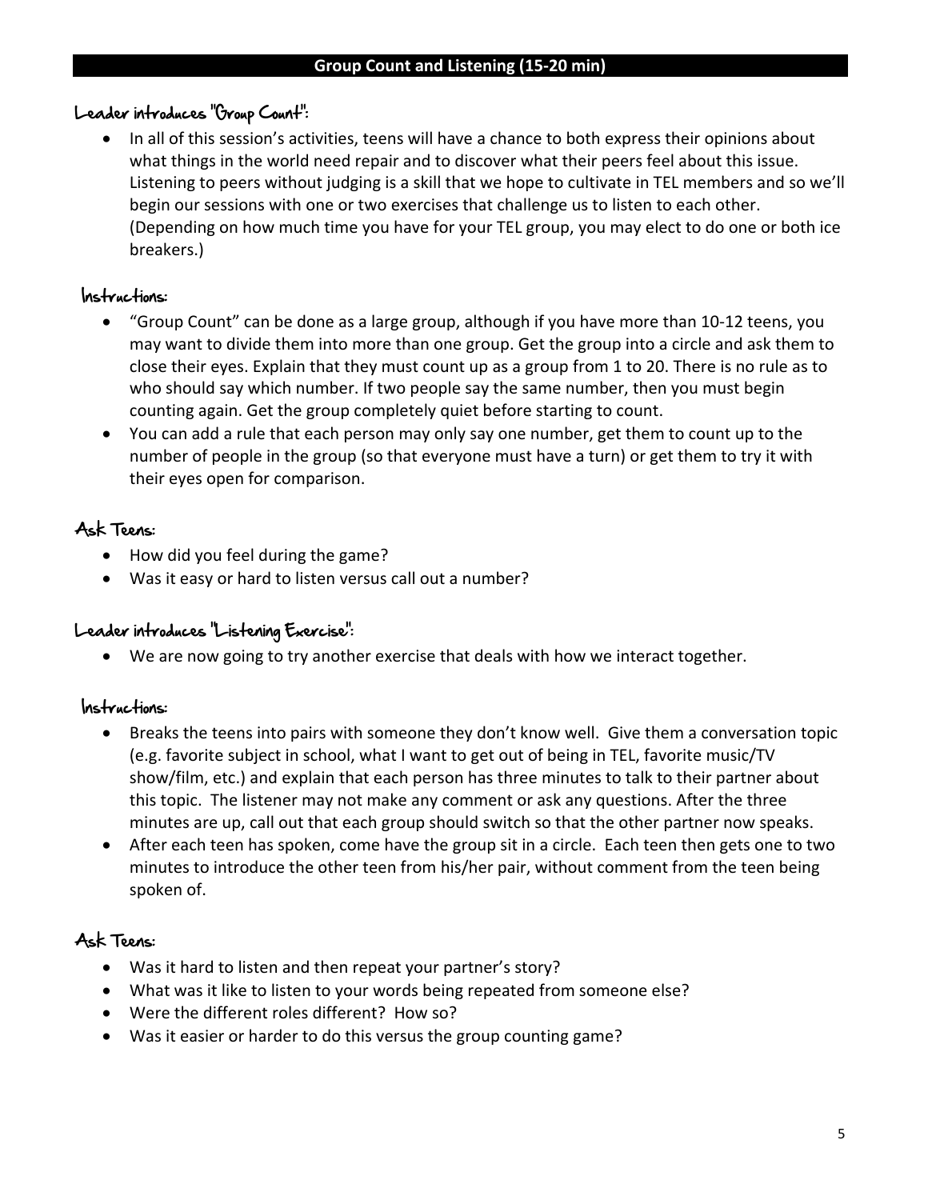## Group Count and Listening (15-20 min)

### Leader introduces "Group Count":

- In all of this session's activities, teens will have a chance to both express their opinions about what things in the world need repair and to discover what their peers feel about this issue. Listening to peers without judging is a skill that we hope to cultivate in TEL members and so we'll begin our sessions with one or two exercises that challenge us to listen to each other. (Depending on how much time you have for your TEL group, you may elect to do one or both ice breakers.)

### Instructions:

- "Group Count" can be done as a large group, although if you have more than 10-12 teens, you may want to divide them into more than one group. Get the group into a circle and ask them to close their eyes. Explain that they must count up as a group from 1 to 20. There is no rule as to who should say which number. If two people say the same number, then you must begin counting again. Get the group completely quiet before starting to count.
- You can add a rule that each person may only say one number, get them to count up to the number of people in the group (so that everyone must have a turn) or get them to try it with their eyes open for comparison.

### Ask Teens:

- How did you feel during the game?
- Was it easy or hard to listen versus call out a number?

### Leader introduces "Listening Exercise":

- We are now going to try another exercise that deals with how we interact together.

### Instructions:

- Breaks the teens into pairs with someone they don't know well. Give them a conversation topic (e.g. favorite subject in school, what I want to get out of being in TEL, favorite music/TV show/film, etc.) and explain that each person has three minutes to talk to their partner about this topic. The listener may not make any comment or ask any questions. After the three minutes are up, call out that each group should switch so that the other partner now speaks.
- After each teen has spoken, come have the group sit in a circle. Each teen then gets one to two minutes to introduce the other teen from his/her pair, without comment from the teen being spoken of.

### Ask Teens:

- Was it hard to listen and then repeat your partner's story?
- What was it like to listen to your words being repeated from someone else?
- Were the different roles different? How so?
- Was it easier or harder to do this versus the group counting game?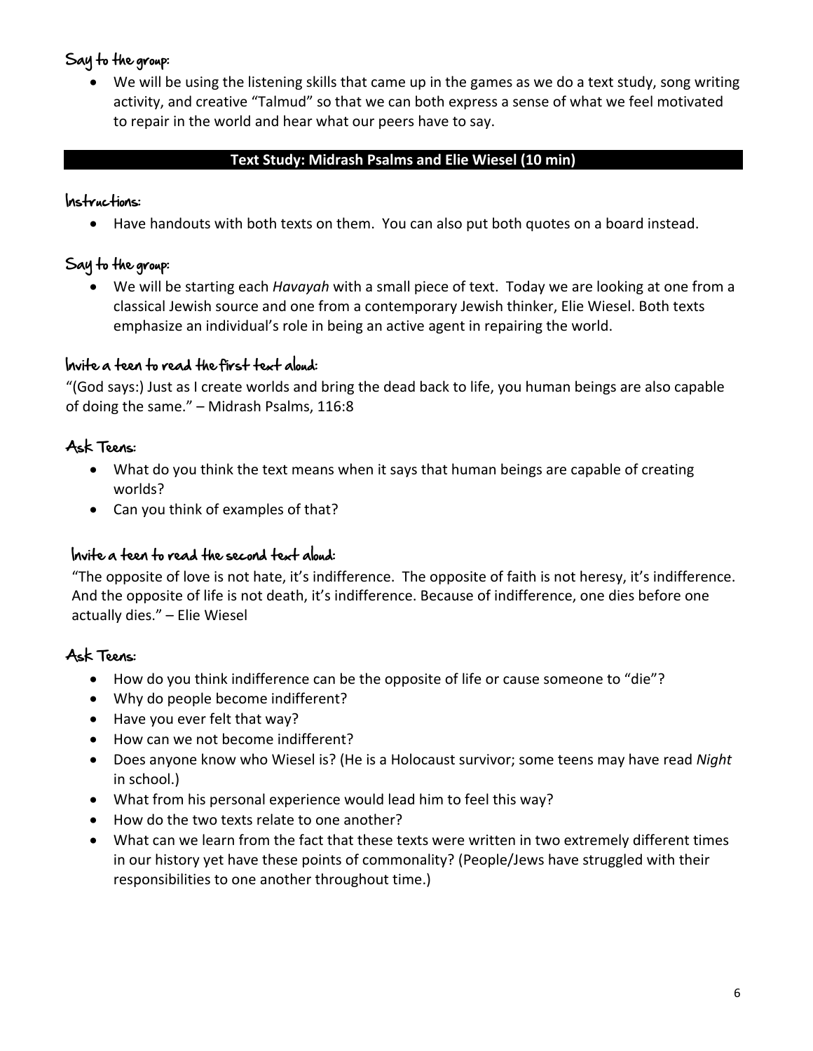### Say to the group:

- We will be using the listening skills that came up in the games as we do a text study, song writing activity, and creative "Talmud" so that we can both express a sense of what we feel motivated to repair in the world and hear what our peers have to say.

## Text Study: Midrash Psalms and Elie Wiesel (10 min)

### Instructions:

- Have handouts with both texts on them. You can also put both quotes on a board instead.

### Say to the group:

- We will be starting each *Havayah* with a small piece of text. Today we are looking at one from a classical Jewish source and one from a contemporary Jewish thinker, Elie Wiesel. Both texts emphasize an individual's role in being an active agent in repairing the world.

### Invite a teen to read the first text aloud:

"(God says:) Just as I create worlds and bring the dead back to life, you human beings are also capable of doing the same." – Midrash Psalms, 116:8

### Ask Teens:

- What do you think the text means when it says that human beings are capable of creating worlds?
- Can you think of examples of that?

### Invite a teen to read the second text aloud:

"The opposite of love is not hate, it's indifference. The opposite of faith is not heresy, it's indifference. And the opposite of life is not death, it's indifference. Because of indifference, one dies before one actually dies." – Elie Wiesel

### Ask Teens:

- How do you think indifference can be the opposite of life or cause someone to "die"?
- Why do people become indifferent?
- Have you ever felt that way?
- How can we not become indifferent?
- Does anyone know who Wiesel is? (He is a Holocaust survivor; some teens may have read *Night* in school.)
- What from his personal experience would lead him to feel this way?
- How do the two texts relate to one another?
- What can we learn from the fact that these texts were written in two extremely different times in our history yet have these points of commonality? (People/Jews have struggled with their responsibilities to one another throughout time.)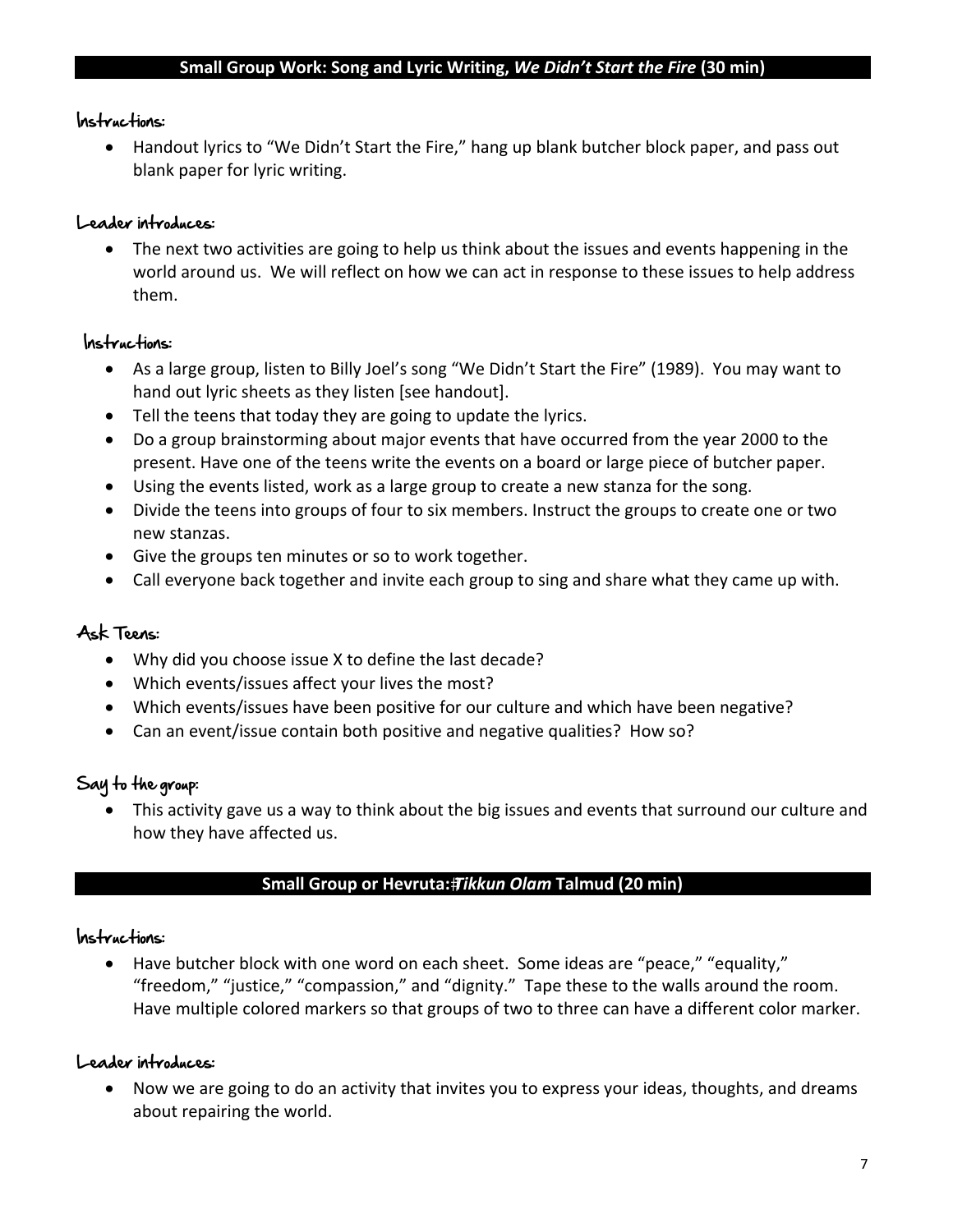## Small Group Work: Song and Lyric Writing, *We Didn't Start the Fire* (30 min)

**Instructions:**

- Handout lyrics to "We Didn't Start the Fire," hang up blank butcher block paper, and pass out blank paper for lyric writing.

**Leader introduces:**

- The next two activities are going to help us think about the issues and events happening in the world around us. We will reflect on how we can act in response to these issues to help address them.

**Instructions:**

- As a large group, listen to Billy Joel's song "We Didn't Start the Fire" (1989). You may want to hand out lyric sheets as they listen [see handout].
- Tell the teens that today they are going to update the lyrics.
- Do a group brainstorming about major events that have occurred from the year 2000 to the present. Have one of the teens write the events on a board or large piece of butcher paper.
- Using the events listed, work as a large group to create a new stanza for the song.
- Divide the teens into groups of four to six members. Instruct the groups to create one or two new stanzas.
- Give the groups ten minutes or so to work together.
- Call everyone back together and invite each group to sing and share what they came up with.

**Ask Teens:**

- Why did you choose issue X to define the last decade?
- Which events/issues affect your lives the most?
- Which events/issues have been positive for our culture and which have been negative?
- Can an event/issue contain both positive and negative qualities? How so?

**Say to the group:**

- This activity gave us a way to think about the big issues and events that surround our culture and how they have affected us.

## Small Group or Hevruta: *Tikkun Olam* Talmud (20 min)

**Instructions:**

- Have butcher block with one word on each sheet. Some ideas are "peace," "equality," "freedom," "justice," "compassion," and "dignity." Tape these to the walls around the room. Have multiple colored markers so that groups of two to three can have a different color marker.

**Leader introduces:**

- Now we are going to do an activity that invites you to express your ideas, thoughts, and dreams about repairing the world.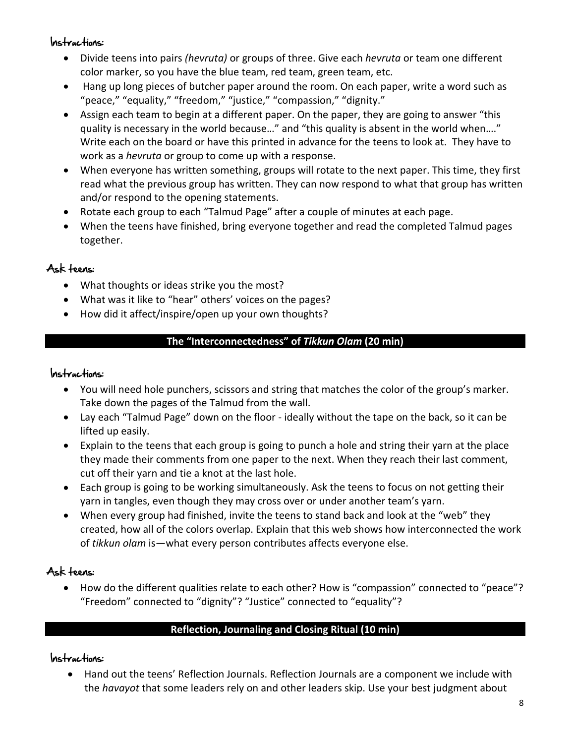#### Instructions:

- Divide teens into pairs *(hevruta)* or groups of three. Give each *hevruta* or team one different color marker, so you have the blue team, red team, green team, etc.
- Hang up long pieces of butcher paper around the room. On each paper, write a word such as "peace," "equality," "freedom," "justice," "compassion," "dignity."
- Assign each team to begin at a different paper. On the paper, they are going to answer "this quality is necessary in the world because…" and "this quality is absent in the world when…." Write each on the board or have this printed in advance for the teens to look at. They have to work as a *hevruta* or group to come up with a response.
- When everyone has written something, groups will rotate to the next paper. This time, they first read what the previous group has written. They can now respond to what that group has written and/or respond to the opening statements.
- Rotate each group to each "Talmud Page" after a couple of minutes at each page.
- When the teens have finished, bring everyone together and read the completed Talmud pages together.

#### Ask teens:

- What thoughts or ideas strike you the most?
- What was it like to "hear" others' voices on the pages?
- How did it affect/inspire/open up your own thoughts?

## The "Interconnectedness" of *Tikkun Olam* (20 min)

#### Instructions:

- You will need hole punchers, scissors and string that matches the color of the group's marker. Take down the pages of the Talmud from the wall.
- Lay each "Talmud Page" down on the floor - ideally without the tape on the back, so it can be lifted up easily.
- Explain to the teens that each group is going to punch a hole and string their yarn at the place they made their comments from one paper to the next. When they reach their last comment, cut off their yarn and tie a knot at the last hole.
- Each group is going to be working simultaneously. Ask the teens to focus on not getting their yarn in tangles, even though they may cross over or under another team's yarn.
- When every group had finished, invite the teens to stand back and look at the "web" they created, how all of the colors overlap. Explain that this web shows how interconnected the work of *tikkun olam* is—what every person contributes affects everyone else.

#### Ask teens:

- How do the different qualities relate to each other? How is "compassion" connected to "peace"? "Freedom" connected to "dignity"? "Justice" connected to "equality"?

## Reflection, Journaling and Closing Ritual (10 min)

#### Instructions:

- Hand out the teens' Reflection Journals. Reflection Journals are a component we include with the *havayot* that some leaders rely on and other leaders skip. Use your best judgment about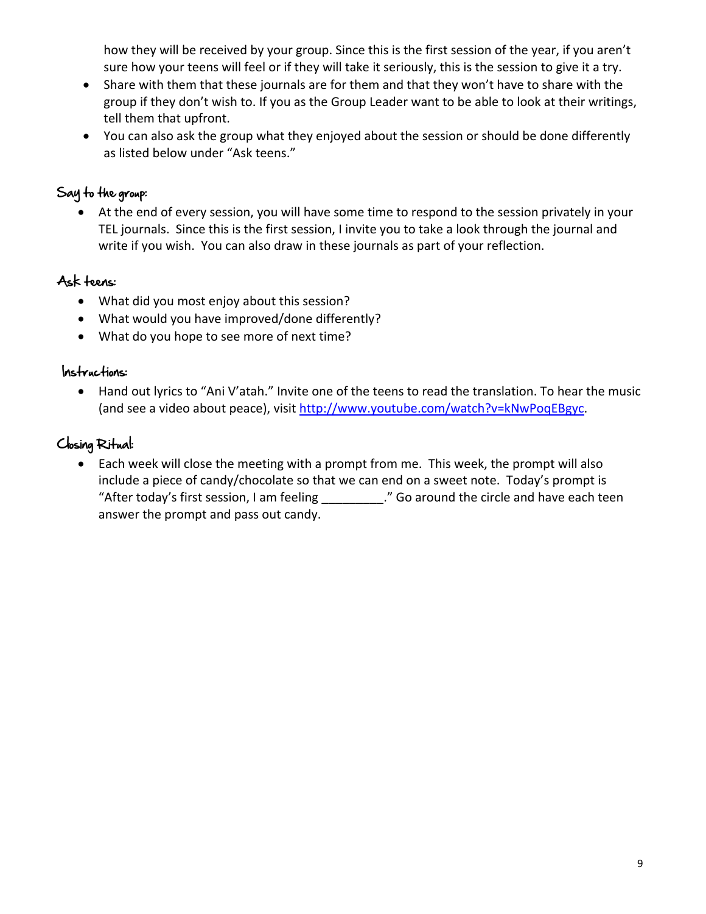how they will be received by your group. Since this is the first session of the year, if you aren't sure how your teens will feel or if they will take it seriously, this is the session to give it a try.

- Share with them that these journals are for them and that they won't have to share with the group if they don't wish to. If you as the Group Leader want to be able to look at their writings, tell them that upfront.
- You can also ask the group what they enjoyed about the session or should be done differently as listed below under "Ask teens."

### Say to the group:

- At the end of every session, you will have some time to respond to the session privately in your TEL journals. Since this is the first session, I invite you to take a look through the journal and write if you wish. You can also draw in these journals as part of your reflection.

### Ask teens:

- What did you most enjoy about this session?
- What would you have improved/done differently?
- What do you hope to see more of next time?

### Instructions:

- Hand out lyrics to "Ani V'atah." Invite one of the teens to read the translation. To hear the music (and see a video about peace), visit http://www.youtube.com/watch?v=kNwPoqEBgyc.

### Closing Ritual:

- Each week will close the meeting with a prompt from me. This week, the prompt will also include a piece of candy/chocolate so that we can end on a sweet note. Today's prompt is "After today's first session, I am feeling _________." Go around the circle and have each teen answer the prompt and pass out candy.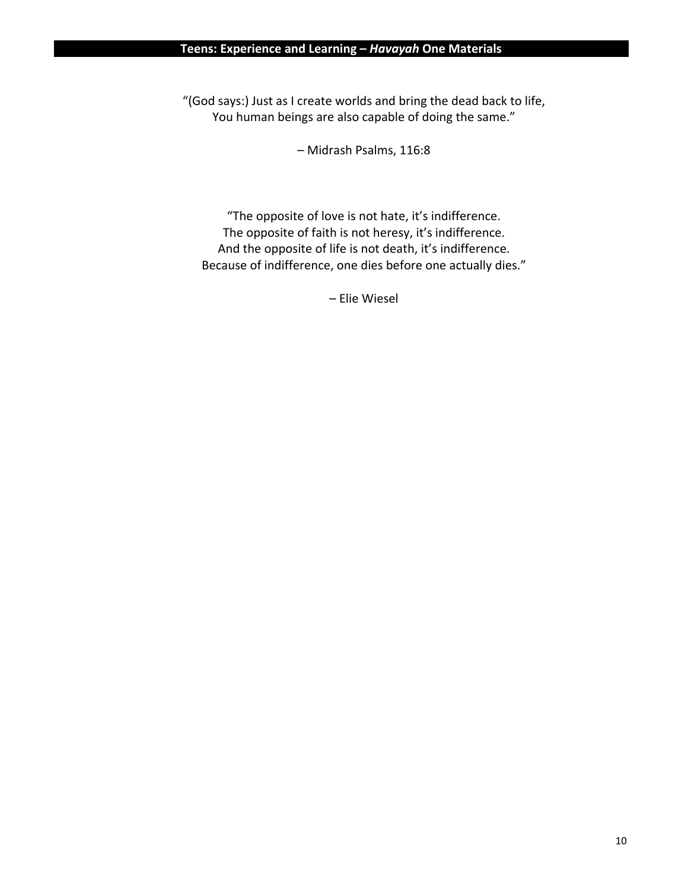"(God says:) Just as I create worlds and bring the dead back to life,
You human beings are also capable of doing the same."

– Midrash Psalms, 116:8

"The opposite of love is not hate, it's indifference.
The opposite of faith is not heresy, it's indifference.
And the opposite of life is not death, it's indifference.
Because of indifference, one dies before one actually dies."

– Elie Wiesel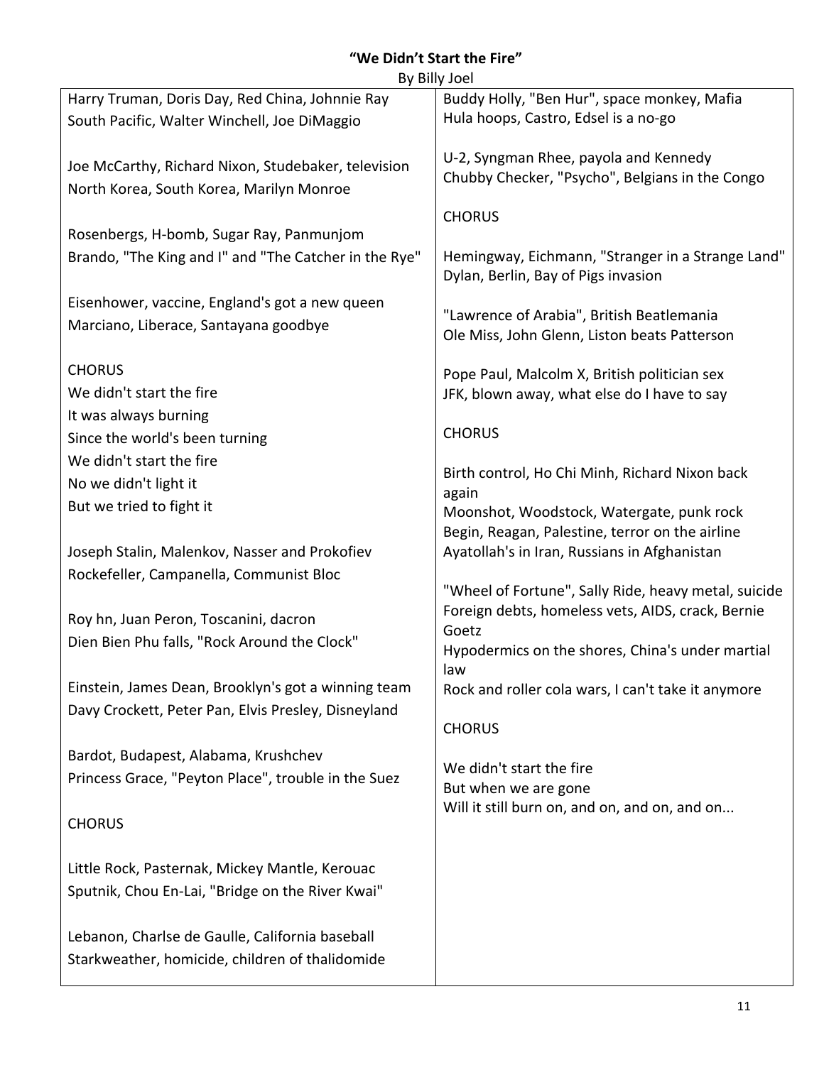**"We Didn't Start the Fire"**

By Billy Joel

Harry Truman, Doris Day, Red China, Johnnie Ray
South Pacific, Walter Winchell, Joe DiMaggio

Joe McCarthy, Richard Nixon, Studebaker, television
North Korea, South Korea, Marilyn Monroe

Rosenbergs, H-bomb, Sugar Ray, Panmunjom
Brando, "The King and I" and "The Catcher in the Rye"

Eisenhower, vaccine, England's got a new queen
Marciano, Liberace, Santayana goodbye

CHORUS
We didn't start the fire
It was always burning
Since the world's been turning
We didn't start the fire
No we didn't light it
But we tried to fight it

Joseph Stalin, Malenkov, Nasser and Prokofiev
Rockefeller, Campanella, Communist Bloc

Roy hn, Juan Peron, Toscanini, dacron
Dien Bien Phu falls, "Rock Around the Clock"

Einstein, James Dean, Brooklyn's got a winning team
Davy Crockett, Peter Pan, Elvis Presley, Disneyland

Bardot, Budapest, Alabama, Krushchev
Princess Grace, "Peyton Place", trouble in the Suez

CHORUS

Little Rock, Pasternak, Mickey Mantle, Kerouac
Sputnik, Chou En-Lai, "Bridge on the River Kwai"

Lebanon, Charlse de Gaulle, California baseball
Starkweather, homicide, children of thalidomide

Buddy Holly, "Ben Hur", space monkey, Mafia
Hula hoops, Castro, Edsel is a no-go

U-2, Syngman Rhee, payola and Kennedy
Chubby Checker, "Psycho", Belgians in the Congo

CHORUS

Hemingway, Eichmann, "Stranger in a Strange Land"
Dylan, Berlin, Bay of Pigs invasion

"Lawrence of Arabia", British Beatlemania
Ole Miss, John Glenn, Liston beats Patterson

Pope Paul, Malcolm X, British politician sex
JFK, blown away, what else do I have to say

CHORUS

Birth control, Ho Chi Minh, Richard Nixon back again
Moonshot, Woodstock, Watergate, punk rock
Begin, Reagan, Palestine, terror on the airline
Ayatollah's in Iran, Russians in Afghanistan

"Wheel of Fortune", Sally Ride, heavy metal, suicide
Foreign debts, homeless vets, AIDS, crack, Bernie Goetz
Hypodermics on the shores, China's under martial law
Rock and roller cola wars, I can't take it anymore

CHORUS

We didn't start the fire
But when we are gone
Will it still burn on, and on, and on, and on...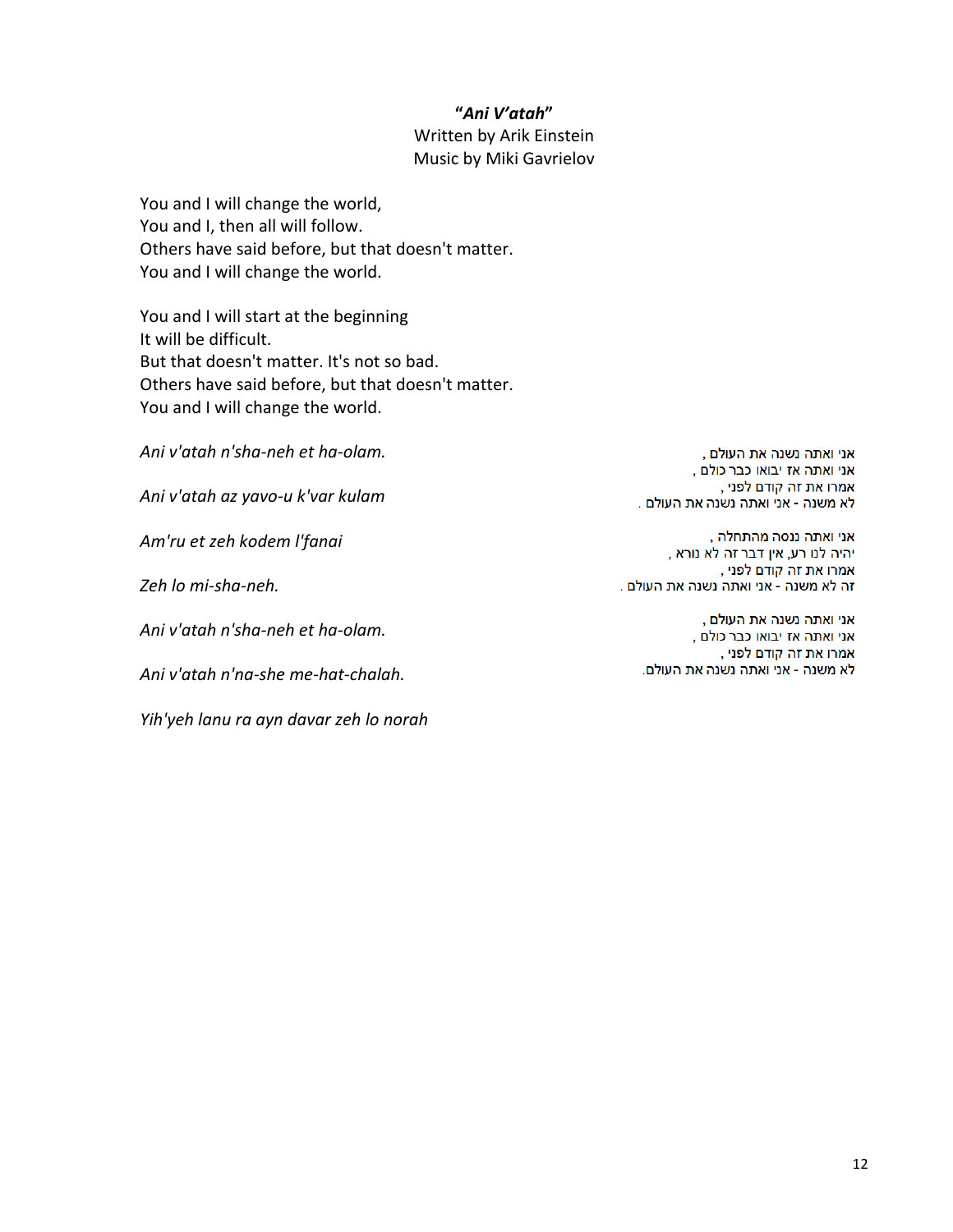**"*Ani V'atah*"**
Written by Arik Einstein
Music by Miki Gavrielov

You and I will change the world,
You and I, then all will follow.
Others have said before, but that doesn't matter.
You and I will change the world.

You and I will start at the beginning
It will be difficult.
But that doesn't matter. It's not so bad.
Others have said before, but that doesn't matter.
You and I will change the world.

*Ani v'atah n'sha-neh et ha-olam.*

*Ani v'atah az yavo-u k'var kulam*

*Am'ru et zeh kodem l'fanai*

*Zeh lo mi-sha-neh.*

*Ani v'atah n'sha-neh et ha-olam.*

*Ani v'atah n'na-she me-hat-chalah.*

*Yih'yeh lanu ra ayn davar zeh lo norah*

אני ואתה נשנה את העולם ,
אני ואתה אז יבואו כבר כולם ,
אמרו את זה קודם לפני ,
לא משנה - אני ואתה נשנה את העולם .

אני ואתה ננסה מהתחלה ,
יהיה לנו רע, אין דבר זה לא נורא ,
אמרו את זה קודם לפני ,
זה לא משנה - אני ואתה נשנה את העולם .

אני ואתה נשנה את העולם ,
אני ואתה אז יבואו כבר כולם ,
אמרו את זה קודם לפני ,
לא משנה - אני ואתה נשנה את העולם.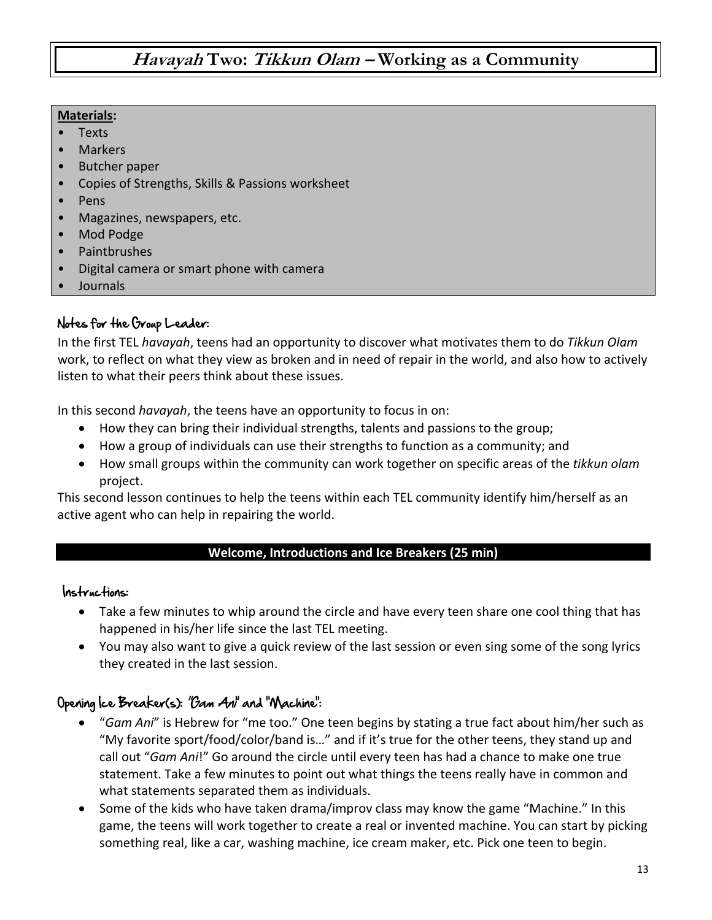# *Havayah* Two: *Tikkun Olam* – Working as a Community

**Materials:**

- Texts
- Markers
- Butcher paper
- Copies of Strengths, Skills & Passions worksheet
- Pens
- Magazines, newspapers, etc.
- Mod Podge
- Paintbrushes
- Digital camera or smart phone with camera
- Journals

### Notes for the Group Leader:

In the first TEL *havayah*, teens had an opportunity to discover what motivates them to do *Tikkun Olam* work, to reflect on what they view as broken and in need of repair in the world, and also how to actively listen to what their peers think about these issues.

In this second *havayah*, the teens have an opportunity to focus in on:

- How they can bring their individual strengths, talents and passions to the group;
- How a group of individuals can use their strengths to function as a community; and
- How small groups within the community can work together on specific areas of the *tikkun olam* project.

This second lesson continues to help the teens within each TEL community identify him/herself as an active agent who can help in repairing the world.

## Welcome, Introductions and Ice Breakers (25 min)

### Instructions:

- Take a few minutes to whip around the circle and have every teen share one cool thing that has happened in his/her life since the last TEL meeting.
- You may also want to give a quick review of the last session or even sing some of the song lyrics they created in the last session.

### Opening Ice Breaker(s): "Gam Ani" and "Machine":

- "*Gam Ani*" is Hebrew for "me too." One teen begins by stating a true fact about him/her such as "My favorite sport/food/color/band is…" and if it's true for the other teens, they stand up and call out "*Gam Ani*!" Go around the circle until every teen has had a chance to make one true statement. Take a few minutes to point out what things the teens really have in common and what statements separated them as individuals.
- Some of the kids who have taken drama/improv class may know the game "Machine." In this game, the teens will work together to create a real or invented machine. You can start by picking something real, like a car, washing machine, ice cream maker, etc. Pick one teen to begin.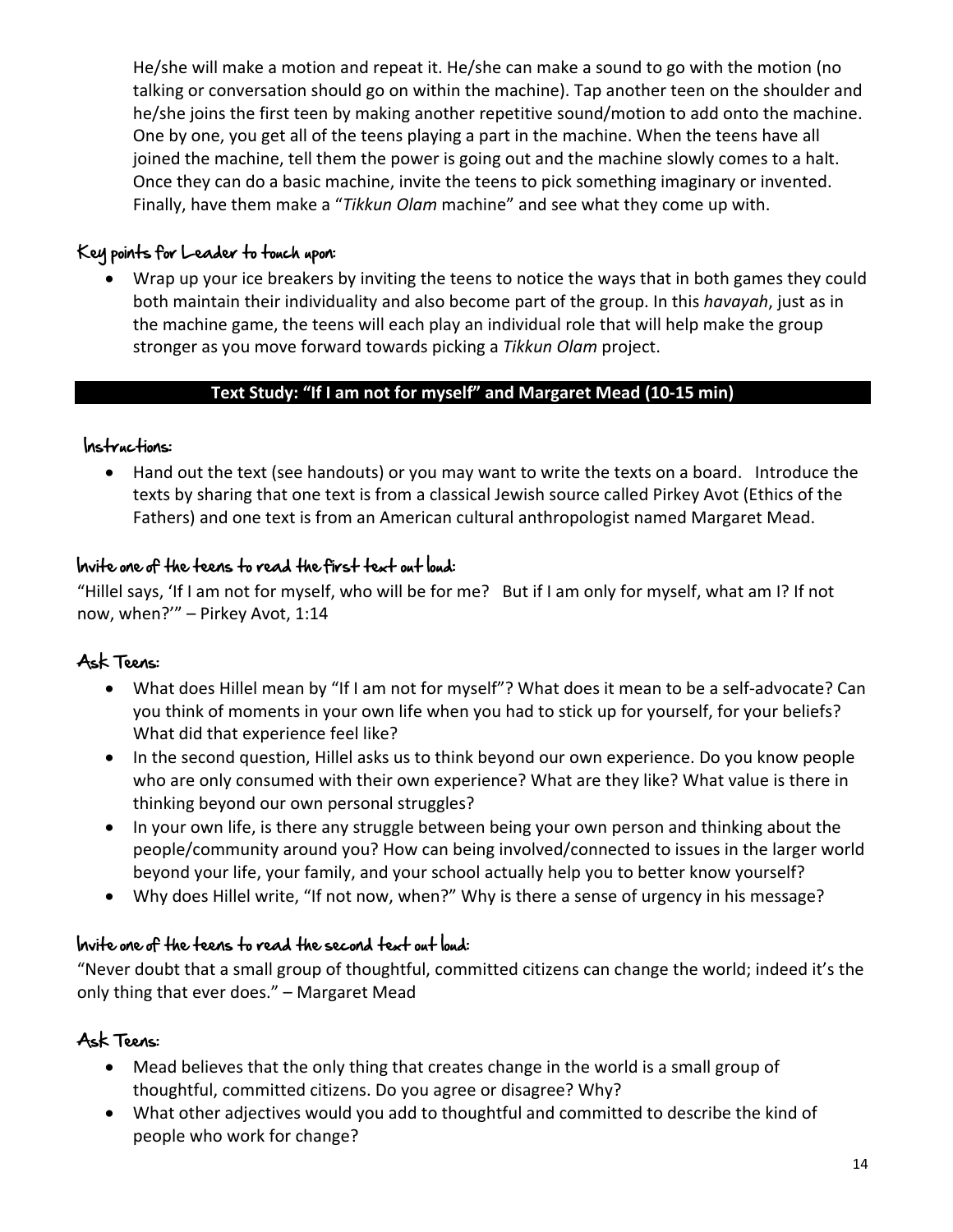He/she will make a motion and repeat it. He/she can make a sound to go with the motion (no talking or conversation should go on within the machine). Tap another teen on the shoulder and he/she joins the first teen by making another repetitive sound/motion to add onto the machine. One by one, you get all of the teens playing a part in the machine. When the teens have all joined the machine, tell them the power is going out and the machine slowly comes to a halt. Once they can do a basic machine, invite the teens to pick something imaginary or invented. Finally, have them make a "*Tikkun Olam* machine" and see what they come up with.

### Key points for Leader to touch upon:

- Wrap up your ice breakers by inviting the teens to notice the ways that in both games they could both maintain their individuality and also become part of the group. In this *havayah*, just as in the machine game, the teens will each play an individual role that will help make the group stronger as you move forward towards picking a *Tikkun Olam* project.

## Text Study: "If I am not for myself" and Margaret Mead (10-15 min)

### Instructions:

- Hand out the text (see handouts) or you may want to write the texts on a board. Introduce the texts by sharing that one text is from a classical Jewish source called Pirkey Avot (Ethics of the Fathers) and one text is from an American cultural anthropologist named Margaret Mead.

### Invite one of the teens to read the first text out loud:

"Hillel says, 'If I am not for myself, who will be for me? But if I am only for myself, what am I? If not now, when?'" – Pirkey Avot, 1:14

### Ask Teens:

- What does Hillel mean by "If I am not for myself"? What does it mean to be a self-advocate? Can you think of moments in your own life when you had to stick up for yourself, for your beliefs? What did that experience feel like?
- In the second question, Hillel asks us to think beyond our own experience. Do you know people who are only consumed with their own experience? What are they like? What value is there in thinking beyond our own personal struggles?
- In your own life, is there any struggle between being your own person and thinking about the people/community around you? How can being involved/connected to issues in the larger world beyond your life, your family, and your school actually help you to better know yourself?
- Why does Hillel write, "If not now, when?" Why is there a sense of urgency in his message?

### Invite one of the teens to read the second text out loud:

"Never doubt that a small group of thoughtful, committed citizens can change the world; indeed it's the only thing that ever does." – Margaret Mead

### Ask Teens:

- Mead believes that the only thing that creates change in the world is a small group of thoughtful, committed citizens. Do you agree or disagree? Why?
- What other adjectives would you add to thoughtful and committed to describe the kind of people who work for change?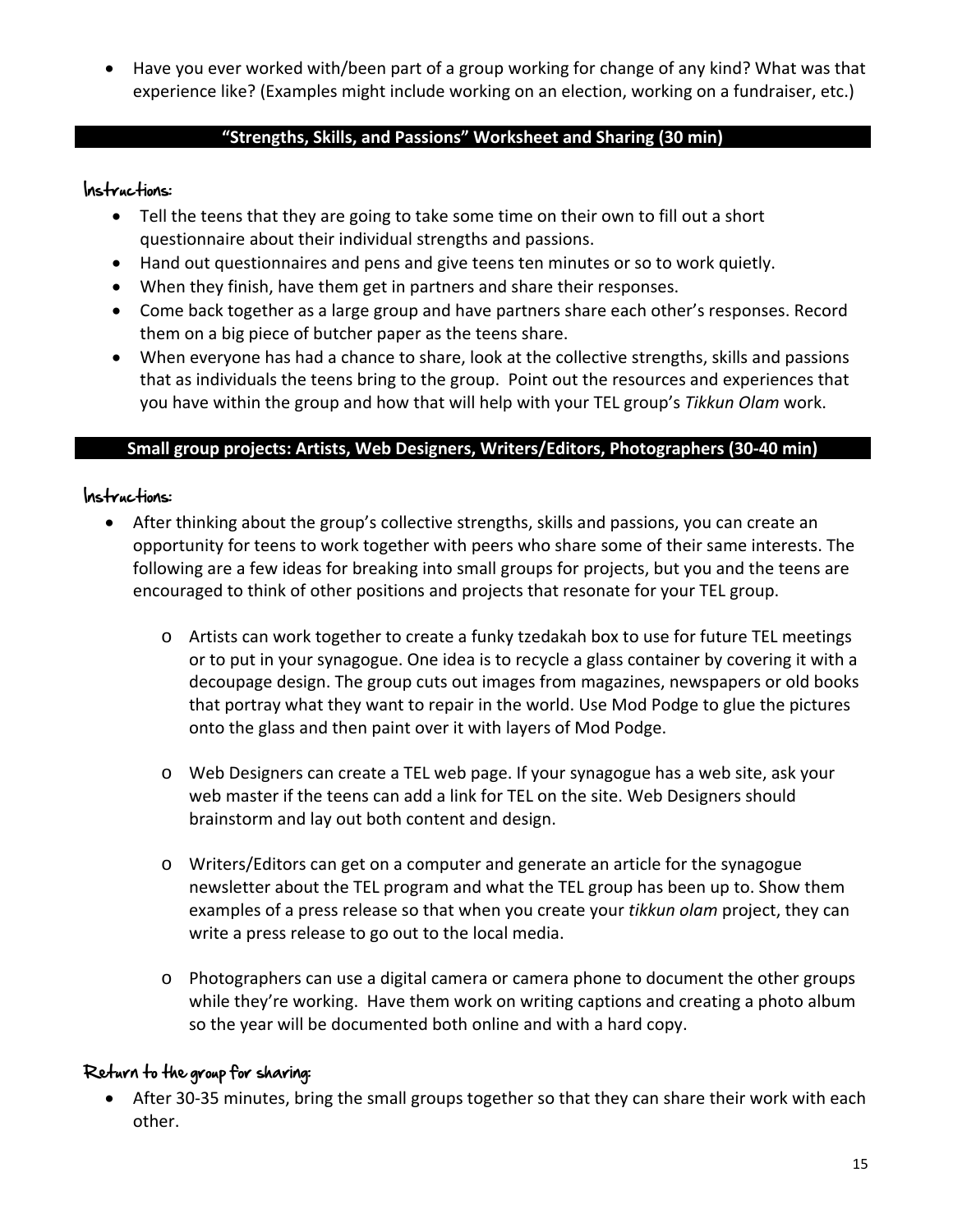- Have you ever worked with/been part of a group working for change of any kind? What was that experience like? (Examples might include working on an election, working on a fundraiser, etc.)

## "Strengths, Skills, and Passions" Worksheet and Sharing (30 min)

### Instructions:

- Tell the teens that they are going to take some time on their own to fill out a short questionnaire about their individual strengths and passions.
- Hand out questionnaires and pens and give teens ten minutes or so to work quietly.
- When they finish, have them get in partners and share their responses.
- Come back together as a large group and have partners share each other's responses. Record them on a big piece of butcher paper as the teens share.
- When everyone has had a chance to share, look at the collective strengths, skills and passions that as individuals the teens bring to the group. Point out the resources and experiences that you have within the group and how that will help with your TEL group's *Tikkun Olam* work.

## Small group projects: Artists, Web Designers, Writers/Editors, Photographers (30-40 min)

### Instructions:

- After thinking about the group's collective strengths, skills and passions, you can create an opportunity for teens to work together with peers who share some of their same interests. The following are a few ideas for breaking into small groups for projects, but you and the teens are encouraged to think of other positions and projects that resonate for your TEL group.
  - Artists can work together to create a funky tzedakah box to use for future TEL meetings or to put in your synagogue. One idea is to recycle a glass container by covering it with a decoupage design. The group cuts out images from magazines, newspapers or old books that portray what they want to repair in the world. Use Mod Podge to glue the pictures onto the glass and then paint over it with layers of Mod Podge.
  - Web Designers can create a TEL web page. If your synagogue has a web site, ask your web master if the teens can add a link for TEL on the site. Web Designers should brainstorm and lay out both content and design.
  - Writers/Editors can get on a computer and generate an article for the synagogue newsletter about the TEL program and what the TEL group has been up to. Show them examples of a press release so that when you create your *tikkun olam* project, they can write a press release to go out to the local media.
  - Photographers can use a digital camera or camera phone to document the other groups while they're working. Have them work on writing captions and creating a photo album so the year will be documented both online and with a hard copy.

### Return to the group for sharing:

- After 30-35 minutes, bring the small groups together so that they can share their work with each other.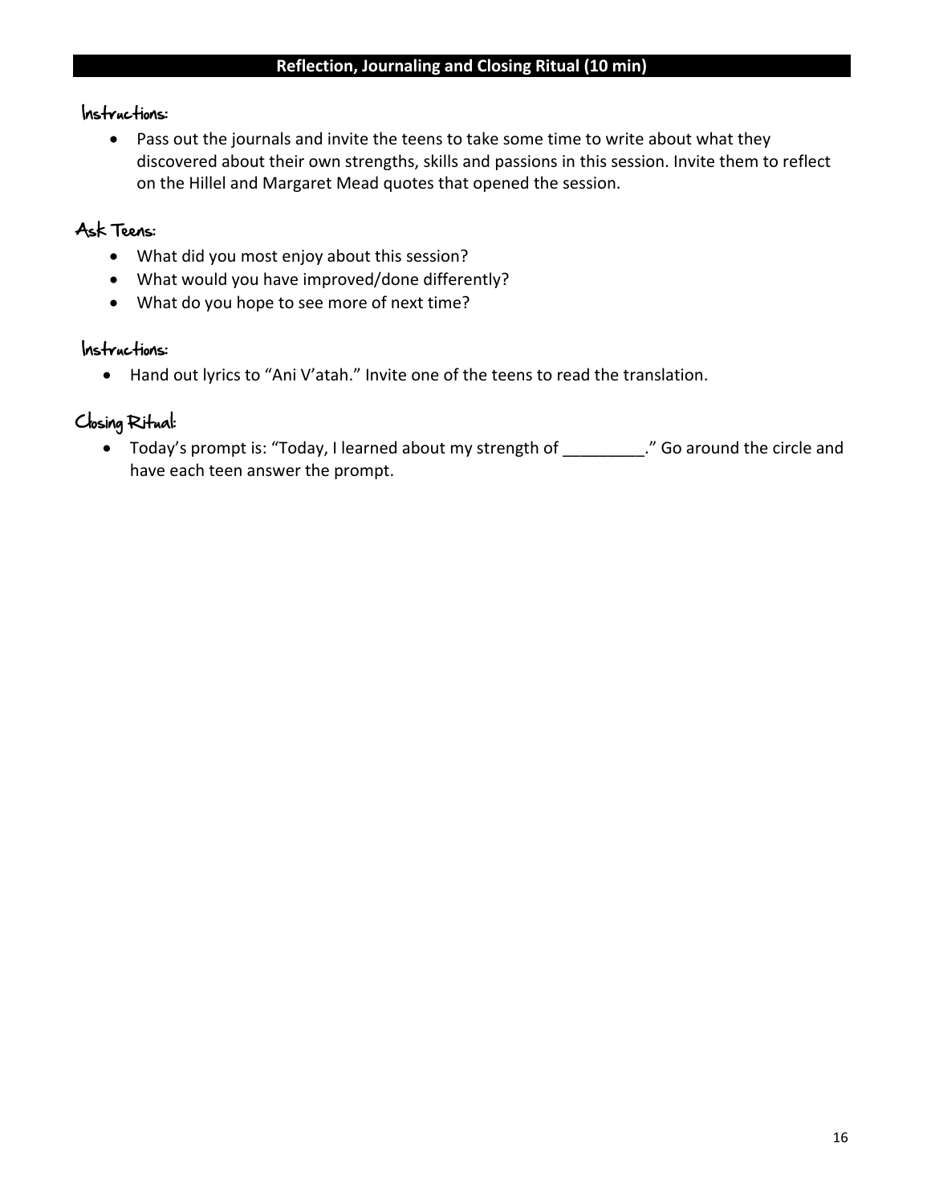## Reflection, Journaling and Closing Ritual (10 min)

### Instructions:

- Pass out the journals and invite the teens to take some time to write about what they discovered about their own strengths, skills and passions in this session. Invite them to reflect on the Hillel and Margaret Mead quotes that opened the session.

### Ask Teens:

- What did you most enjoy about this session?
- What would you have improved/done differently?
- What do you hope to see more of next time?

### Instructions:

- Hand out lyrics to "Ani V'atah." Invite one of the teens to read the translation.

### Closing Ritual:

- Today's prompt is: "Today, I learned about my strength of _________." Go around the circle and have each teen answer the prompt.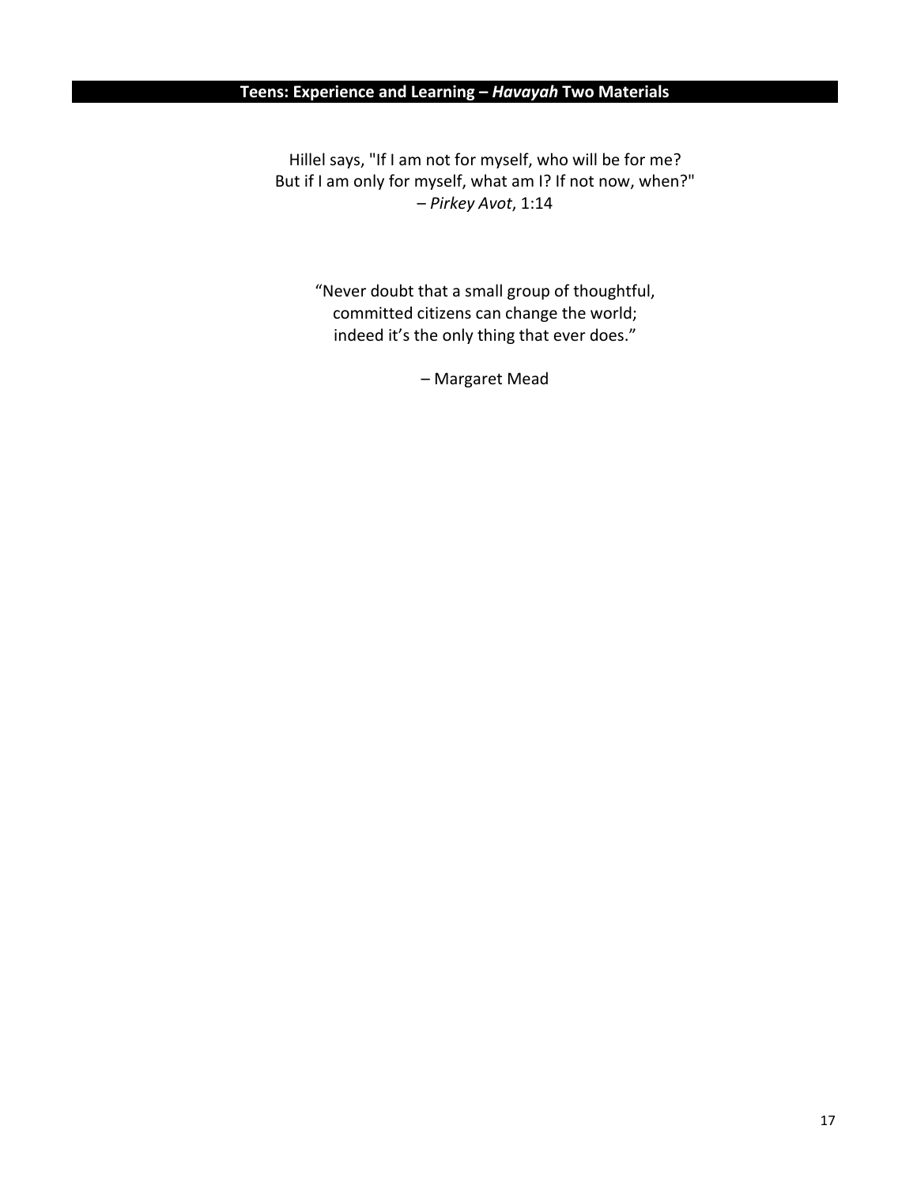**Teens: Experience and Learning – *Havayah* Two Materials**

Hillel says, "If I am not for myself, who will be for me?
But if I am only for myself, what am I? If not now, when?"
– *Pirkey Avot*, 1:14

"Never doubt that a small group of thoughtful,
committed citizens can change the world;
indeed it's the only thing that ever does."

– Margaret Mead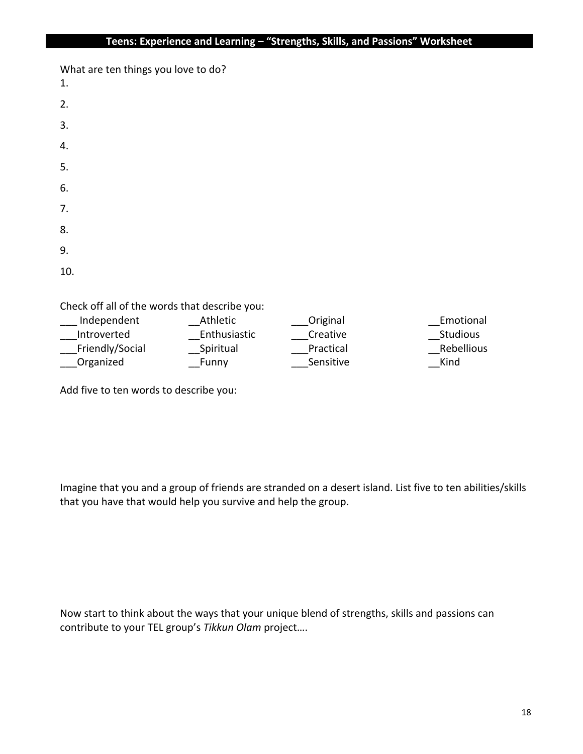## Teens: Experience and Learning – "Strengths, Skills, and Passions" Worksheet

What are ten things you love to do?

1.
2.
3.
4.
5.
6.
7.
8.
9.
10.

Check off all of the words that describe you:

| | | | |
|---|---|---|---|
| ___ Independent | __Athletic | ___Original | __Emotional |
| ___Introverted | __Enthusiastic | ___Creative | __Studious |
| ___Friendly/Social | __Spiritual | ___Practical | __Rebellious |
| ___Organized | __Funny | ___Sensitive | __Kind |

Add five to ten words to describe you:

Imagine that you and a group of friends are stranded on a desert island. List five to ten abilities/skills that you have that would help you survive and help the group.

Now start to think about the ways that your unique blend of strengths, skills and passions can contribute to your TEL group's *Tikkun Olam* project….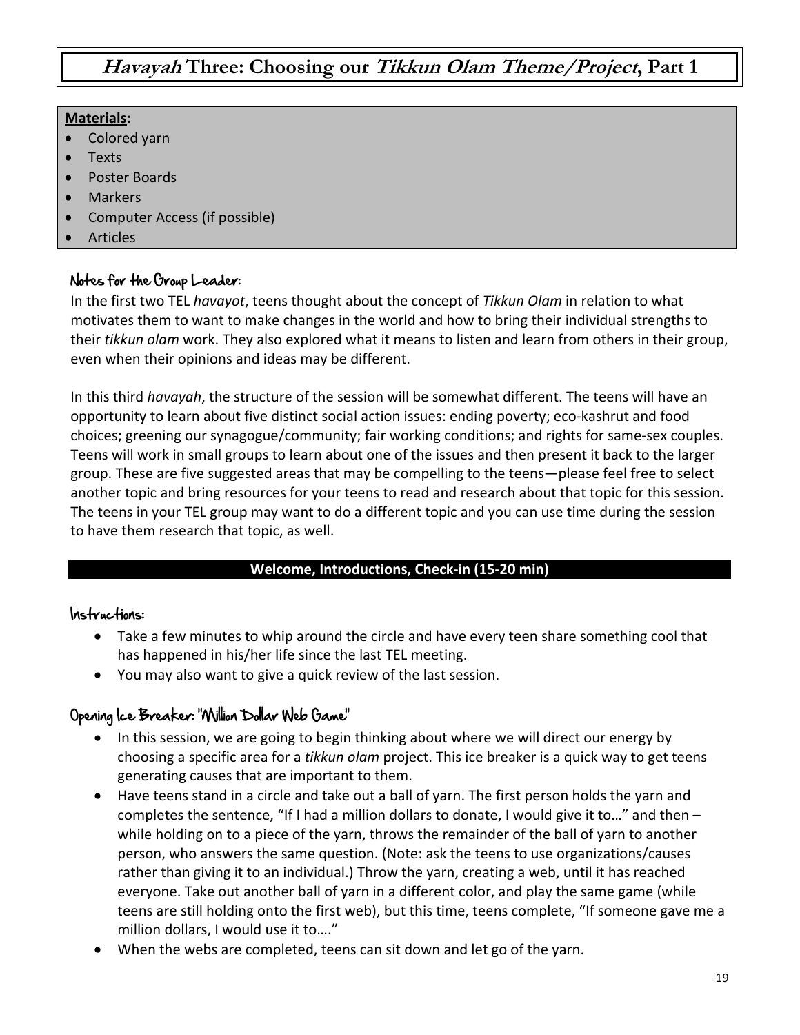# *Havayah* Three: Choosing our *Tikkun Olam Theme/Project*, Part 1

**Materials:**

- Colored yarn
- Texts
- Poster Boards
- Markers
- Computer Access (if possible)
- Articles

### Notes for the Group Leader:

In the first two TEL *havayot*, teens thought about the concept of *Tikkun Olam* in relation to what motivates them to want to make changes in the world and how to bring their individual strengths to their *tikkun olam* work. They also explored what it means to listen and learn from others in their group, even when their opinions and ideas may be different.

In this third *havayah*, the structure of the session will be somewhat different. The teens will have an opportunity to learn about five distinct social action issues: ending poverty; eco-kashrut and food choices; greening our synagogue/community; fair working conditions; and rights for same-sex couples. Teens will work in small groups to learn about one of the issues and then present it back to the larger group. These are five suggested areas that may be compelling to the teens—please feel free to select another topic and bring resources for your teens to read and research about that topic for this session. The teens in your TEL group may want to do a different topic and you can use time during the session to have them research that topic, as well.

## Welcome, Introductions, Check-in (15-20 min)

### Instructions:

- Take a few minutes to whip around the circle and have every teen share something cool that has happened in his/her life since the last TEL meeting.
- You may also want to give a quick review of the last session.

### Opening Ice Breaker: "Million Dollar Web Game"

- In this session, we are going to begin thinking about where we will direct our energy by choosing a specific area for a *tikkun olam* project. This ice breaker is a quick way to get teens generating causes that are important to them.
- Have teens stand in a circle and take out a ball of yarn. The first person holds the yarn and completes the sentence, "If I had a million dollars to donate, I would give it to…" and then – while holding on to a piece of the yarn, throws the remainder of the ball of yarn to another person, who answers the same question. (Note: ask the teens to use organizations/causes rather than giving it to an individual.) Throw the yarn, creating a web, until it has reached everyone. Take out another ball of yarn in a different color, and play the same game (while teens are still holding onto the first web), but this time, teens complete, "If someone gave me a million dollars, I would use it to…."
- When the webs are completed, teens can sit down and let go of the yarn.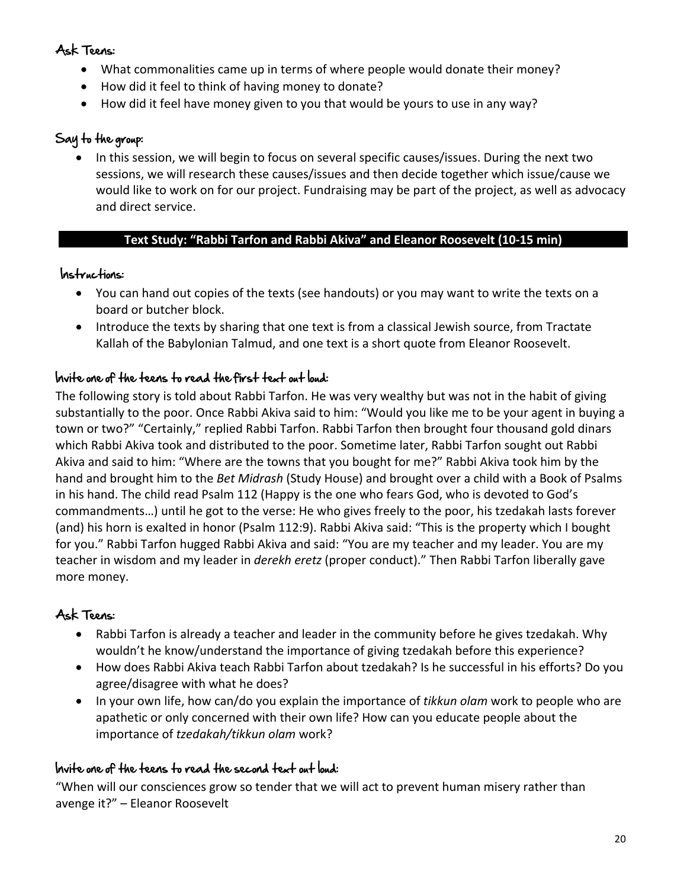### Ask Teens:

- What commonalities came up in terms of where people would donate their money?
- How did it feel to think of having money to donate?
- How did it feel have money given to you that would be yours to use in any way?

### Say to the group:

- In this session, we will begin to focus on several specific causes/issues. During the next two sessions, we will research these causes/issues and then decide together which issue/cause we would like to work on for our project. Fundraising may be part of the project, as well as advocacy and direct service.

## Text Study: "Rabbi Tarfon and Rabbi Akiva" and Eleanor Roosevelt (10-15 min)

### Instructions:

- You can hand out copies of the texts (see handouts) or you may want to write the texts on a board or butcher block.
- Introduce the texts by sharing that one text is from a classical Jewish source, from Tractate Kallah of the Babylonian Talmud, and one text is a short quote from Eleanor Roosevelt.

### Invite one of the teens to read the first text out loud:

The following story is told about Rabbi Tarfon. He was very wealthy but was not in the habit of giving substantially to the poor. Once Rabbi Akiva said to him: "Would you like me to be your agent in buying a town or two?" "Certainly," replied Rabbi Tarfon. Rabbi Tarfon then brought four thousand gold dinars which Rabbi Akiva took and distributed to the poor. Sometime later, Rabbi Tarfon sought out Rabbi Akiva and said to him: "Where are the towns that you bought for me?" Rabbi Akiva took him by the hand and brought him to the *Bet Midrash* (Study House) and brought over a child with a Book of Psalms in his hand. The child read Psalm 112 (Happy is the one who fears God, who is devoted to God's commandments…) until he got to the verse: He who gives freely to the poor, his tzedakah lasts forever (and) his horn is exalted in honor (Psalm 112:9). Rabbi Akiva said: "This is the property which I bought for you." Rabbi Tarfon hugged Rabbi Akiva and said: "You are my teacher and my leader. You are my teacher in wisdom and my leader in *derekh eretz* (proper conduct)." Then Rabbi Tarfon liberally gave more money.

### Ask Teens:

- Rabbi Tarfon is already a teacher and leader in the community before he gives tzedakah. Why wouldn't he know/understand the importance of giving tzedakah before this experience?
- How does Rabbi Akiva teach Rabbi Tarfon about tzedakah? Is he successful in his efforts? Do you agree/disagree with what he does?
- In your own life, how can/do you explain the importance of *tikkun olam* work to people who are apathetic or only concerned with their own life? How can you educate people about the importance of *tzedakah/tikkun olam* work?

### Invite one of the teens to read the second text out loud:

"When will our consciences grow so tender that we will act to prevent human misery rather than avenge it?" – Eleanor Roosevelt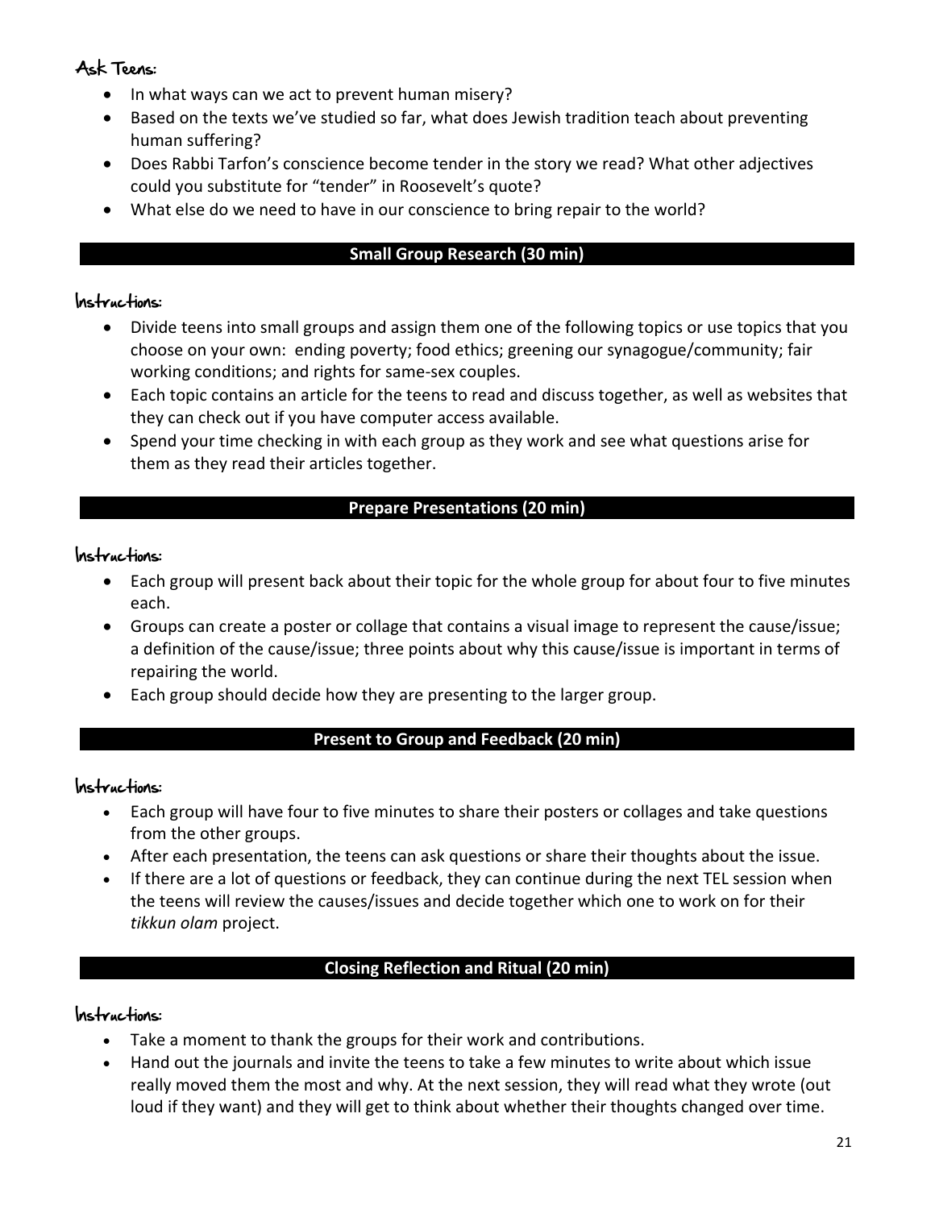### Ask Teens:

- In what ways can we act to prevent human misery?
- Based on the texts we've studied so far, what does Jewish tradition teach about preventing human suffering?
- Does Rabbi Tarfon's conscience become tender in the story we read? What other adjectives could you substitute for "tender" in Roosevelt's quote?
- What else do we need to have in our conscience to bring repair to the world?

## Small Group Research (30 min)

### Instructions:

- Divide teens into small groups and assign them one of the following topics or use topics that you choose on your own: ending poverty; food ethics; greening our synagogue/community; fair working conditions; and rights for same-sex couples.
- Each topic contains an article for the teens to read and discuss together, as well as websites that they can check out if you have computer access available.
- Spend your time checking in with each group as they work and see what questions arise for them as they read their articles together.

## Prepare Presentations (20 min)

### Instructions:

- Each group will present back about their topic for the whole group for about four to five minutes each.
- Groups can create a poster or collage that contains a visual image to represent the cause/issue; a definition of the cause/issue; three points about why this cause/issue is important in terms of repairing the world.
- Each group should decide how they are presenting to the larger group.

## Present to Group and Feedback (20 min)

### Instructions:

- Each group will have four to five minutes to share their posters or collages and take questions from the other groups.
- After each presentation, the teens can ask questions or share their thoughts about the issue.
- If there are a lot of questions or feedback, they can continue during the next TEL session when the teens will review the causes/issues and decide together which one to work on for their *tikkun olam* project.

## Closing Reflection and Ritual (20 min)

### Instructions:

- Take a moment to thank the groups for their work and contributions.
- Hand out the journals and invite the teens to take a few minutes to write about which issue really moved them the most and why. At the next session, they will read what they wrote (out loud if they want) and they will get to think about whether their thoughts changed over time.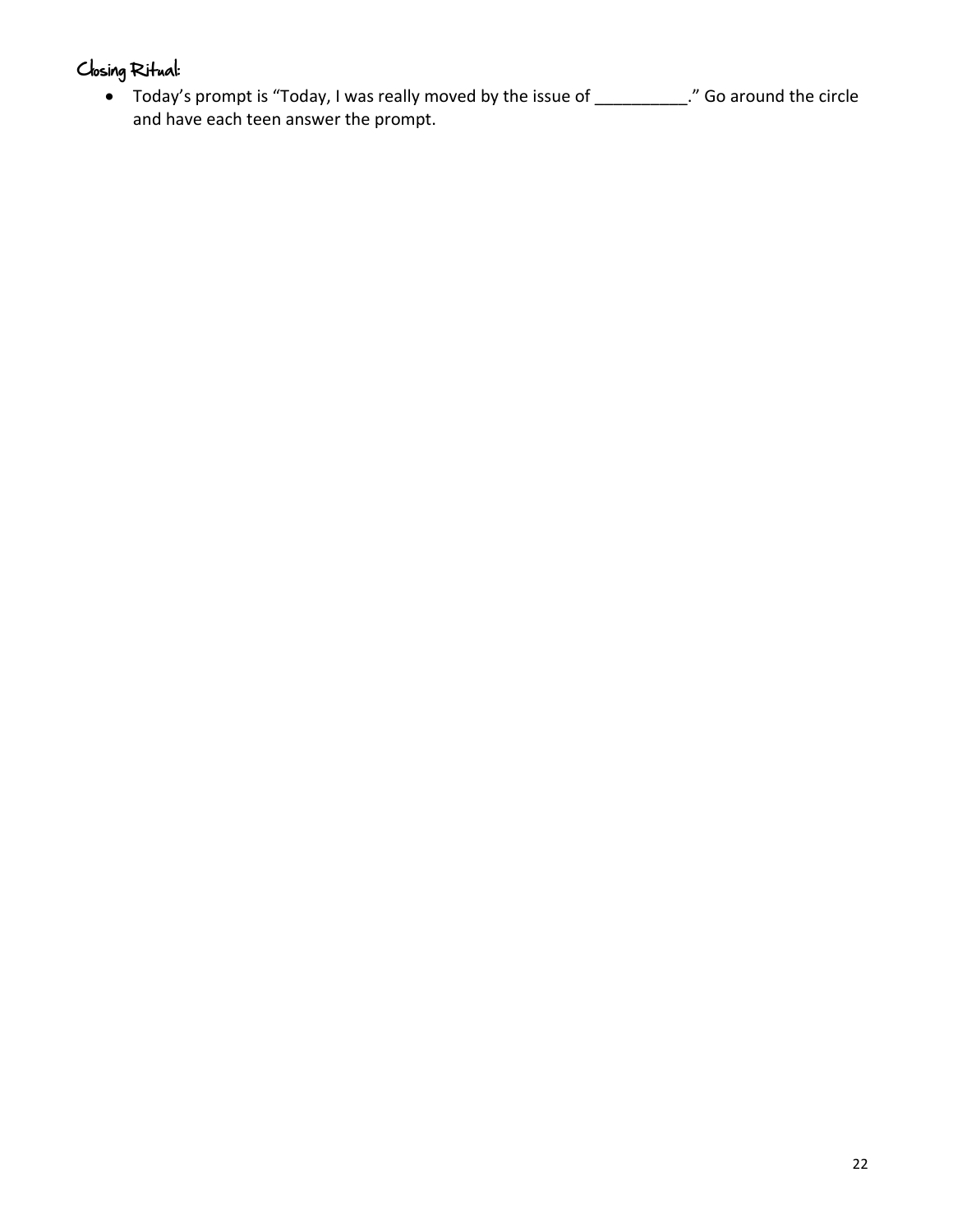## Closing Ritual:

- Today's prompt is "Today, I was really moved by the issue of __________." Go around the circle and have each teen answer the prompt.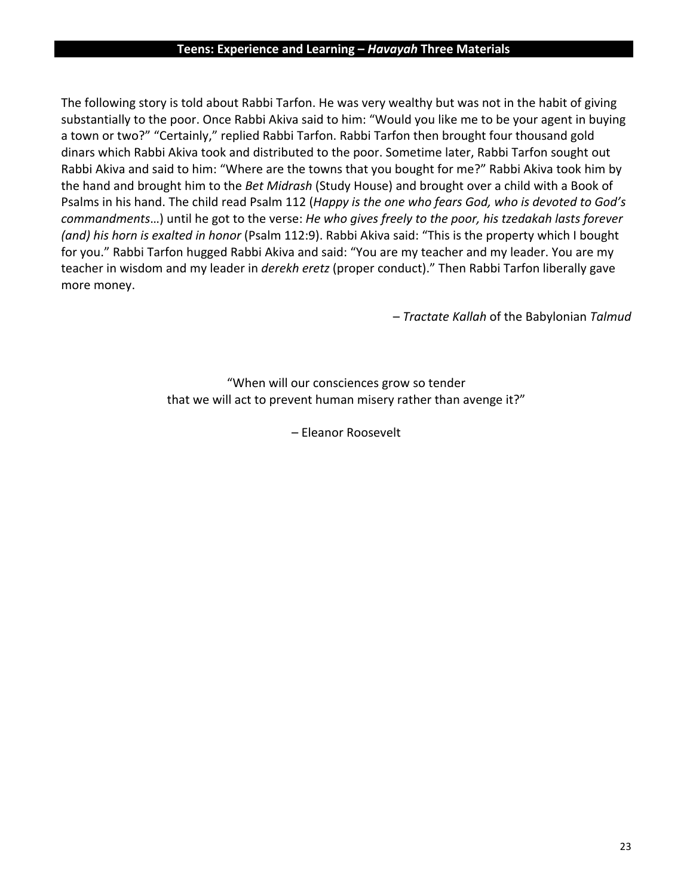The following story is told about Rabbi Tarfon. He was very wealthy but was not in the habit of giving substantially to the poor. Once Rabbi Akiva said to him: "Would you like me to be your agent in buying a town or two?" "Certainly," replied Rabbi Tarfon. Rabbi Tarfon then brought four thousand gold dinars which Rabbi Akiva took and distributed to the poor. Sometime later, Rabbi Tarfon sought out Rabbi Akiva and said to him: "Where are the towns that you bought for me?" Rabbi Akiva took him by the hand and brought him to the *Bet Midrash* (Study House) and brought over a child with a Book of Psalms in his hand. The child read Psalm 112 (*Happy is the one who fears God, who is devoted to God's commandments*…) until he got to the verse: *He who gives freely to the poor, his tzedakah lasts forever (and) his horn is exalted in honor* (Psalm 112:9). Rabbi Akiva said: "This is the property which I bought for you." Rabbi Tarfon hugged Rabbi Akiva and said: "You are my teacher and my leader. You are my teacher in wisdom and my leader in *derekh eretz* (proper conduct)." Then Rabbi Tarfon liberally gave more money.

– *Tractate Kallah* of the Babylonian *Talmud*

"When will our consciences grow so tender
that we will act to prevent human misery rather than avenge it?"

– Eleanor Roosevelt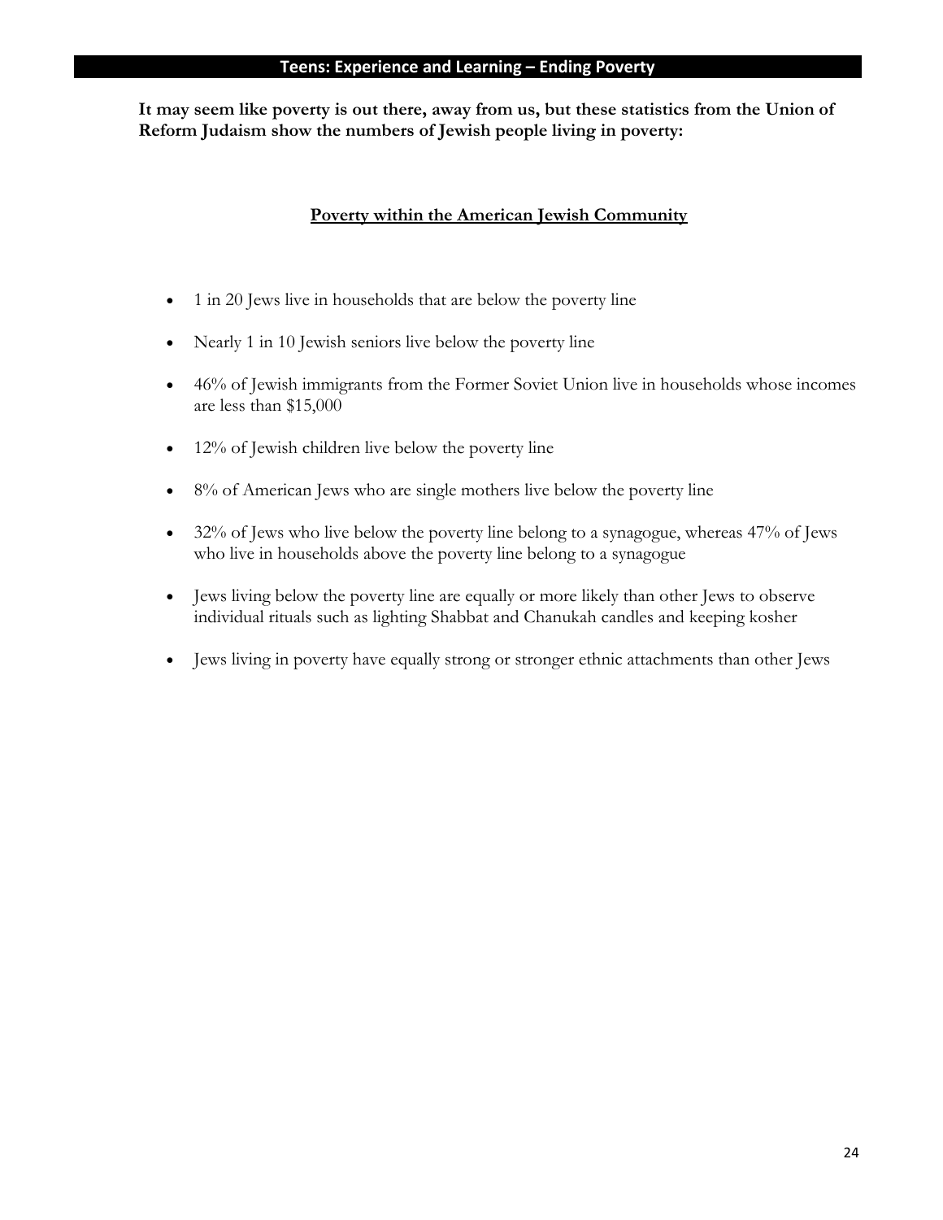## Teens: Experience and Learning – Ending Poverty

**It may seem like poverty is out there, away from us, but these statistics from the Union of Reform Judaism show the numbers of Jewish people living in poverty:**

### Poverty within the American Jewish Community

- 1 in 20 Jews live in households that are below the poverty line
- Nearly 1 in 10 Jewish seniors live below the poverty line
- 46% of Jewish immigrants from the Former Soviet Union live in households whose incomes are less than $15,000
- 12% of Jewish children live below the poverty line
- 8% of American Jews who are single mothers live below the poverty line
- 32% of Jews who live below the poverty line belong to a synagogue, whereas 47% of Jews who live in households above the poverty line belong to a synagogue
- Jews living below the poverty line are equally or more likely than other Jews to observe individual rituals such as lighting Shabbat and Chanukah candles and keeping kosher
- Jews living in poverty have equally strong or stronger ethnic attachments than other Jews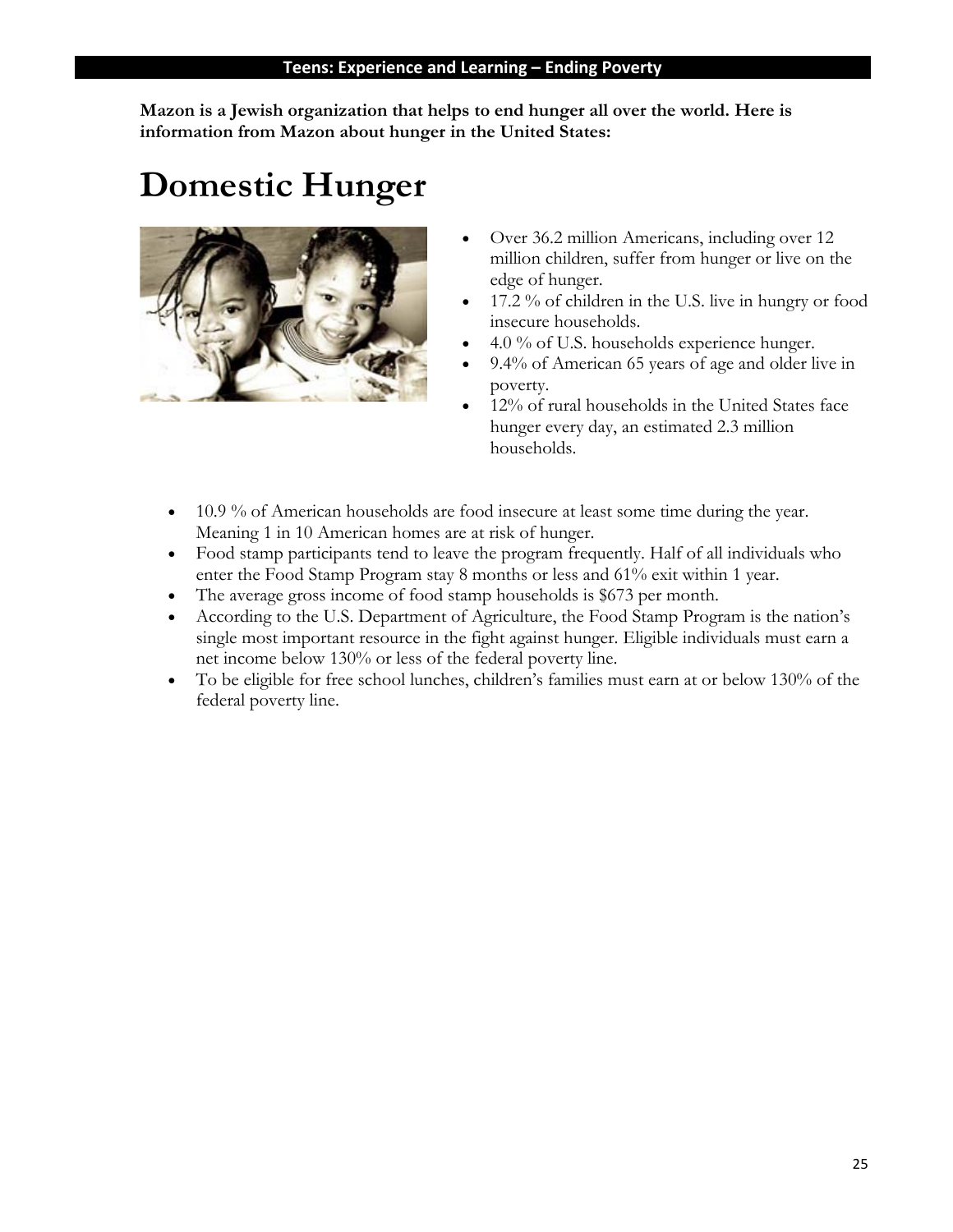**Mazon is a Jewish organization that helps to end hunger all over the world. Here is information from Mazon about hunger in the United States:**

# Domestic Hunger

- Over 36.2 million Americans, including over 12 million children, suffer from hunger or live on the edge of hunger.
- 17.2 % of children in the U.S. live in hungry or food insecure households.
- 4.0 % of U.S. households experience hunger.
- 9.4% of American 65 years of age and older live in poverty.
- 12% of rural households in the United States face hunger every day, an estimated 2.3 million households.
- 10.9 % of American households are food insecure at least some time during the year. Meaning 1 in 10 American homes are at risk of hunger.
- Food stamp participants tend to leave the program frequently. Half of all individuals who enter the Food Stamp Program stay 8 months or less and 61% exit within 1 year.
- The average gross income of food stamp households is $673 per month.
- According to the U.S. Department of Agriculture, the Food Stamp Program is the nation's single most important resource in the fight against hunger. Eligible individuals must earn a net income below 130% or less of the federal poverty line.
- To be eligible for free school lunches, children's families must earn at or below 130% of the federal poverty line.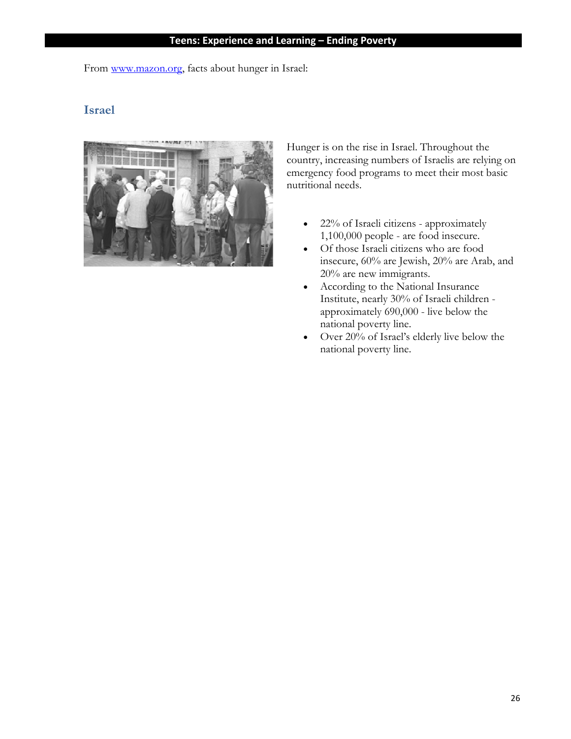From www.mazon.org, facts about hunger in Israel:

## Israel

Hunger is on the rise in Israel. Throughout the country, increasing numbers of Israelis are relying on emergency food programs to meet their most basic nutritional needs.

- 22% of Israeli citizens - approximately 1,100,000 people - are food insecure.
- Of those Israeli citizens who are food insecure, 60% are Jewish, 20% are Arab, and 20% are new immigrants.
- According to the National Insurance Institute, nearly 30% of Israeli children - approximately 690,000 - live below the national poverty line.
- Over 20% of Israel's elderly live below the national poverty line.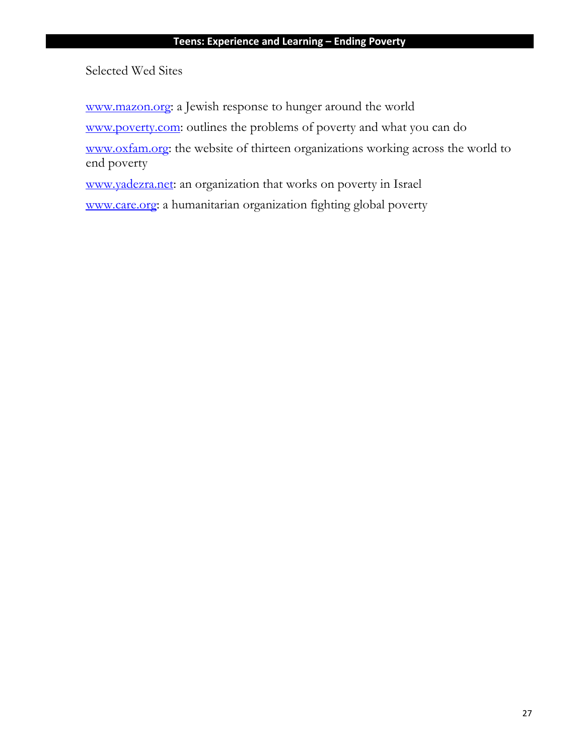Selected Wed Sites

[www.mazon.org](http://www.mazon.org): a Jewish response to hunger around the world

[www.poverty.com](http://www.poverty.com): outlines the problems of poverty and what you can do

[www.oxfam.org](http://www.oxfam.org): the website of thirteen organizations working across the world to end poverty

[www.yadezra.net](http://www.yadezra.net): an organization that works on poverty in Israel

[www.care.org](http://www.care.org): a humanitarian organization fighting global poverty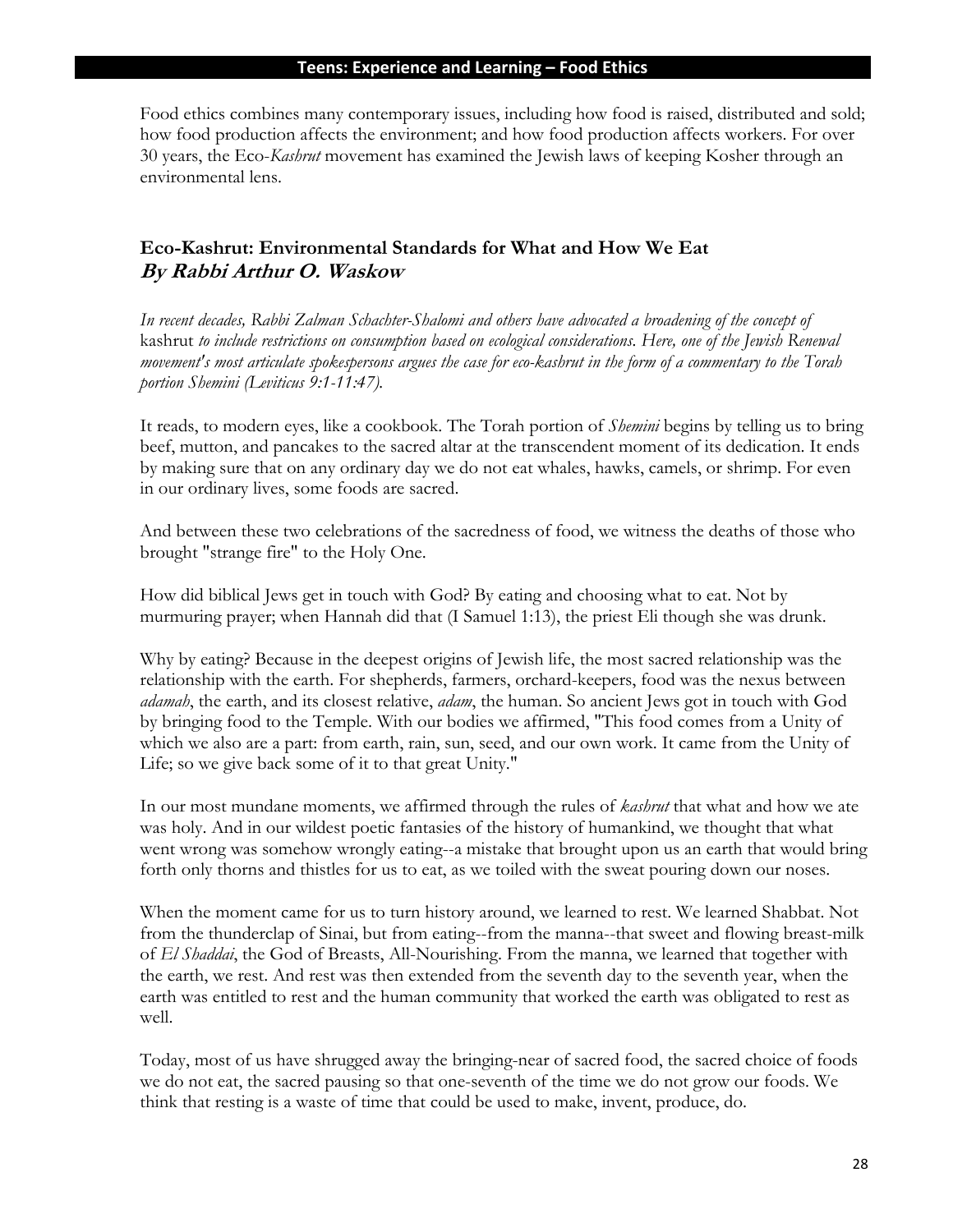Food ethics combines many contemporary issues, including how food is raised, distributed and sold; how food production affects the environment; and how food production affects workers. For over 30 years, the Eco-*Kashrut* movement has examined the Jewish laws of keeping Kosher through an environmental lens.

## Eco-Kashrut: Environmental Standards for What and How We Eat
### *By Rabbi Arthur O. Waskow*

*In recent decades, Rabbi Zalman Schachter-Shalomi and others have advocated a broadening of the concept of* kashrut *to include restrictions on consumption based on ecological considerations. Here, one of the Jewish Renewal movement's most articulate spokespersons argues the case for eco-kashrut in the form of a commentary to the Torah portion Shemini (Leviticus 9:1-11:47).*

It reads, to modern eyes, like a cookbook. The Torah portion of *Shemini* begins by telling us to bring beef, mutton, and pancakes to the sacred altar at the transcendent moment of its dedication. It ends by making sure that on any ordinary day we do not eat whales, hawks, camels, or shrimp. For even in our ordinary lives, some foods are sacred.

And between these two celebrations of the sacredness of food, we witness the deaths of those who brought "strange fire" to the Holy One.

How did biblical Jews get in touch with God? By eating and choosing what to eat. Not by murmuring prayer; when Hannah did that (I Samuel 1:13), the priest Eli though she was drunk.

Why by eating? Because in the deepest origins of Jewish life, the most sacred relationship was the relationship with the earth. For shepherds, farmers, orchard-keepers, food was the nexus between *adamah*, the earth, and its closest relative, *adam*, the human. So ancient Jews got in touch with God by bringing food to the Temple. With our bodies we affirmed, "This food comes from a Unity of which we also are a part: from earth, rain, sun, seed, and our own work. It came from the Unity of Life; so we give back some of it to that great Unity."

In our most mundane moments, we affirmed through the rules of *kashrut* that what and how we ate was holy. And in our wildest poetic fantasies of the history of humankind, we thought that what went wrong was somehow wrongly eating--a mistake that brought upon us an earth that would bring forth only thorns and thistles for us to eat, as we toiled with the sweat pouring down our noses.

When the moment came for us to turn history around, we learned to rest. We learned Shabbat. Not from the thunderclap of Sinai, but from eating--from the manna--that sweet and flowing breast-milk of *El Shaddai*, the God of Breasts, All-Nourishing. From the manna, we learned that together with the earth, we rest. And rest was then extended from the seventh day to the seventh year, when the earth was entitled to rest and the human community that worked the earth was obligated to rest as well.

Today, most of us have shrugged away the bringing-near of sacred food, the sacred choice of foods we do not eat, the sacred pausing so that one-seventh of the time we do not grow our foods. We think that resting is a waste of time that could be used to make, invent, produce, do.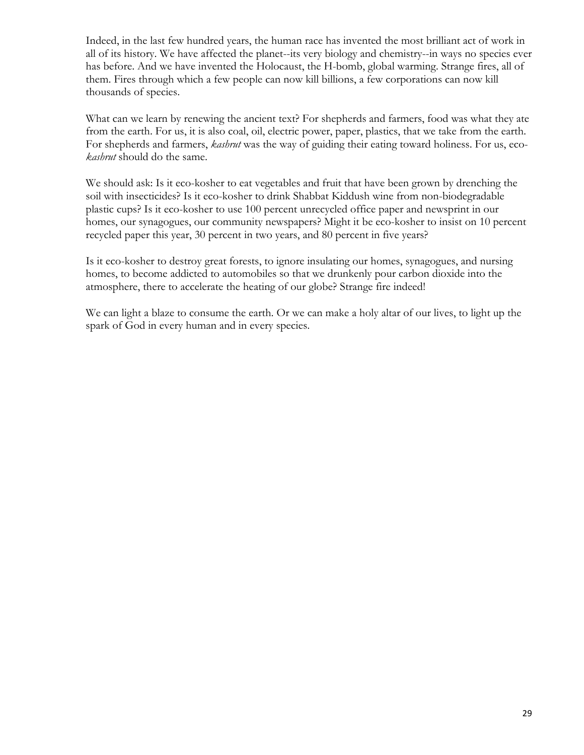Indeed, in the last few hundred years, the human race has invented the most brilliant act of work in all of its history. We have affected the planet--its very biology and chemistry--in ways no species ever has before. And we have invented the Holocaust, the H-bomb, global warming. Strange fires, all of them. Fires through which a few people can now kill billions, a few corporations can now kill thousands of species.

What can we learn by renewing the ancient text? For shepherds and farmers, food was what they ate from the earth. For us, it is also coal, oil, electric power, paper, plastics, that we take from the earth. For shepherds and farmers, *kashrut* was the way of guiding their eating toward holiness. For us, eco-*kashrut* should do the same.

We should ask: Is it eco-kosher to eat vegetables and fruit that have been grown by drenching the soil with insecticides? Is it eco-kosher to drink Shabbat Kiddush wine from non-biodegradable plastic cups? Is it eco-kosher to use 100 percent unrecycled office paper and newsprint in our homes, our synagogues, our community newspapers? Might it be eco-kosher to insist on 10 percent recycled paper this year, 30 percent in two years, and 80 percent in five years?

Is it eco-kosher to destroy great forests, to ignore insulating our homes, synagogues, and nursing homes, to become addicted to automobiles so that we drunkenly pour carbon dioxide into the atmosphere, there to accelerate the heating of our globe? Strange fire indeed!

We can light a blaze to consume the earth. Or we can make a holy altar of our lives, to light up the spark of God in every human and in every species.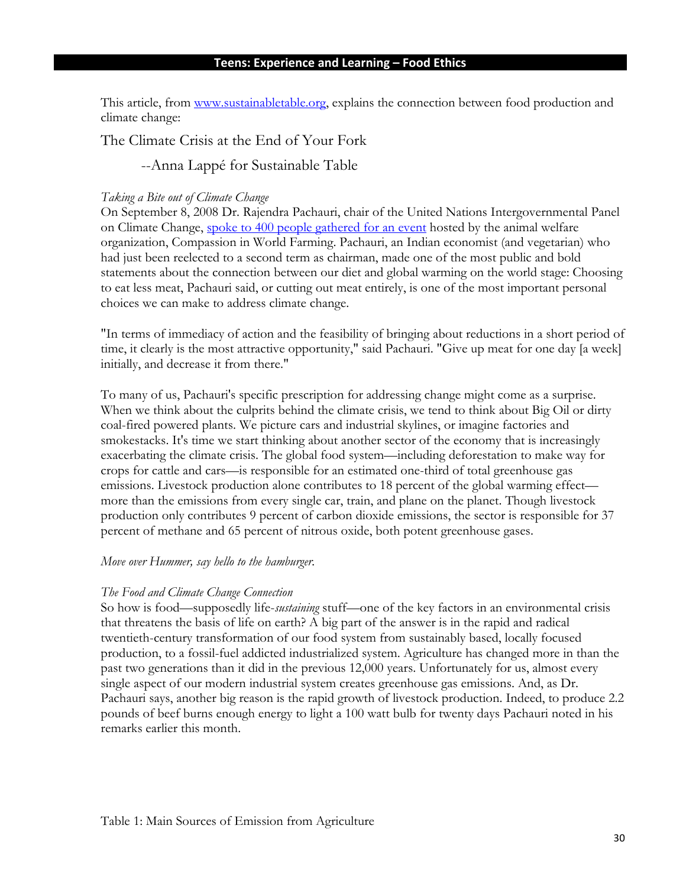This article, from www.sustainabletable.org, explains the connection between food production and climate change:

## The Climate Crisis at the End of Your Fork

### --Anna Lappé for Sustainable Table

*Taking a Bite out of Climate Change*

On September 8, 2008 Dr. Rajendra Pachauri, chair of the United Nations Intergovernmental Panel on Climate Change, spoke to 400 people gathered for an event hosted by the animal welfare organization, Compassion in World Farming. Pachauri, an Indian economist (and vegetarian) who had just been reelected to a second term as chairman, made one of the most public and bold statements about the connection between our diet and global warming on the world stage: Choosing to eat less meat, Pachauri said, or cutting out meat entirely, is one of the most important personal choices we can make to address climate change.

"In terms of immediacy of action and the feasibility of bringing about reductions in a short period of time, it clearly is the most attractive opportunity," said Pachauri. "Give up meat for one day [a week] initially, and decrease it from there."

To many of us, Pachauri's specific prescription for addressing change might come as a surprise. When we think about the culprits behind the climate crisis, we tend to think about Big Oil or dirty coal-fired powered plants. We picture cars and industrial skylines, or imagine factories and smokestacks. It's time we start thinking about another sector of the economy that is increasingly exacerbating the climate crisis. The global food system—including deforestation to make way for crops for cattle and cars—is responsible for an estimated one-third of total greenhouse gas emissions. Livestock production alone contributes to 18 percent of the global warming effect—more than the emissions from every single car, train, and plane on the planet. Though livestock production only contributes 9 percent of carbon dioxide emissions, the sector is responsible for 37 percent of methane and 65 percent of nitrous oxide, both potent greenhouse gases.

*Move over Hummer, say hello to the hamburger.*

*The Food and Climate Change Connection*

So how is food—supposedly life-*sustaining* stuff—one of the key factors in an environmental crisis that threatens the basis of life on earth? A big part of the answer is in the rapid and radical twentieth-century transformation of our food system from sustainably based, locally focused production, to a fossil-fuel addicted industrialized system. Agriculture has changed more in than the past two generations than it did in the previous 12,000 years. Unfortunately for us, almost every single aspect of our modern industrial system creates greenhouse gas emissions. And, as Dr. Pachauri says, another big reason is the rapid growth of livestock production. Indeed, to produce 2.2 pounds of beef burns enough energy to light a 100 watt bulb for twenty days Pachauri noted in his remarks earlier this month.

Table 1: Main Sources of Emission from Agriculture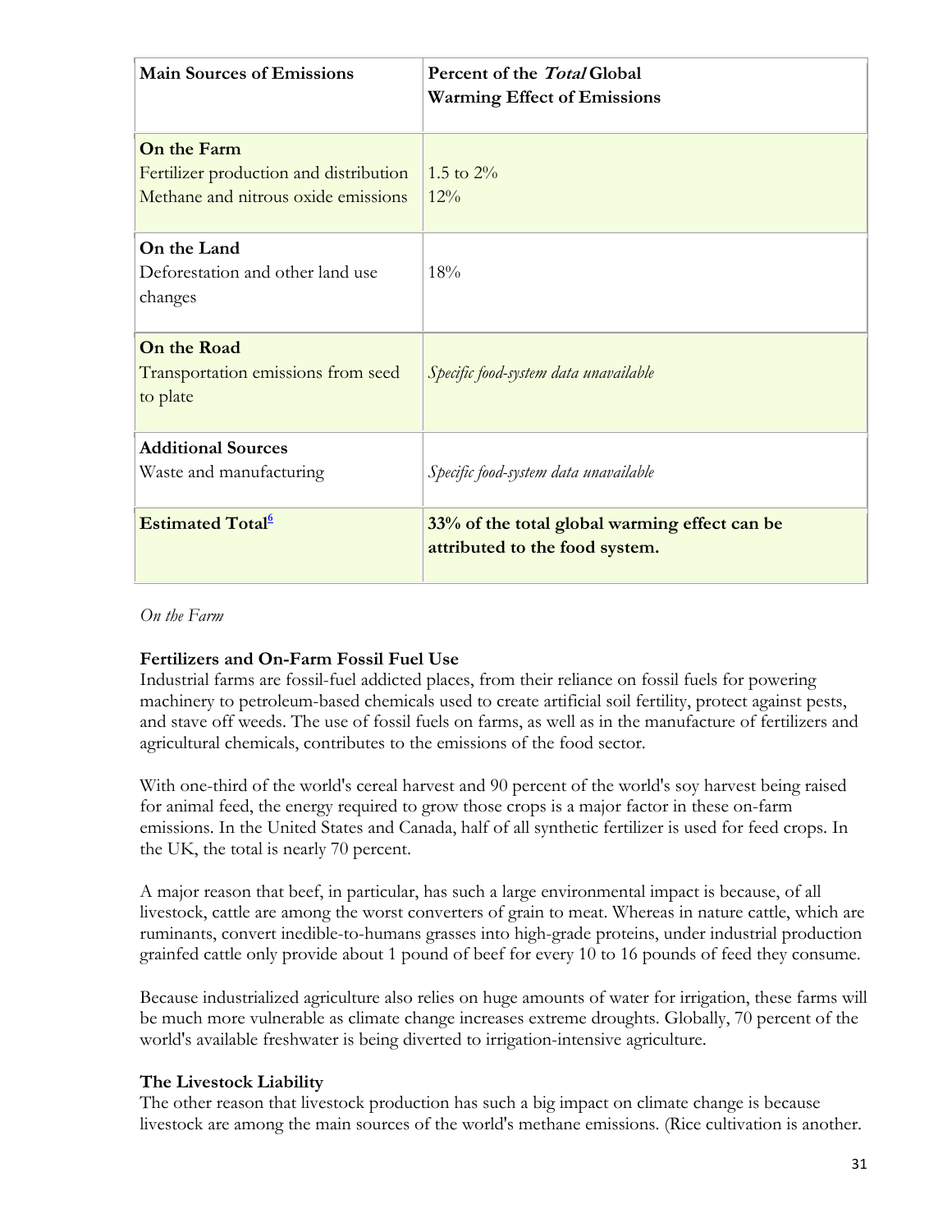| Main Sources of Emissions | Percent of the *Total* Global Warming Effect of Emissions |
|---|---|
| **On the Farm**<br>Fertilizer production and distribution<br>Methane and nitrous oxide emissions | <br>1.5 to 2%<br>12% |
| **On the Land**<br>Deforestation and other land use changes | 18% |
| **On the Road**<br>Transportation emissions from seed to plate | *Specific food-system data unavailable* |
| **Additional Sources**<br>Waste and manufacturing | *Specific food-system data unavailable* |
| **Estimated Total**[6] | **33% of the total global warming effect can be attributed to the food system.** |

*On the Farm*

**Fertilizers and On-Farm Fossil Fuel Use**

Industrial farms are fossil-fuel addicted places, from their reliance on fossil fuels for powering machinery to petroleum-based chemicals used to create artificial soil fertility, protect against pests, and stave off weeds. The use of fossil fuels on farms, as well as in the manufacture of fertilizers and agricultural chemicals, contributes to the emissions of the food sector.

With one-third of the world's cereal harvest and 90 percent of the world's soy harvest being raised for animal feed, the energy required to grow those crops is a major factor in these on-farm emissions. In the United States and Canada, half of all synthetic fertilizer is used for feed crops. In the UK, the total is nearly 70 percent.

A major reason that beef, in particular, has such a large environmental impact is because, of all livestock, cattle are among the worst converters of grain to meat. Whereas in nature cattle, which are ruminants, convert inedible-to-humans grasses into high-grade proteins, under industrial production grainfed cattle only provide about 1 pound of beef for every 10 to 16 pounds of feed they consume.

Because industrialized agriculture also relies on huge amounts of water for irrigation, these farms will be much more vulnerable as climate change increases extreme droughts. Globally, 70 percent of the world's available freshwater is being diverted to irrigation-intensive agriculture.

**The Livestock Liability**

The other reason that livestock production has such a big impact on climate change is because livestock are among the main sources of the world's methane emissions. (Rice cultivation is another.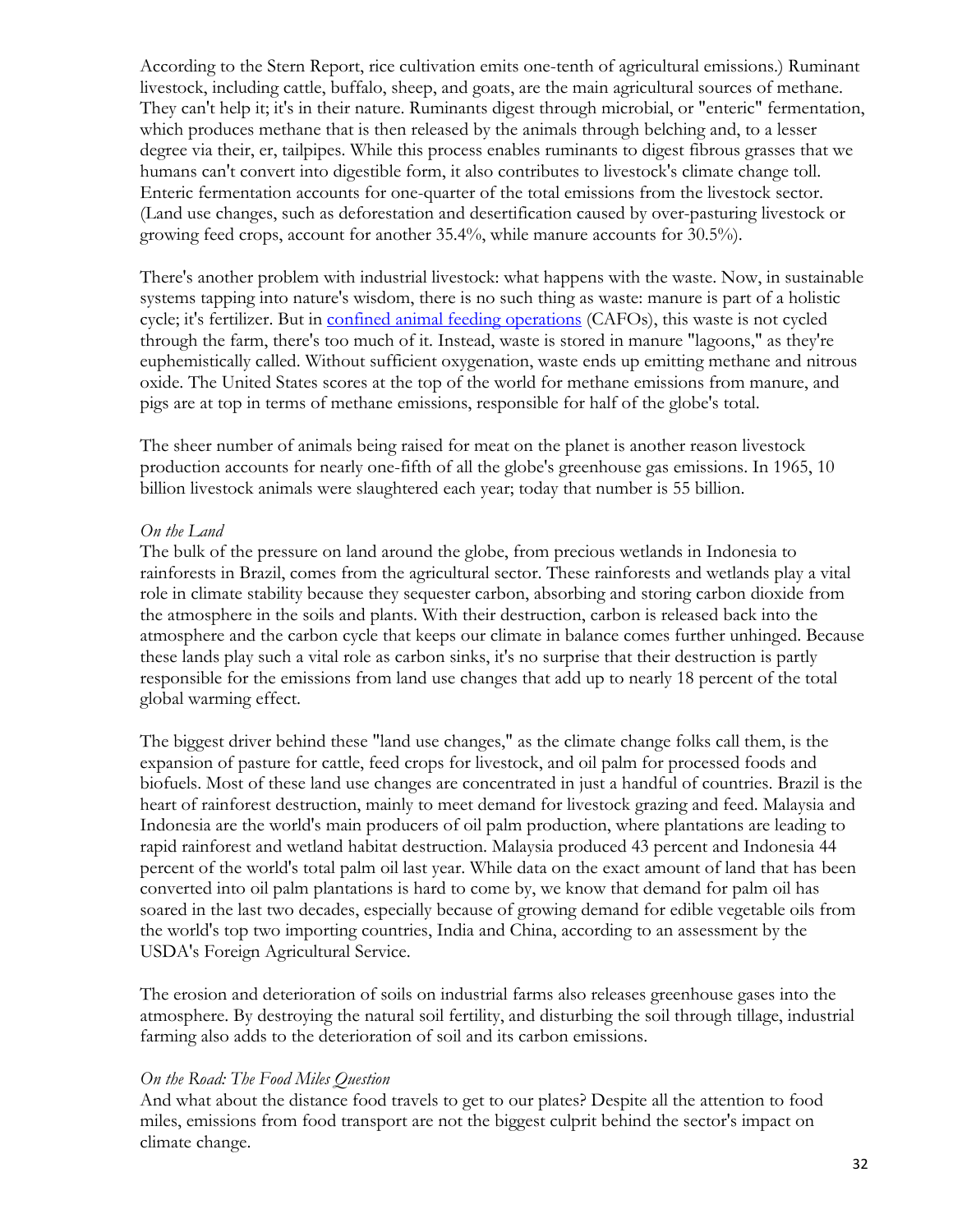According to the Stern Report, rice cultivation emits one-tenth of agricultural emissions.) Ruminant livestock, including cattle, buffalo, sheep, and goats, are the main agricultural sources of methane. They can't help it; it's in their nature. Ruminants digest through microbial, or "enteric" fermentation, which produces methane that is then released by the animals through belching and, to a lesser degree via their, er, tailpipes. While this process enables ruminants to digest fibrous grasses that we humans can't convert into digestible form, it also contributes to livestock's climate change toll. Enteric fermentation accounts for one-quarter of the total emissions from the livestock sector. (Land use changes, such as deforestation and desertification caused by over-pasturing livestock or growing feed crops, account for another 35.4%, while manure accounts for 30.5%).

There's another problem with industrial livestock: what happens with the waste. Now, in sustainable systems tapping into nature's wisdom, there is no such thing as waste: manure is part of a holistic cycle; it's fertilizer. But in [confined animal feeding operations](#) (CAFOs), this waste is not cycled through the farm, there's too much of it. Instead, waste is stored in manure "lagoons," as they're euphemistically called. Without sufficient oxygenation, waste ends up emitting methane and nitrous oxide. The United States scores at the top of the world for methane emissions from manure, and pigs are at top in terms of methane emissions, responsible for half of the globe's total.

The sheer number of animals being raised for meat on the planet is another reason livestock production accounts for nearly one-fifth of all the globe's greenhouse gas emissions. In 1965, 10 billion livestock animals were slaughtered each year; today that number is 55 billion.

*On the Land*

The bulk of the pressure on land around the globe, from precious wetlands in Indonesia to rainforests in Brazil, comes from the agricultural sector. These rainforests and wetlands play a vital role in climate stability because they sequester carbon, absorbing and storing carbon dioxide from the atmosphere in the soils and plants. With their destruction, carbon is released back into the atmosphere and the carbon cycle that keeps our climate in balance comes further unhinged. Because these lands play such a vital role as carbon sinks, it's no surprise that their destruction is partly responsible for the emissions from land use changes that add up to nearly 18 percent of the total global warming effect.

The biggest driver behind these "land use changes," as the climate change folks call them, is the expansion of pasture for cattle, feed crops for livestock, and oil palm for processed foods and biofuels. Most of these land use changes are concentrated in just a handful of countries. Brazil is the heart of rainforest destruction, mainly to meet demand for livestock grazing and feed. Malaysia and Indonesia are the world's main producers of oil palm production, where plantations are leading to rapid rainforest and wetland habitat destruction. Malaysia produced 43 percent and Indonesia 44 percent of the world's total palm oil last year. While data on the exact amount of land that has been converted into oil palm plantations is hard to come by, we know that demand for palm oil has soared in the last two decades, especially because of growing demand for edible vegetable oils from the world's top two importing countries, India and China, according to an assessment by the USDA's Foreign Agricultural Service.

The erosion and deterioration of soils on industrial farms also releases greenhouse gases into the atmosphere. By destroying the natural soil fertility, and disturbing the soil through tillage, industrial farming also adds to the deterioration of soil and its carbon emissions.

*On the Road: The Food Miles Question*

And what about the distance food travels to get to our plates? Despite all the attention to food miles, emissions from food transport are not the biggest culprit behind the sector's impact on climate change.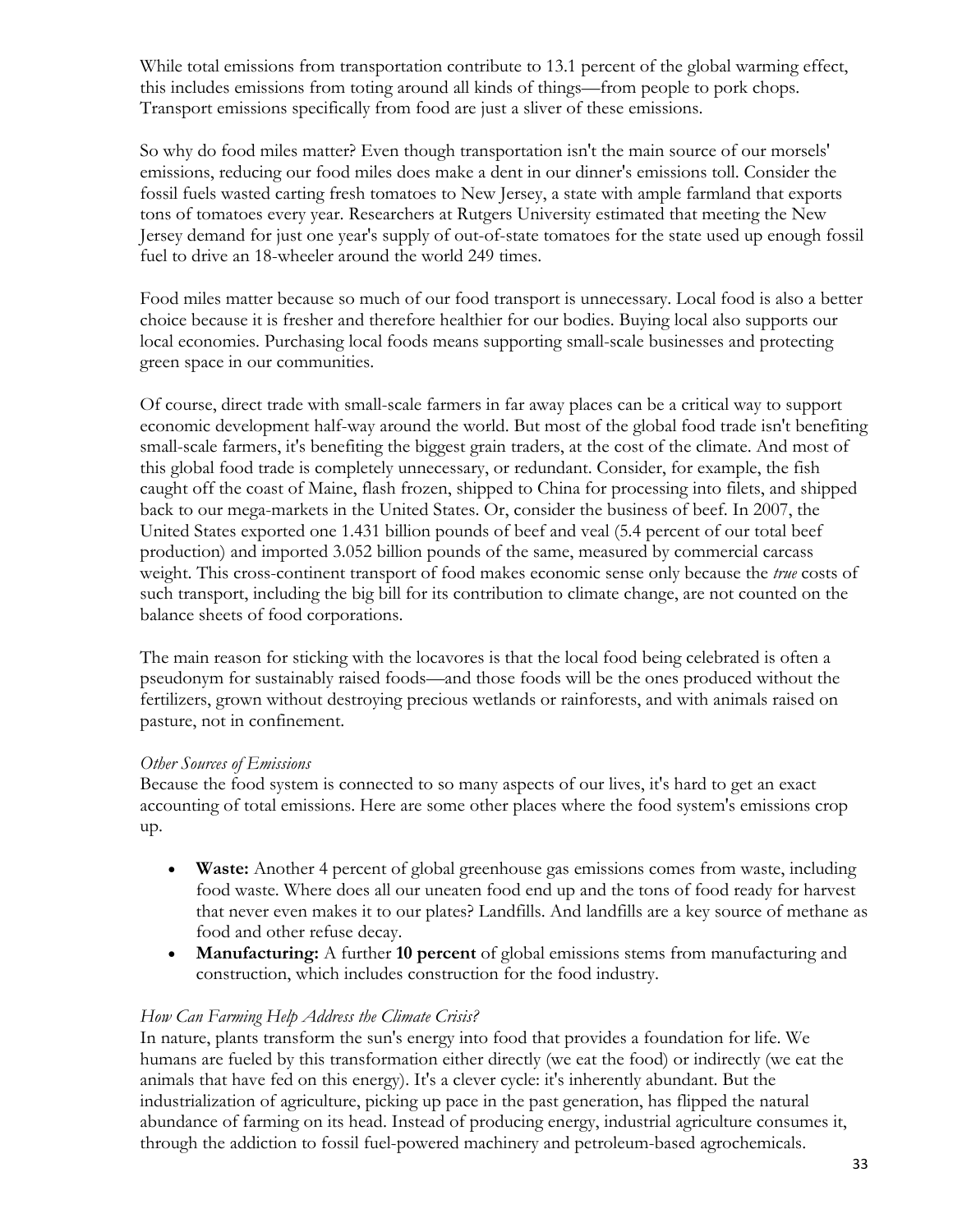While total emissions from transportation contribute to 13.1 percent of the global warming effect, this includes emissions from toting around all kinds of things—from people to pork chops. Transport emissions specifically from food are just a sliver of these emissions.

So why do food miles matter? Even though transportation isn't the main source of our morsels' emissions, reducing our food miles does make a dent in our dinner's emissions toll. Consider the fossil fuels wasted carting fresh tomatoes to New Jersey, a state with ample farmland that exports tons of tomatoes every year. Researchers at Rutgers University estimated that meeting the New Jersey demand for just one year's supply of out-of-state tomatoes for the state used up enough fossil fuel to drive an 18-wheeler around the world 249 times.

Food miles matter because so much of our food transport is unnecessary. Local food is also a better choice because it is fresher and therefore healthier for our bodies. Buying local also supports our local economies. Purchasing local foods means supporting small-scale businesses and protecting green space in our communities.

Of course, direct trade with small-scale farmers in far away places can be a critical way to support economic development half-way around the world. But most of the global food trade isn't benefiting small-scale farmers, it's benefiting the biggest grain traders, at the cost of the climate. And most of this global food trade is completely unnecessary, or redundant. Consider, for example, the fish caught off the coast of Maine, flash frozen, shipped to China for processing into filets, and shipped back to our mega-markets in the United States. Or, consider the business of beef. In 2007, the United States exported one 1.431 billion pounds of beef and veal (5.4 percent of our total beef production) and imported 3.052 billion pounds of the same, measured by commercial carcass weight. This cross-continent transport of food makes economic sense only because the *true* costs of such transport, including the big bill for its contribution to climate change, are not counted on the balance sheets of food corporations.

The main reason for sticking with the locavores is that the local food being celebrated is often a pseudonym for sustainably raised foods—and those foods will be the ones produced without the fertilizers, grown without destroying precious wetlands or rainforests, and with animals raised on pasture, not in confinement.

*Other Sources of Emissions*

Because the food system is connected to so many aspects of our lives, it's hard to get an exact accounting of total emissions. Here are some other places where the food system's emissions crop up.

- **Waste:** Another 4 percent of global greenhouse gas emissions comes from waste, including food waste. Where does all our uneaten food end up and the tons of food ready for harvest that never even makes it to our plates? Landfills. And landfills are a key source of methane as food and other refuse decay.
- **Manufacturing:** A further **10 percent** of global emissions stems from manufacturing and construction, which includes construction for the food industry.

*How Can Farming Help Address the Climate Crisis?*

In nature, plants transform the sun's energy into food that provides a foundation for life. We humans are fueled by this transformation either directly (we eat the food) or indirectly (we eat the animals that have fed on this energy). It's a clever cycle: it's inherently abundant. But the industrialization of agriculture, picking up pace in the past generation, has flipped the natural abundance of farming on its head. Instead of producing energy, industrial agriculture consumes it, through the addiction to fossil fuel-powered machinery and petroleum-based agrochemicals.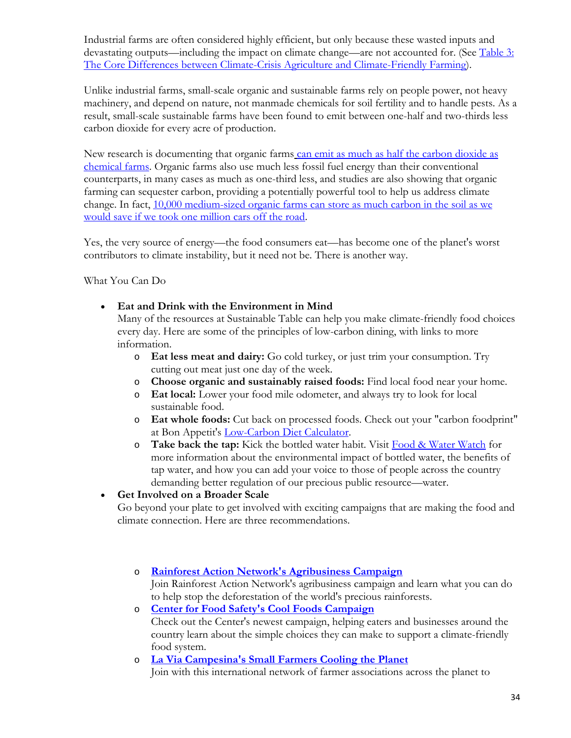Industrial farms are often considered highly efficient, but only because these wasted inputs and devastating outputs—including the impact on climate change—are not accounted for. (See Table 3: The Core Differences between Climate-Crisis Agriculture and Climate-Friendly Farming).

Unlike industrial farms, small-scale organic and sustainable farms rely on people power, not heavy machinery, and depend on nature, not manmade chemicals for soil fertility and to handle pests. As a result, small-scale sustainable farms have been found to emit between one-half and two-thirds less carbon dioxide for every acre of production.

New research is documenting that organic farms can emit as much as half the carbon dioxide as chemical farms. Organic farms also use much less fossil fuel energy than their conventional counterparts, in many cases as much as one-third less, and studies are also showing that organic farming can sequester carbon, providing a potentially powerful tool to help us address climate change. In fact, 10,000 medium-sized organic farms can store as much carbon in the soil as we would save if we took one million cars off the road.

Yes, the very source of energy—the food consumers eat—has become one of the planet's worst contributors to climate instability, but it need not be. There is another way.

What You Can Do

- **Eat and Drink with the Environment in Mind**
  Many of the resources at Sustainable Table can help you make climate-friendly food choices every day. Here are some of the principles of low-carbon dining, with links to more information.
  - **Eat less meat and dairy:** Go cold turkey, or just trim your consumption. Try cutting out meat just one day of the week.
  - **Choose organic and sustainably raised foods:** Find local food near your home.
  - **Eat local:** Lower your food mile odometer, and always try to look for local sustainable food.
  - **Eat whole foods:** Cut back on processed foods. Check out your "carbon foodprint" at Bon Appetit's Low-Carbon Diet Calculator.
  - **Take back the tap:** Kick the bottled water habit. Visit Food & Water Watch for more information about the environmental impact of bottled water, the benefits of tap water, and how you can add your voice to those of people across the country demanding better regulation of our precious public resource—water.
- **Get Involved on a Broader Scale**
  Go beyond your plate to get involved with exciting campaigns that are making the food and climate connection. Here are three recommendations.
  - **Rainforest Action Network's Agribusiness Campaign**
    Join Rainforest Action Network's agribusiness campaign and learn what you can do to help stop the deforestation of the world's precious rainforests.
  - **Center for Food Safety's Cool Foods Campaign**
    Check out the Center's newest campaign, helping eaters and businesses around the country learn about the simple choices they can make to support a climate-friendly food system.
  - **La Via Campesina's Small Farmers Cooling the Planet**
    Join with this international network of farmer associations across the planet to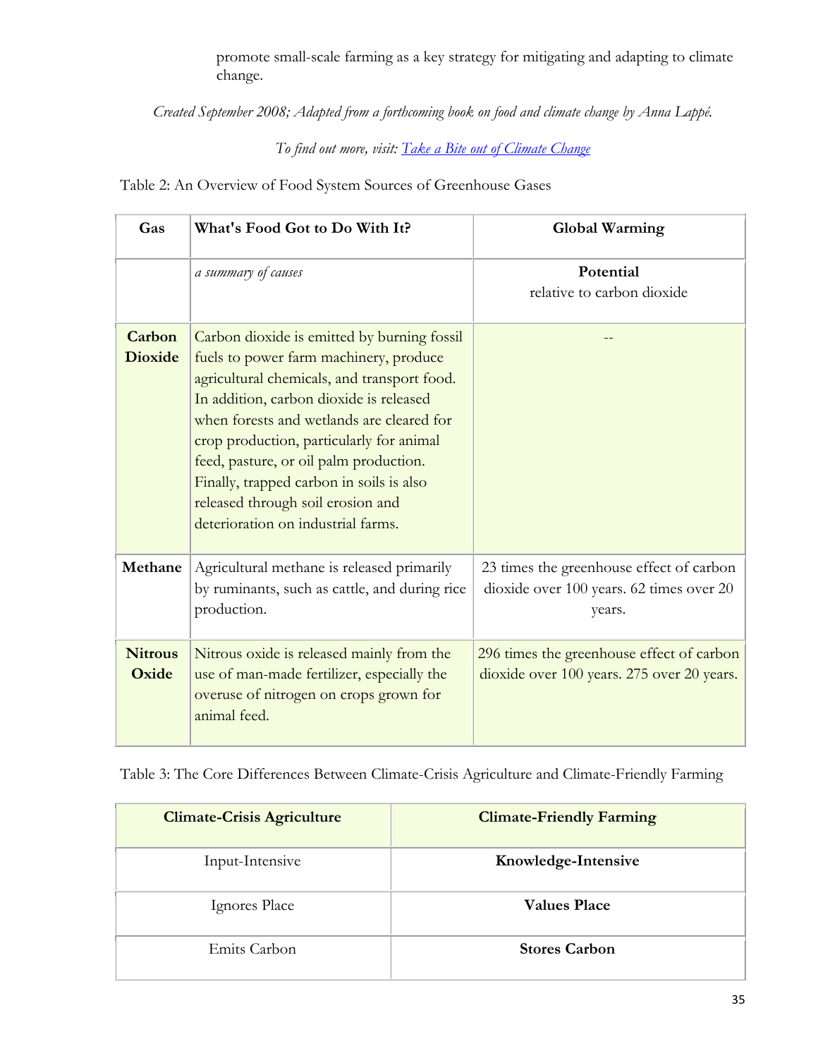promote small-scale farming as a key strategy for mitigating and adapting to climate change.

*Created September 2008; Adapted from a forthcoming book on food and climate change by Anna Lappé.*

*To find out more, visit: Take a Bite out of Climate Change*

Table 2: An Overview of Food System Sources of Greenhouse Gases

| **Gas** | **What's Food Got to Do With It?** | **Global Warming** |
|---|---|---|
| | *a summary of causes* | **Potential** relative to carbon dioxide |
| **Carbon Dioxide** | Carbon dioxide is emitted by burning fossil fuels to power farm machinery, produce agricultural chemicals, and transport food. In addition, carbon dioxide is released when forests and wetlands are cleared for crop production, particularly for animal feed, pasture, or oil palm production. Finally, trapped carbon in soils is also released through soil erosion and deterioration on industrial farms. | -- |
| **Methane** | Agricultural methane is released primarily by ruminants, such as cattle, and during rice production. | 23 times the greenhouse effect of carbon dioxide over 100 years. 62 times over 20 years. |
| **Nitrous Oxide** | Nitrous oxide is released mainly from the use of man-made fertilizer, especially the overuse of nitrogen on crops grown for animal feed. | 296 times the greenhouse effect of carbon dioxide over 100 years. 275 over 20 years. |

Table 3: The Core Differences Between Climate-Crisis Agriculture and Climate-Friendly Farming

| **Climate-Crisis Agriculture** | **Climate-Friendly Farming** |
|---|---|
| Input-Intensive | **Knowledge-Intensive** |
| Ignores Place | **Values Place** |
| Emits Carbon | **Stores Carbon** |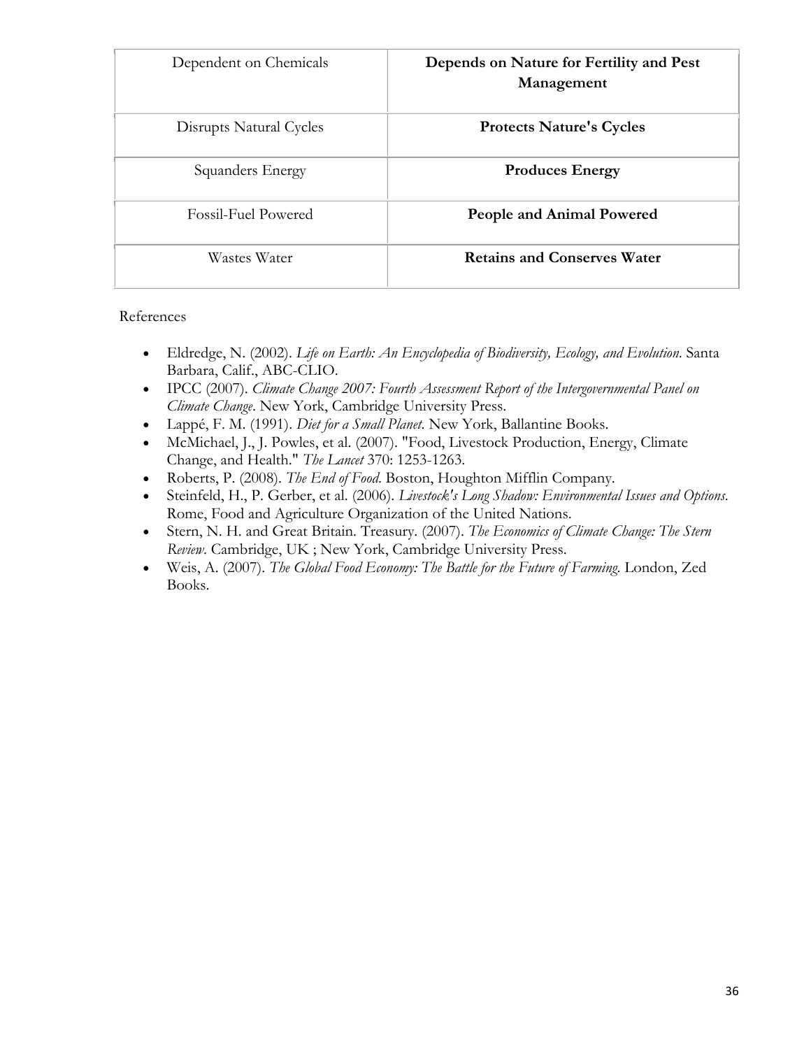| | |
|---|---|
| Dependent on Chemicals | **Depends on Nature for Fertility and Pest Management** |
| Disrupts Natural Cycles | **Protects Nature's Cycles** |
| Squanders Energy | **Produces Energy** |
| Fossil-Fuel Powered | **People and Animal Powered** |
| Wastes Water | **Retains and Conserves Water** |

References

- Eldredge, N. (2002). *Life on Earth: An Encyclopedia of Biodiversity, Ecology, and Evolution*. Santa Barbara, Calif., ABC-CLIO.
- IPCC (2007). *Climate Change 2007: Fourth Assessment Report of the Intergovernmental Panel on Climate Change*. New York, Cambridge University Press.
- Lappé, F. M. (1991). *Diet for a Small Planet*. New York, Ballantine Books.
- McMichael, J., J. Powles, et al. (2007). "Food, Livestock Production, Energy, Climate Change, and Health." *The Lancet* 370: 1253-1263.
- Roberts, P. (2008). *The End of Food*. Boston, Houghton Mifflin Company.
- Steinfeld, H., P. Gerber, et al. (2006). *Livestock's Long Shadow: Environmental Issues and Options*. Rome, Food and Agriculture Organization of the United Nations.
- Stern, N. H. and Great Britain. Treasury. (2007). *The Economics of Climate Change: The Stern Review*. Cambridge, UK ; New York, Cambridge University Press.
- Weis, A. (2007). *The Global Food Economy: The Battle for the Future of Farming*. London, Zed Books.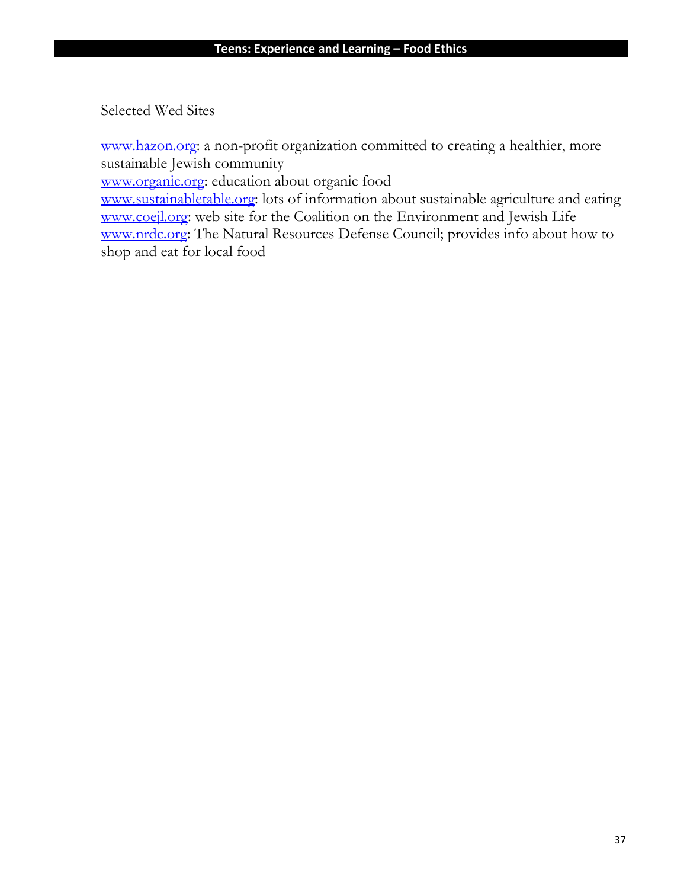Selected Wed Sites

[www.hazon.org](http://www.hazon.org): a non-profit organization committed to creating a healthier, more sustainable Jewish community
[www.organic.org](http://www.organic.org): education about organic food
[www.sustainabletable.org](http://www.sustainabletable.org): lots of information about sustainable agriculture and eating
[www.coejl.org](http://www.coejl.org): web site for the Coalition on the Environment and Jewish Life
[www.nrdc.org](http://www.nrdc.org): The Natural Resources Defense Council; provides info about how to shop and eat for local food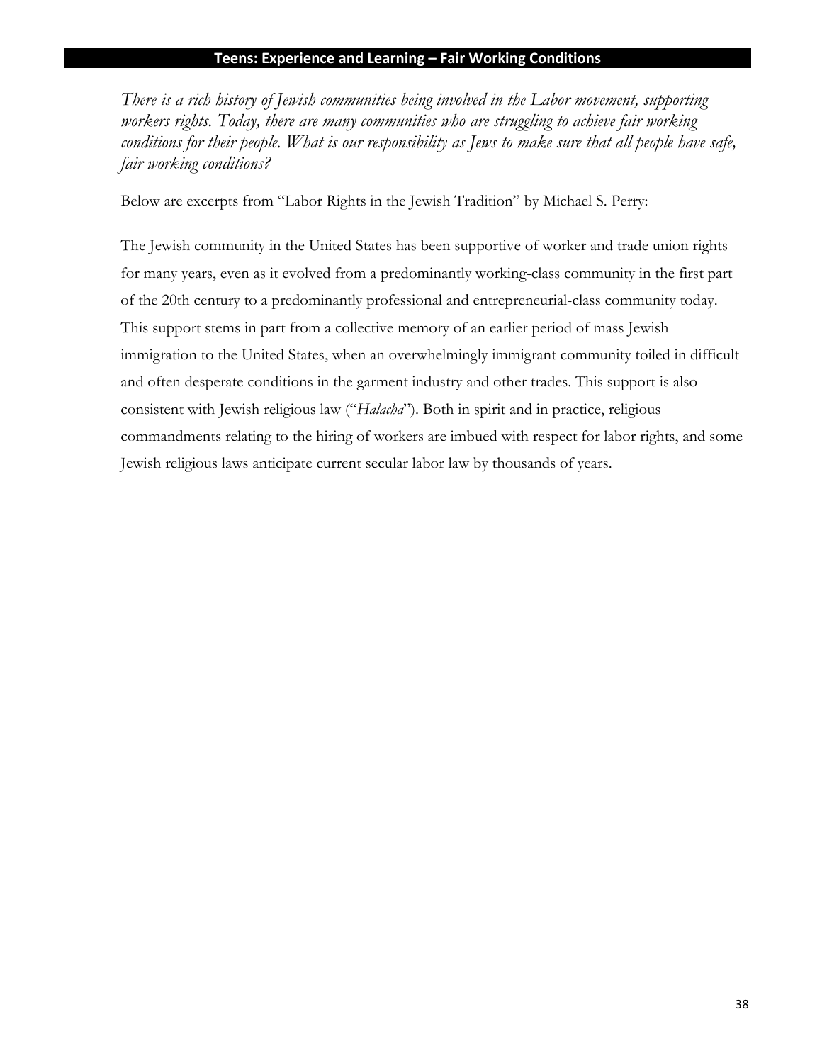## Teens: Experience and Learning – Fair Working Conditions

*There is a rich history of Jewish communities being involved in the Labor movement, supporting workers rights. Today, there are many communities who are struggling to achieve fair working conditions for their people. What is our responsibility as Jews to make sure that all people have safe, fair working conditions?*

Below are excerpts from "Labor Rights in the Jewish Tradition" by Michael S. Perry:

The Jewish community in the United States has been supportive of worker and trade union rights for many years, even as it evolved from a predominantly working-class community in the first part of the 20th century to a predominantly professional and entrepreneurial-class community today. This support stems in part from a collective memory of an earlier period of mass Jewish immigration to the United States, when an overwhelmingly immigrant community toiled in difficult and often desperate conditions in the garment industry and other trades. This support is also consistent with Jewish religious law ("*Halacha*"). Both in spirit and in practice, religious commandments relating to the hiring of workers are imbued with respect for labor rights, and some Jewish religious laws anticipate current secular labor law by thousands of years.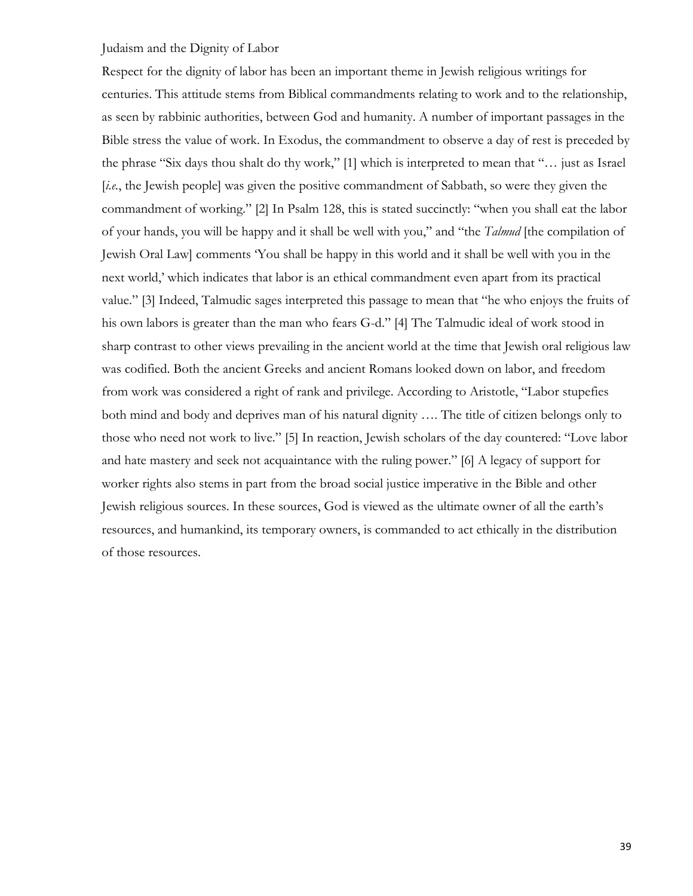## Judaism and the Dignity of Labor

Respect for the dignity of labor has been an important theme in Jewish religious writings for centuries. This attitude stems from Biblical commandments relating to work and to the relationship, as seen by rabbinic authorities, between God and humanity. A number of important passages in the Bible stress the value of work. In Exodus, the commandment to observe a day of rest is preceded by the phrase "Six days thou shalt do thy work," [1] which is interpreted to mean that "… just as Israel [*i.e.*, the Jewish people] was given the positive commandment of Sabbath, so were they given the commandment of working." [2] In Psalm 128, this is stated succinctly: "when you shall eat the labor of your hands, you will be happy and it shall be well with you," and "the *Talmud* [the compilation of Jewish Oral Law] comments 'You shall be happy in this world and it shall be well with you in the next world,' which indicates that labor is an ethical commandment even apart from its practical value." [3] Indeed, Talmudic sages interpreted this passage to mean that "he who enjoys the fruits of his own labors is greater than the man who fears G-d." [4] The Talmudic ideal of work stood in sharp contrast to other views prevailing in the ancient world at the time that Jewish oral religious law was codified. Both the ancient Greeks and ancient Romans looked down on labor, and freedom from work was considered a right of rank and privilege. According to Aristotle, "Labor stupefies both mind and body and deprives man of his natural dignity …. The title of citizen belongs only to those who need not work to live." [5] In reaction, Jewish scholars of the day countered: "Love labor and hate mastery and seek not acquaintance with the ruling power." [6] A legacy of support for worker rights also stems in part from the broad social justice imperative in the Bible and other Jewish religious sources. In these sources, God is viewed as the ultimate owner of all the earth's resources, and humankind, its temporary owners, is commanded to act ethically in the distribution of those resources.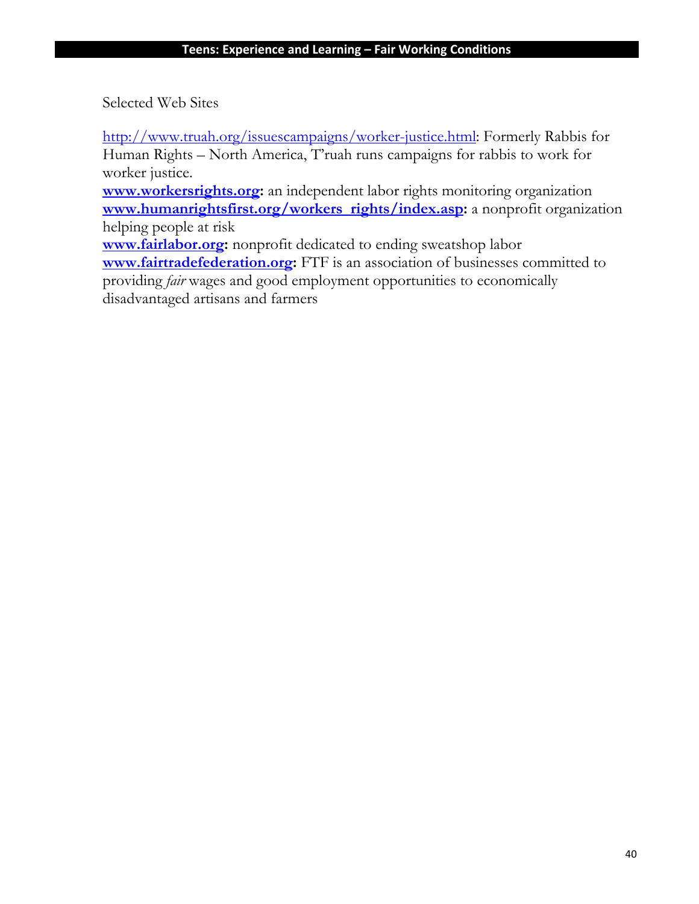Selected Web Sites

http://www.truah.org/issuescampaigns/worker-justice.html: Formerly Rabbis for Human Rights – North America, T'ruah runs campaigns for rabbis to work for worker justice.

**www.workersrights.org:** an independent labor rights monitoring organization

**www.humanrightsfirst.org/workers_rights/index.asp:** a nonprofit organization helping people at risk

**www.fairlabor.org:** nonprofit dedicated to ending sweatshop labor

**www.fairtradefederation.org:** FTF is an association of businesses committed to providing *fair* wages and good employment opportunities to economically disadvantaged artisans and farmers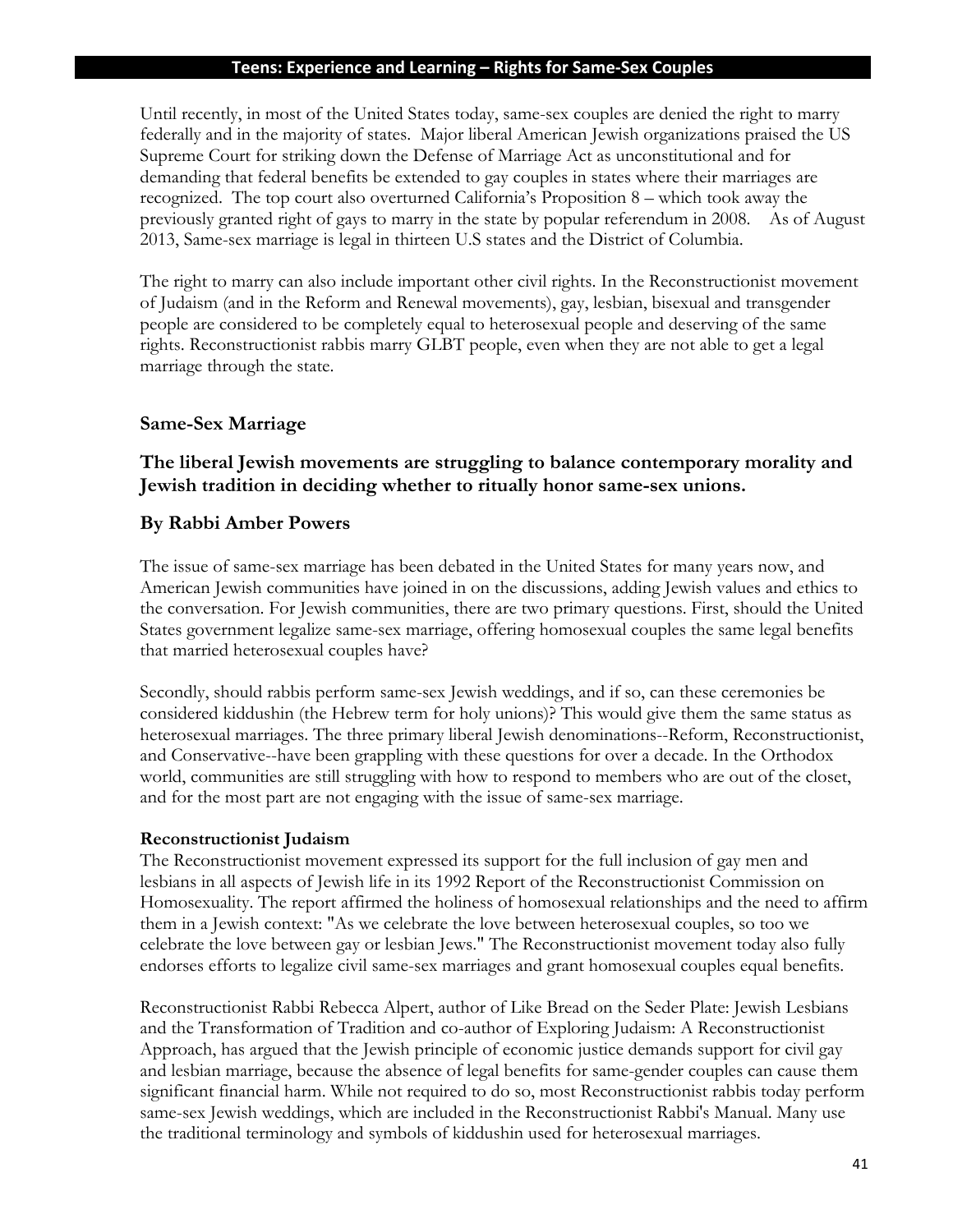Until recently, in most of the United States today, same-sex couples are denied the right to marry federally and in the majority of states. Major liberal American Jewish organizations praised the US Supreme Court for striking down the Defense of Marriage Act as unconstitutional and for demanding that federal benefits be extended to gay couples in states where their marriages are recognized. The top court also overturned California's Proposition 8 – which took away the previously granted right of gays to marry in the state by popular referendum in 2008. As of August 2013, Same-sex marriage is legal in thirteen U.S states and the District of Columbia.

The right to marry can also include important other civil rights. In the Reconstructionist movement of Judaism (and in the Reform and Renewal movements), gay, lesbian, bisexual and transgender people are considered to be completely equal to heterosexual people and deserving of the same rights. Reconstructionist rabbis marry GLBT people, even when they are not able to get a legal marriage through the state.

## Same-Sex Marriage

### The liberal Jewish movements are struggling to balance contemporary morality and Jewish tradition in deciding whether to ritually honor same-sex unions.

### By Rabbi Amber Powers

The issue of same-sex marriage has been debated in the United States for many years now, and American Jewish communities have joined in on the discussions, adding Jewish values and ethics to the conversation. For Jewish communities, there are two primary questions. First, should the United States government legalize same-sex marriage, offering homosexual couples the same legal benefits that married heterosexual couples have?

Secondly, should rabbis perform same-sex Jewish weddings, and if so, can these ceremonies be considered kiddushin (the Hebrew term for holy unions)? This would give them the same status as heterosexual marriages. The three primary liberal Jewish denominations--Reform, Reconstructionist, and Conservative--have been grappling with these questions for over a decade. In the Orthodox world, communities are still struggling with how to respond to members who are out of the closet, and for the most part are not engaging with the issue of same-sex marriage.

**Reconstructionist Judaism**

The Reconstructionist movement expressed its support for the full inclusion of gay men and lesbians in all aspects of Jewish life in its 1992 Report of the Reconstructionist Commission on Homosexuality. The report affirmed the holiness of homosexual relationships and the need to affirm them in a Jewish context: "As we celebrate the love between heterosexual couples, so too we celebrate the love between gay or lesbian Jews." The Reconstructionist movement today also fully endorses efforts to legalize civil same-sex marriages and grant homosexual couples equal benefits.

Reconstructionist Rabbi Rebecca Alpert, author of Like Bread on the Seder Plate: Jewish Lesbians and the Transformation of Tradition and co-author of Exploring Judaism: A Reconstructionist Approach, has argued that the Jewish principle of economic justice demands support for civil gay and lesbian marriage, because the absence of legal benefits for same-gender couples can cause them significant financial harm. While not required to do so, most Reconstructionist rabbis today perform same-sex Jewish weddings, which are included in the Reconstructionist Rabbi's Manual. Many use the traditional terminology and symbols of kiddushin used for heterosexual marriages.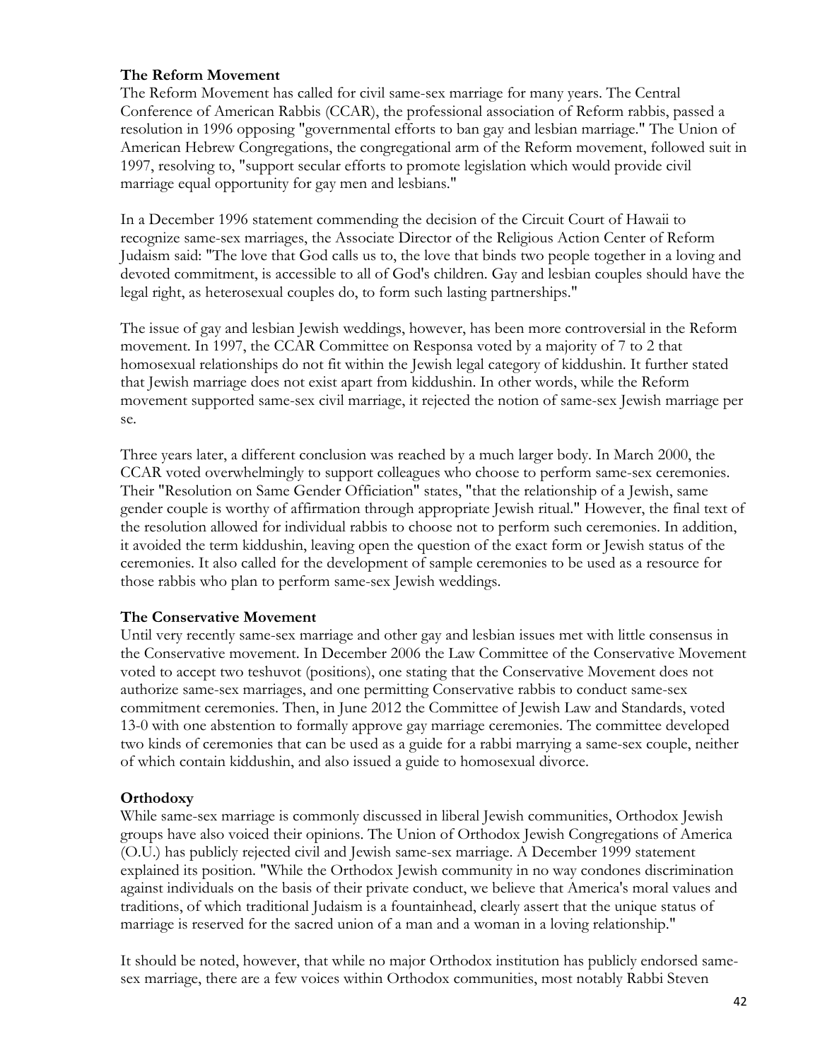### The Reform Movement

The Reform Movement has called for civil same-sex marriage for many years. The Central Conference of American Rabbis (CCAR), the professional association of Reform rabbis, passed a resolution in 1996 opposing "governmental efforts to ban gay and lesbian marriage." The Union of American Hebrew Congregations, the congregational arm of the Reform movement, followed suit in 1997, resolving to, "support secular efforts to promote legislation which would provide civil marriage equal opportunity for gay men and lesbians."

In a December 1996 statement commending the decision of the Circuit Court of Hawaii to recognize same-sex marriages, the Associate Director of the Religious Action Center of Reform Judaism said: "The love that God calls us to, the love that binds two people together in a loving and devoted commitment, is accessible to all of God's children. Gay and lesbian couples should have the legal right, as heterosexual couples do, to form such lasting partnerships."

The issue of gay and lesbian Jewish weddings, however, has been more controversial in the Reform movement. In 1997, the CCAR Committee on Responsa voted by a majority of 7 to 2 that homosexual relationships do not fit within the Jewish legal category of kiddushin. It further stated that Jewish marriage does not exist apart from kiddushin. In other words, while the Reform movement supported same-sex civil marriage, it rejected the notion of same-sex Jewish marriage per se.

Three years later, a different conclusion was reached by a much larger body. In March 2000, the CCAR voted overwhelmingly to support colleagues who choose to perform same-sex ceremonies. Their "Resolution on Same Gender Officiation" states, "that the relationship of a Jewish, same gender couple is worthy of affirmation through appropriate Jewish ritual." However, the final text of the resolution allowed for individual rabbis to choose not to perform such ceremonies. In addition, it avoided the term kiddushin, leaving open the question of the exact form or Jewish status of the ceremonies. It also called for the development of sample ceremonies to be used as a resource for those rabbis who plan to perform same-sex Jewish weddings.

### The Conservative Movement

Until very recently same-sex marriage and other gay and lesbian issues met with little consensus in the Conservative movement. In December 2006 the Law Committee of the Conservative Movement voted to accept two teshuvot (positions), one stating that the Conservative Movement does not authorize same-sex marriages, and one permitting Conservative rabbis to conduct same-sex commitment ceremonies. Then, in June 2012 the Committee of Jewish Law and Standards, voted 13-0 with one abstention to formally approve gay marriage ceremonies. The committee developed two kinds of ceremonies that can be used as a guide for a rabbi marrying a same-sex couple, neither of which contain kiddushin, and also issued a guide to homosexual divorce.

### Orthodoxy

While same-sex marriage is commonly discussed in liberal Jewish communities, Orthodox Jewish groups have also voiced their opinions. The Union of Orthodox Jewish Congregations of America (O.U.) has publicly rejected civil and Jewish same-sex marriage. A December 1999 statement explained its position. "While the Orthodox Jewish community in no way condones discrimination against individuals on the basis of their private conduct, we believe that America's moral values and traditions, of which traditional Judaism is a fountainhead, clearly assert that the unique status of marriage is reserved for the sacred union of a man and a woman in a loving relationship."

It should be noted, however, that while no major Orthodox institution has publicly endorsed same-sex marriage, there are a few voices within Orthodox communities, most notably Rabbi Steven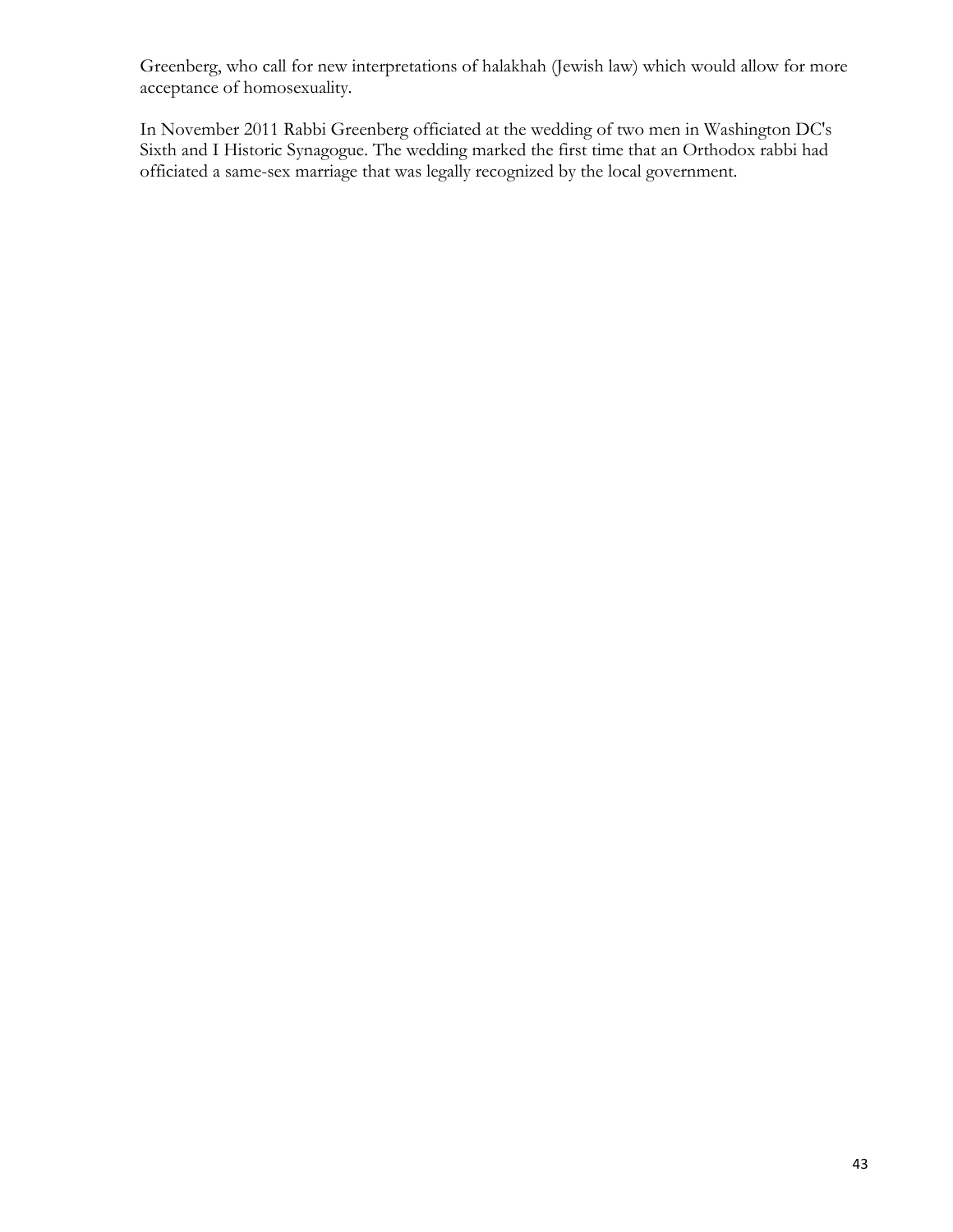Greenberg, who call for new interpretations of halakhah (Jewish law) which would allow for more acceptance of homosexuality.

In November 2011 Rabbi Greenberg officiated at the wedding of two men in Washington DC's Sixth and I Historic Synagogue. The wedding marked the first time that an Orthodox rabbi had officiated a same-sex marriage that was legally recognized by the local government.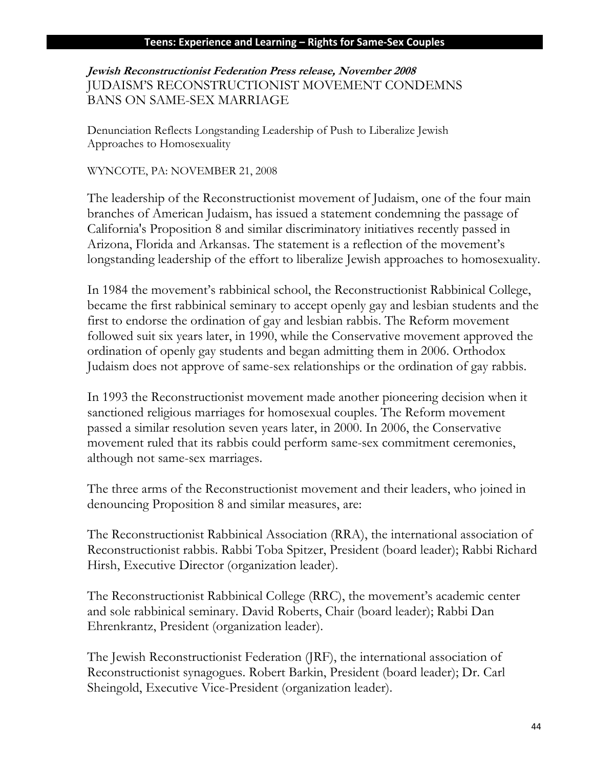***Jewish Reconstructionist Federation Press release, November 2008***

# JUDAISM'S RECONSTRUCTIONIST MOVEMENT CONDEMNS BANS ON SAME-SEX MARRIAGE

Denunciation Reflects Longstanding Leadership of Push to Liberalize Jewish Approaches to Homosexuality

WYNCOTE, PA: NOVEMBER 21, 2008

The leadership of the Reconstructionist movement of Judaism, one of the four main branches of American Judaism, has issued a statement condemning the passage of California's Proposition 8 and similar discriminatory initiatives recently passed in Arizona, Florida and Arkansas. The statement is a reflection of the movement's longstanding leadership of the effort to liberalize Jewish approaches to homosexuality.

In 1984 the movement's rabbinical school, the Reconstructionist Rabbinical College, became the first rabbinical seminary to accept openly gay and lesbian students and the first to endorse the ordination of gay and lesbian rabbis. The Reform movement followed suit six years later, in 1990, while the Conservative movement approved the ordination of openly gay students and began admitting them in 2006. Orthodox Judaism does not approve of same-sex relationships or the ordination of gay rabbis.

In 1993 the Reconstructionist movement made another pioneering decision when it sanctioned religious marriages for homosexual couples. The Reform movement passed a similar resolution seven years later, in 2000. In 2006, the Conservative movement ruled that its rabbis could perform same-sex commitment ceremonies, although not same-sex marriages.

The three arms of the Reconstructionist movement and their leaders, who joined in denouncing Proposition 8 and similar measures, are:

The Reconstructionist Rabbinical Association (RRA), the international association of Reconstructionist rabbis. Rabbi Toba Spitzer, President (board leader); Rabbi Richard Hirsh, Executive Director (organization leader).

The Reconstructionist Rabbinical College (RRC), the movement's academic center and sole rabbinical seminary. David Roberts, Chair (board leader); Rabbi Dan Ehrenkrantz, President (organization leader).

The Jewish Reconstructionist Federation (JRF), the international association of Reconstructionist synagogues. Robert Barkin, President (board leader); Dr. Carl Sheingold, Executive Vice-President (organization leader).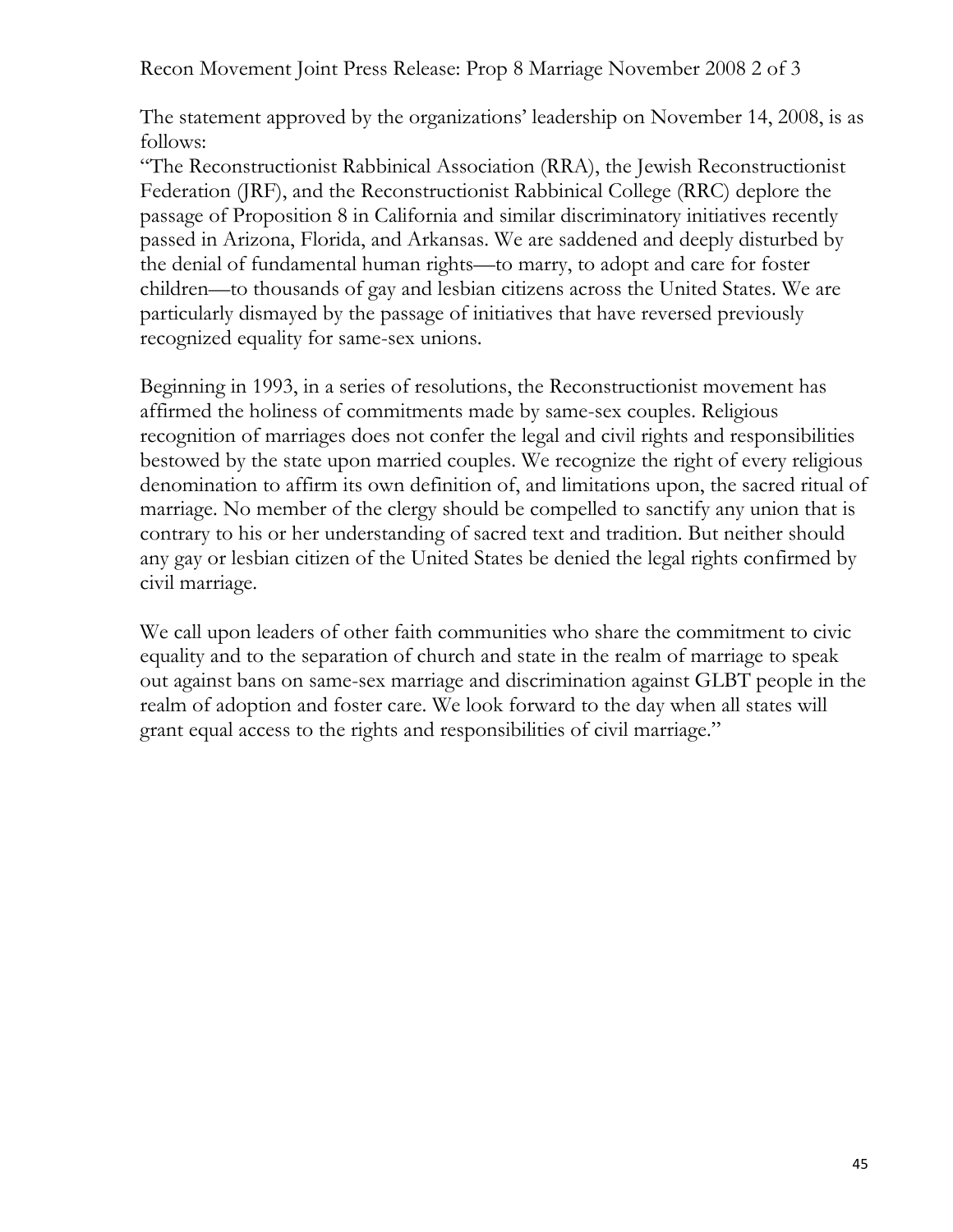The statement approved by the organizations' leadership on November 14, 2008, is as follows:

"The Reconstructionist Rabbinical Association (RRA), the Jewish Reconstructionist Federation (JRF), and the Reconstructionist Rabbinical College (RRC) deplore the passage of Proposition 8 in California and similar discriminatory initiatives recently passed in Arizona, Florida, and Arkansas. We are saddened and deeply disturbed by the denial of fundamental human rights—to marry, to adopt and care for foster children—to thousands of gay and lesbian citizens across the United States. We are particularly dismayed by the passage of initiatives that have reversed previously recognized equality for same-sex unions.

Beginning in 1993, in a series of resolutions, the Reconstructionist movement has affirmed the holiness of commitments made by same-sex couples. Religious recognition of marriages does not confer the legal and civil rights and responsibilities bestowed by the state upon married couples. We recognize the right of every religious denomination to affirm its own definition of, and limitations upon, the sacred ritual of marriage. No member of the clergy should be compelled to sanctify any union that is contrary to his or her understanding of sacred text and tradition. But neither should any gay or lesbian citizen of the United States be denied the legal rights confirmed by civil marriage.

We call upon leaders of other faith communities who share the commitment to civic equality and to the separation of church and state in the realm of marriage to speak out against bans on same-sex marriage and discrimination against GLBT people in the realm of adoption and foster care. We look forward to the day when all states will grant equal access to the rights and responsibilities of civil marriage."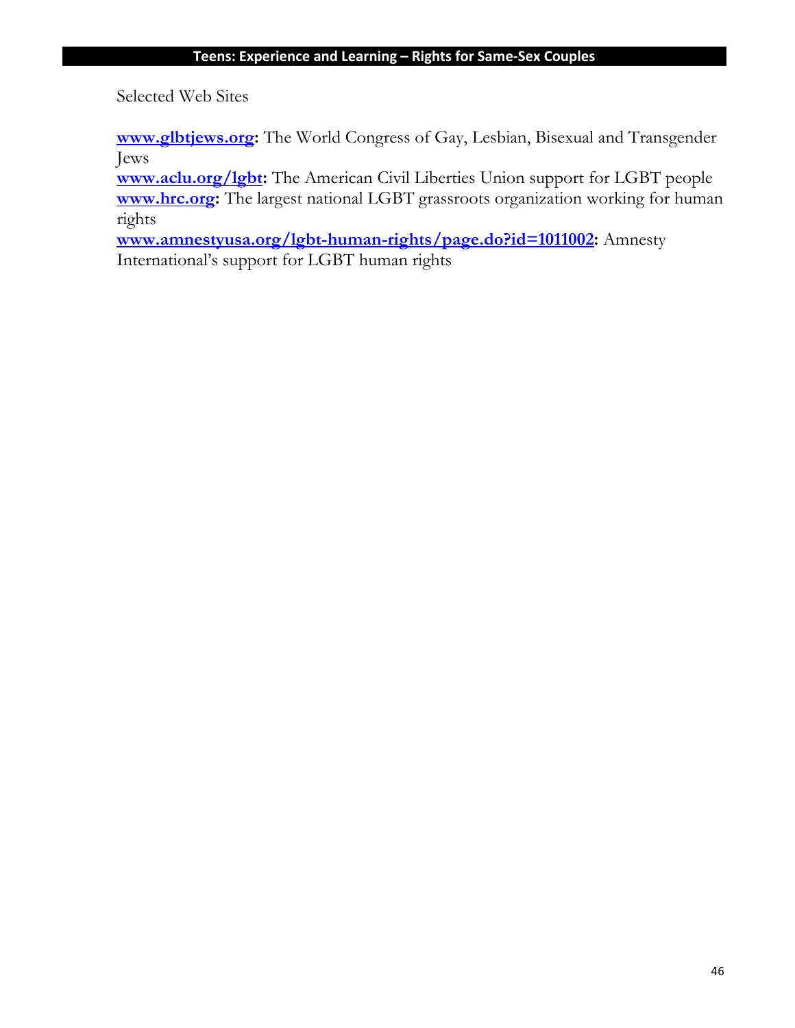Selected Web Sites

**www.glbtjews.org:** The World Congress of Gay, Lesbian, Bisexual and Transgender Jews
**www.aclu.org/lgbt:** The American Civil Liberties Union support for LGBT people
**www.hrc.org:** The largest national LGBT grassroots organization working for human rights
**www.amnestyusa.org/lgbt-human-rights/page.do?id=1011002:** Amnesty International's support for LGBT human rights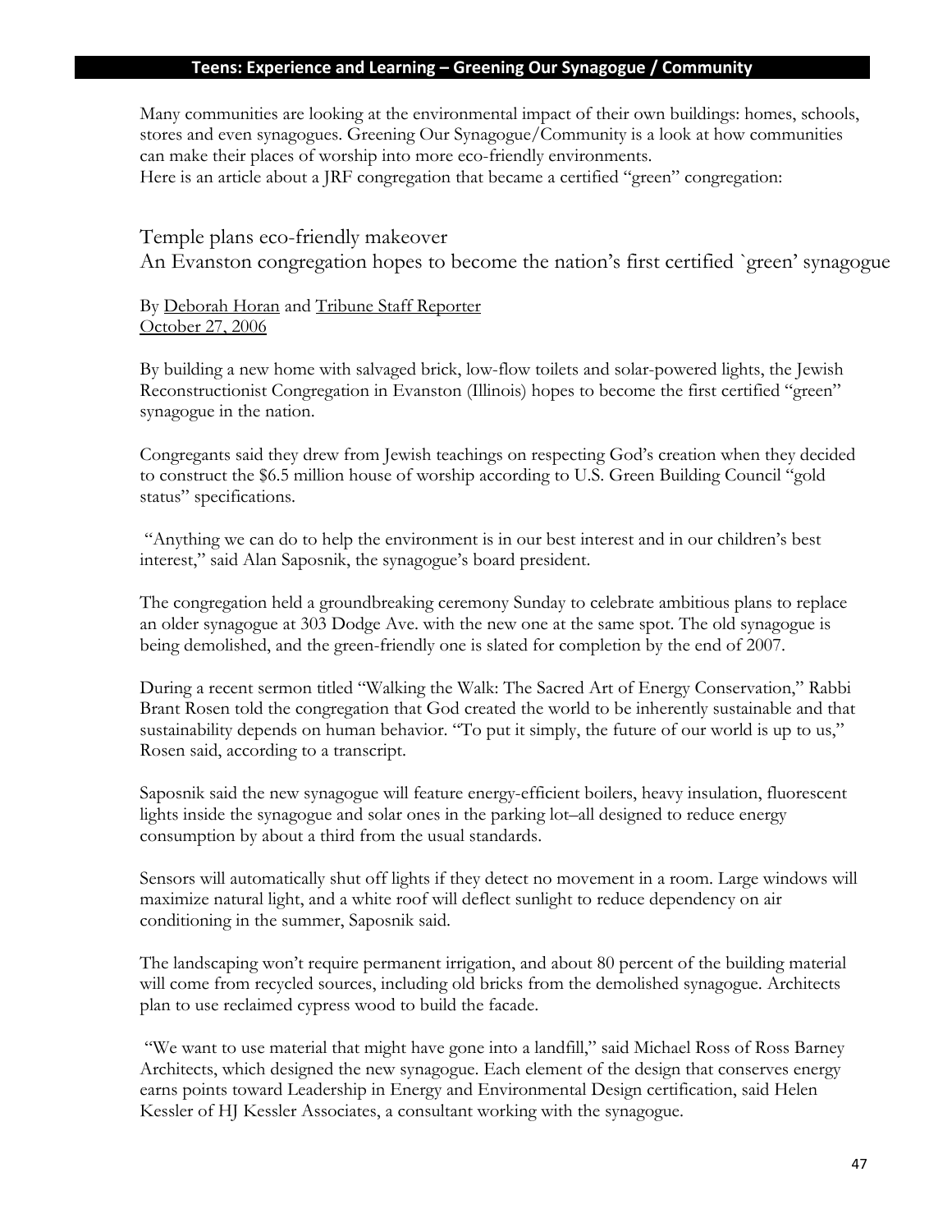## Teens: Experience and Learning – Greening Our Synagogue / Community

Many communities are looking at the environmental impact of their own buildings: homes, schools, stores and even synagogues. Greening Our Synagogue/Community is a look at how communities can make their places of worship into more eco-friendly environments.
Here is an article about a JRF congregation that became a certified "green" congregation:

### Temple plans eco-friendly makeover
### An Evanston congregation hopes to become the nation's first certified `green' synagogue

By Deborah Horan and Tribune Staff Reporter
October 27, 2006

By building a new home with salvaged brick, low-flow toilets and solar-powered lights, the Jewish Reconstructionist Congregation in Evanston (Illinois) hopes to become the first certified "green" synagogue in the nation.

Congregants said they drew from Jewish teachings on respecting God's creation when they decided to construct the $6.5 million house of worship according to U.S. Green Building Council "gold status" specifications.

"Anything we can do to help the environment is in our best interest and in our children's best interest," said Alan Saposnik, the synagogue's board president.

The congregation held a groundbreaking ceremony Sunday to celebrate ambitious plans to replace an older synagogue at 303 Dodge Ave. with the new one at the same spot. The old synagogue is being demolished, and the green-friendly one is slated for completion by the end of 2007.

During a recent sermon titled "Walking the Walk: The Sacred Art of Energy Conservation," Rabbi Brant Rosen told the congregation that God created the world to be inherently sustainable and that sustainability depends on human behavior. "To put it simply, the future of our world is up to us," Rosen said, according to a transcript.

Saposnik said the new synagogue will feature energy-efficient boilers, heavy insulation, fluorescent lights inside the synagogue and solar ones in the parking lot–all designed to reduce energy consumption by about a third from the usual standards.

Sensors will automatically shut off lights if they detect no movement in a room. Large windows will maximize natural light, and a white roof will deflect sunlight to reduce dependency on air conditioning in the summer, Saposnik said.

The landscaping won't require permanent irrigation, and about 80 percent of the building material will come from recycled sources, including old bricks from the demolished synagogue. Architects plan to use reclaimed cypress wood to build the facade.

"We want to use material that might have gone into a landfill," said Michael Ross of Ross Barney Architects, which designed the new synagogue. Each element of the design that conserves energy earns points toward Leadership in Energy and Environmental Design certification, said Helen Kessler of HJ Kessler Associates, a consultant working with the synagogue.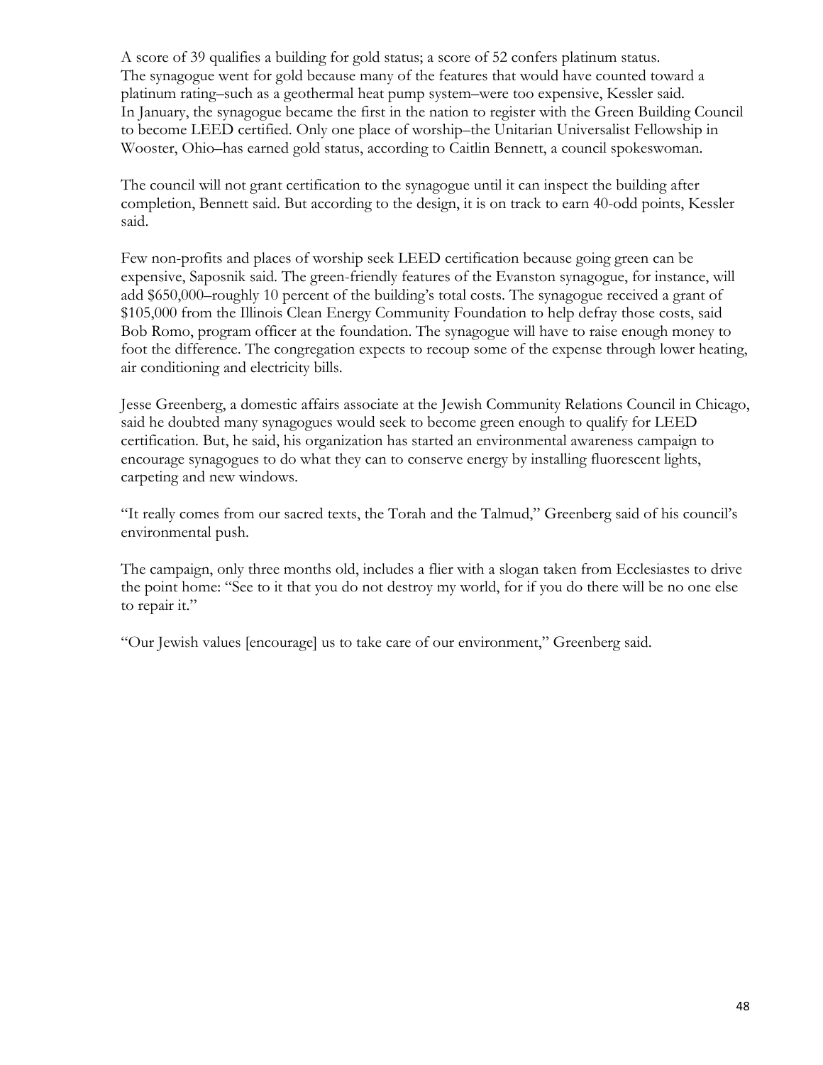A score of 39 qualifies a building for gold status; a score of 52 confers platinum status. The synagogue went for gold because many of the features that would have counted toward a platinum rating–such as a geothermal heat pump system–were too expensive, Kessler said. In January, the synagogue became the first in the nation to register with the Green Building Council to become LEED certified. Only one place of worship–the Unitarian Universalist Fellowship in Wooster, Ohio–has earned gold status, according to Caitlin Bennett, a council spokeswoman.

The council will not grant certification to the synagogue until it can inspect the building after completion, Bennett said. But according to the design, it is on track to earn 40-odd points, Kessler said.

Few non-profits and places of worship seek LEED certification because going green can be expensive, Saposnik said. The green-friendly features of the Evanston synagogue, for instance, will add $650,000–roughly 10 percent of the building's total costs. The synagogue received a grant of $105,000 from the Illinois Clean Energy Community Foundation to help defray those costs, said Bob Romo, program officer at the foundation. The synagogue will have to raise enough money to foot the difference. The congregation expects to recoup some of the expense through lower heating, air conditioning and electricity bills.

Jesse Greenberg, a domestic affairs associate at the Jewish Community Relations Council in Chicago, said he doubted many synagogues would seek to become green enough to qualify for LEED certification. But, he said, his organization has started an environmental awareness campaign to encourage synagogues to do what they can to conserve energy by installing fluorescent lights, carpeting and new windows.

"It really comes from our sacred texts, the Torah and the Talmud," Greenberg said of his council's environmental push.

The campaign, only three months old, includes a flier with a slogan taken from Ecclesiastes to drive the point home: "See to it that you do not destroy my world, for if you do there will be no one else to repair it."

"Our Jewish values [encourage] us to take care of our environment," Greenberg said.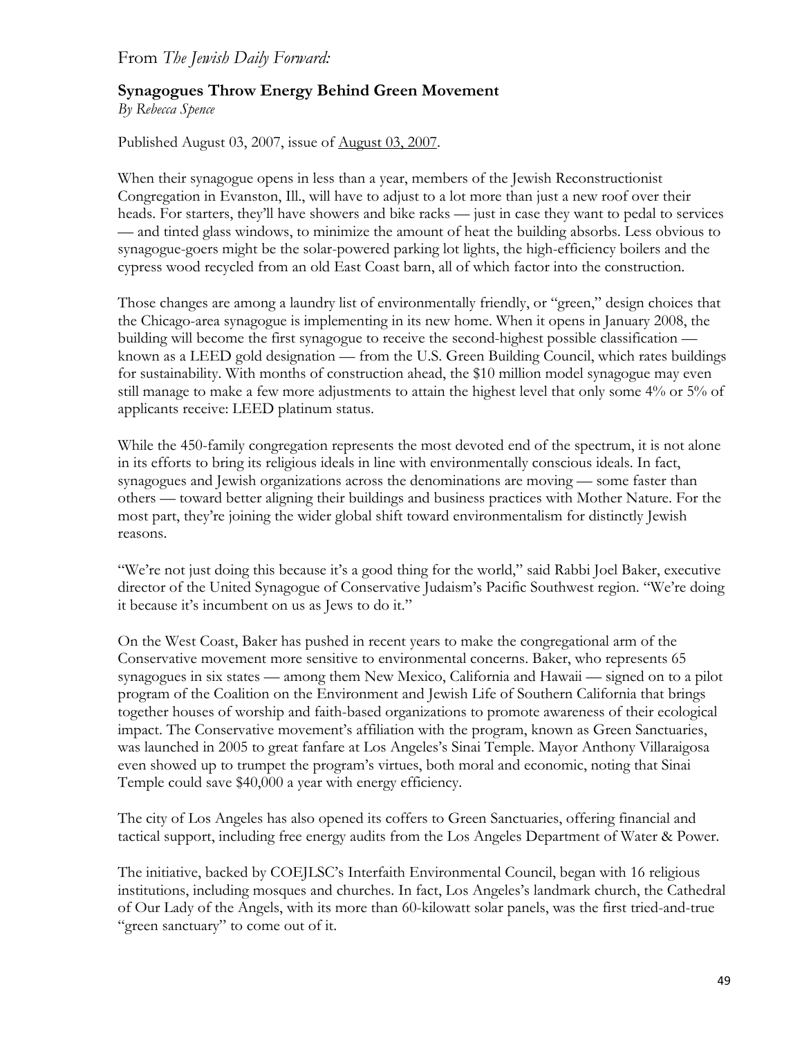From *The Jewish Daily Forward:*

**Synagogues Throw Energy Behind Green Movement**
*By Rebecca Spence*

Published August 03, 2007, issue of August 03, 2007.

When their synagogue opens in less than a year, members of the Jewish Reconstructionist Congregation in Evanston, Ill., will have to adjust to a lot more than just a new roof over their heads. For starters, they'll have showers and bike racks — just in case they want to pedal to services — and tinted glass windows, to minimize the amount of heat the building absorbs. Less obvious to synagogue-goers might be the solar-powered parking lot lights, the high-efficiency boilers and the cypress wood recycled from an old East Coast barn, all of which factor into the construction.

Those changes are among a laundry list of environmentally friendly, or "green," design choices that the Chicago-area synagogue is implementing in its new home. When it opens in January 2008, the building will become the first synagogue to receive the second-highest possible classification — known as a LEED gold designation — from the U.S. Green Building Council, which rates buildings for sustainability. With months of construction ahead, the $10 million model synagogue may even still manage to make a few more adjustments to attain the highest level that only some 4% or 5% of applicants receive: LEED platinum status.

While the 450-family congregation represents the most devoted end of the spectrum, it is not alone in its efforts to bring its religious ideals in line with environmentally conscious ideals. In fact, synagogues and Jewish organizations across the denominations are moving — some faster than others — toward better aligning their buildings and business practices with Mother Nature. For the most part, they're joining the wider global shift toward environmentalism for distinctly Jewish reasons.

"We're not just doing this because it's a good thing for the world," said Rabbi Joel Baker, executive director of the United Synagogue of Conservative Judaism's Pacific Southwest region. "We're doing it because it's incumbent on us as Jews to do it."

On the West Coast, Baker has pushed in recent years to make the congregational arm of the Conservative movement more sensitive to environmental concerns. Baker, who represents 65 synagogues in six states — among them New Mexico, California and Hawaii — signed on to a pilot program of the Coalition on the Environment and Jewish Life of Southern California that brings together houses of worship and faith-based organizations to promote awareness of their ecological impact. The Conservative movement's affiliation with the program, known as Green Sanctuaries, was launched in 2005 to great fanfare at Los Angeles's Sinai Temple. Mayor Anthony Villaraigosa even showed up to trumpet the program's virtues, both moral and economic, noting that Sinai Temple could save $40,000 a year with energy efficiency.

The city of Los Angeles has also opened its coffers to Green Sanctuaries, offering financial and tactical support, including free energy audits from the Los Angeles Department of Water & Power.

The initiative, backed by COEJLSC's Interfaith Environmental Council, began with 16 religious institutions, including mosques and churches. In fact, Los Angeles's landmark church, the Cathedral of Our Lady of the Angels, with its more than 60-kilowatt solar panels, was the first tried-and-true "green sanctuary" to come out of it.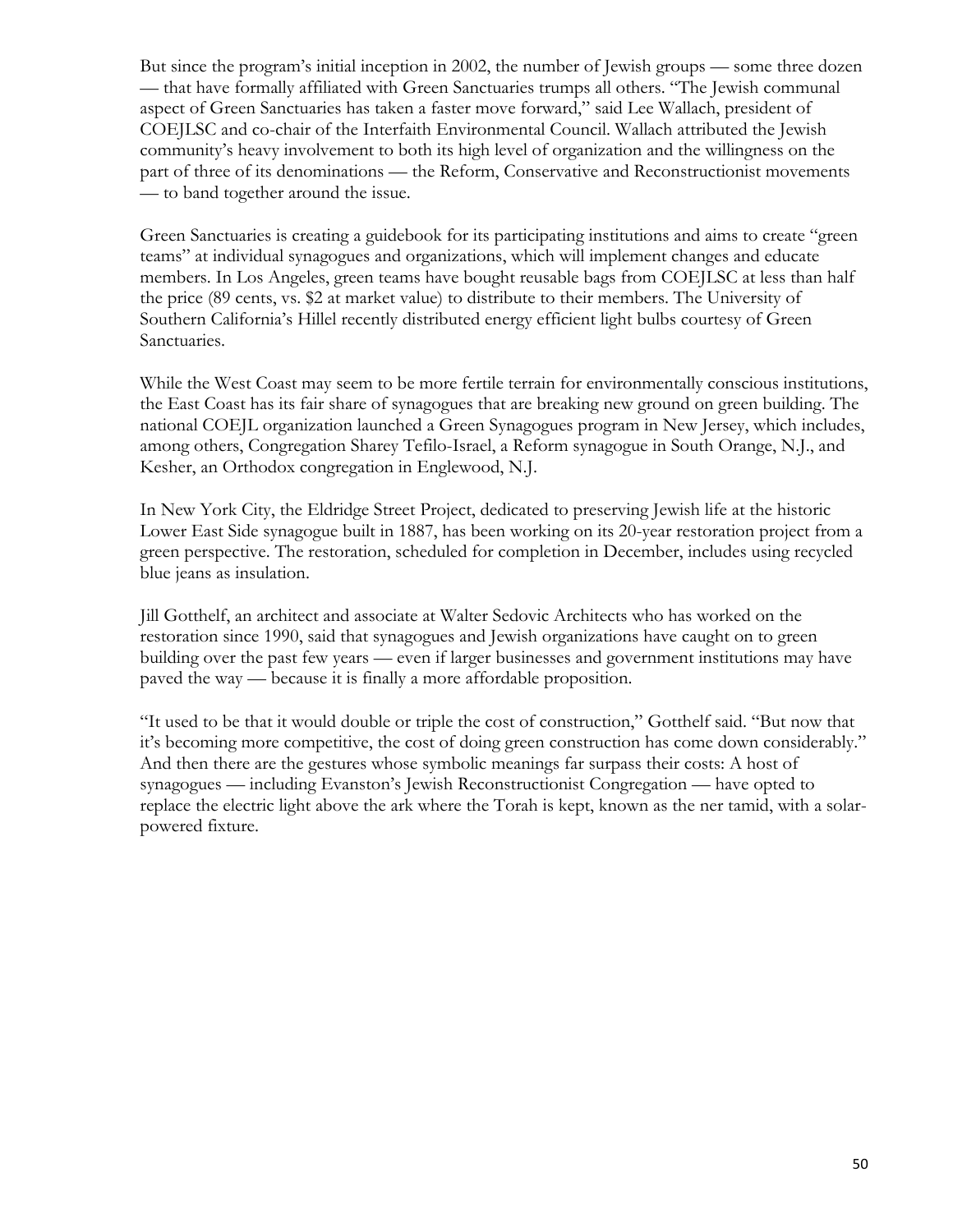But since the program's initial inception in 2002, the number of Jewish groups — some three dozen — that have formally affiliated with Green Sanctuaries trumps all others. "The Jewish communal aspect of Green Sanctuaries has taken a faster move forward," said Lee Wallach, president of COEJLSC and co-chair of the Interfaith Environmental Council. Wallach attributed the Jewish community's heavy involvement to both its high level of organization and the willingness on the part of three of its denominations — the Reform, Conservative and Reconstructionist movements — to band together around the issue.

Green Sanctuaries is creating a guidebook for its participating institutions and aims to create "green teams" at individual synagogues and organizations, which will implement changes and educate members. In Los Angeles, green teams have bought reusable bags from COEJLSC at less than half the price (89 cents, vs. $2 at market value) to distribute to their members. The University of Southern California's Hillel recently distributed energy efficient light bulbs courtesy of Green Sanctuaries.

While the West Coast may seem to be more fertile terrain for environmentally conscious institutions, the East Coast has its fair share of synagogues that are breaking new ground on green building. The national COEJL organization launched a Green Synagogues program in New Jersey, which includes, among others, Congregation Sharey Tefilo-Israel, a Reform synagogue in South Orange, N.J., and Kesher, an Orthodox congregation in Englewood, N.J.

In New York City, the Eldridge Street Project, dedicated to preserving Jewish life at the historic Lower East Side synagogue built in 1887, has been working on its 20-year restoration project from a green perspective. The restoration, scheduled for completion in December, includes using recycled blue jeans as insulation.

Jill Gotthelf, an architect and associate at Walter Sedovic Architects who has worked on the restoration since 1990, said that synagogues and Jewish organizations have caught on to green building over the past few years — even if larger businesses and government institutions may have paved the way — because it is finally a more affordable proposition.

"It used to be that it would double or triple the cost of construction," Gotthelf said. "But now that it's becoming more competitive, the cost of doing green construction has come down considerably." And then there are the gestures whose symbolic meanings far surpass their costs: A host of synagogues — including Evanston's Jewish Reconstructionist Congregation — have opted to replace the electric light above the ark where the Torah is kept, known as the ner tamid, with a solar-powered fixture.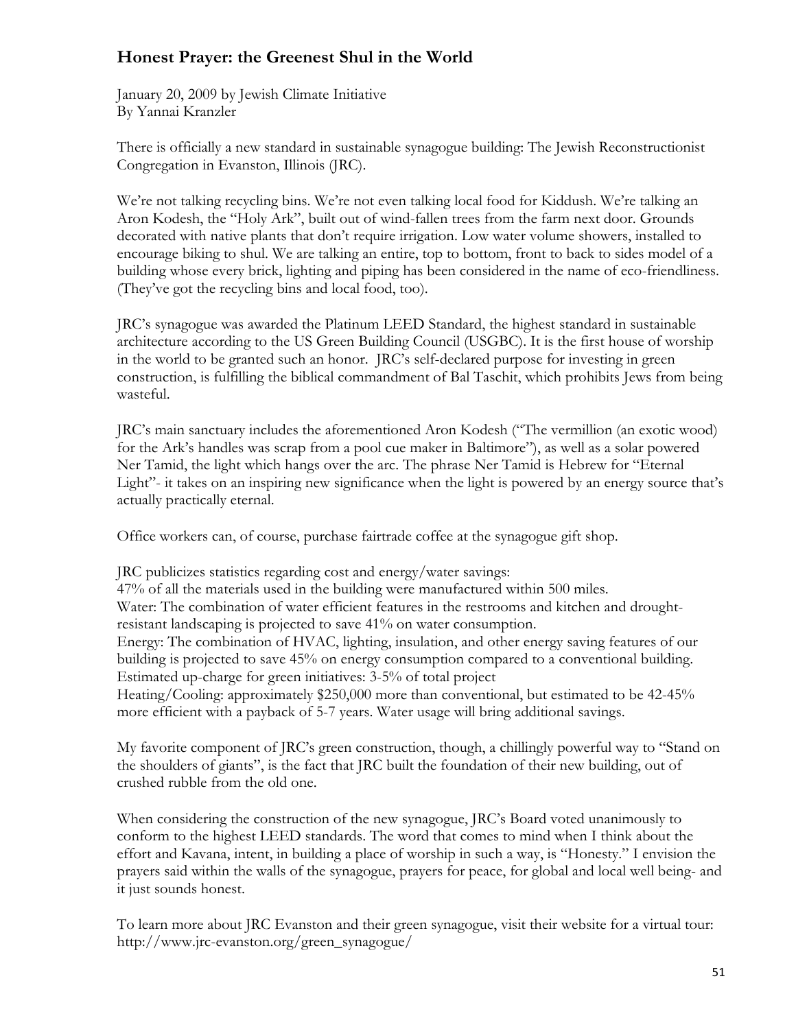## Honest Prayer: the Greenest Shul in the World

January 20, 2009 by Jewish Climate Initiative
By Yannai Kranzler

There is officially a new standard in sustainable synagogue building: The Jewish Reconstructionist Congregation in Evanston, Illinois (JRC).

We're not talking recycling bins. We're not even talking local food for Kiddush. We're talking an Aron Kodesh, the "Holy Ark", built out of wind-fallen trees from the farm next door. Grounds decorated with native plants that don't require irrigation. Low water volume showers, installed to encourage biking to shul. We are talking an entire, top to bottom, front to back to sides model of a building whose every brick, lighting and piping has been considered in the name of eco-friendliness. (They've got the recycling bins and local food, too).

JRC's synagogue was awarded the Platinum LEED Standard, the highest standard in sustainable architecture according to the US Green Building Council (USGBC). It is the first house of worship in the world to be granted such an honor. JRC's self-declared purpose for investing in green construction, is fulfilling the biblical commandment of Bal Taschit, which prohibits Jews from being wasteful.

JRC's main sanctuary includes the aforementioned Aron Kodesh ("The vermillion (an exotic wood) for the Ark's handles was scrap from a pool cue maker in Baltimore"), as well as a solar powered Ner Tamid, the light which hangs over the arc. The phrase Ner Tamid is Hebrew for "Eternal Light"- it takes on an inspiring new significance when the light is powered by an energy source that's actually practically eternal.

Office workers can, of course, purchase fairtrade coffee at the synagogue gift shop.

JRC publicizes statistics regarding cost and energy/water savings:
47% of all the materials used in the building were manufactured within 500 miles.
Water: The combination of water efficient features in the restrooms and kitchen and drought-resistant landscaping is projected to save 41% on water consumption.
Energy: The combination of HVAC, lighting, insulation, and other energy saving features of our building is projected to save 45% on energy consumption compared to a conventional building.
Estimated up-charge for green initiatives: 3-5% of total project
Heating/Cooling: approximately $250,000 more than conventional, but estimated to be 42-45% more efficient with a payback of 5-7 years. Water usage will bring additional savings.

My favorite component of JRC's green construction, though, a chillingly powerful way to "Stand on the shoulders of giants", is the fact that JRC built the foundation of their new building, out of crushed rubble from the old one.

When considering the construction of the new synagogue, JRC's Board voted unanimously to conform to the highest LEED standards. The word that comes to mind when I think about the effort and Kavana, intent, in building a place of worship in such a way, is "Honesty." I envision the prayers said within the walls of the synagogue, prayers for peace, for global and local well being- and it just sounds honest.

To learn more about JRC Evanston and their green synagogue, visit their website for a virtual tour: http://www.jrc-evanston.org/green_synagogue/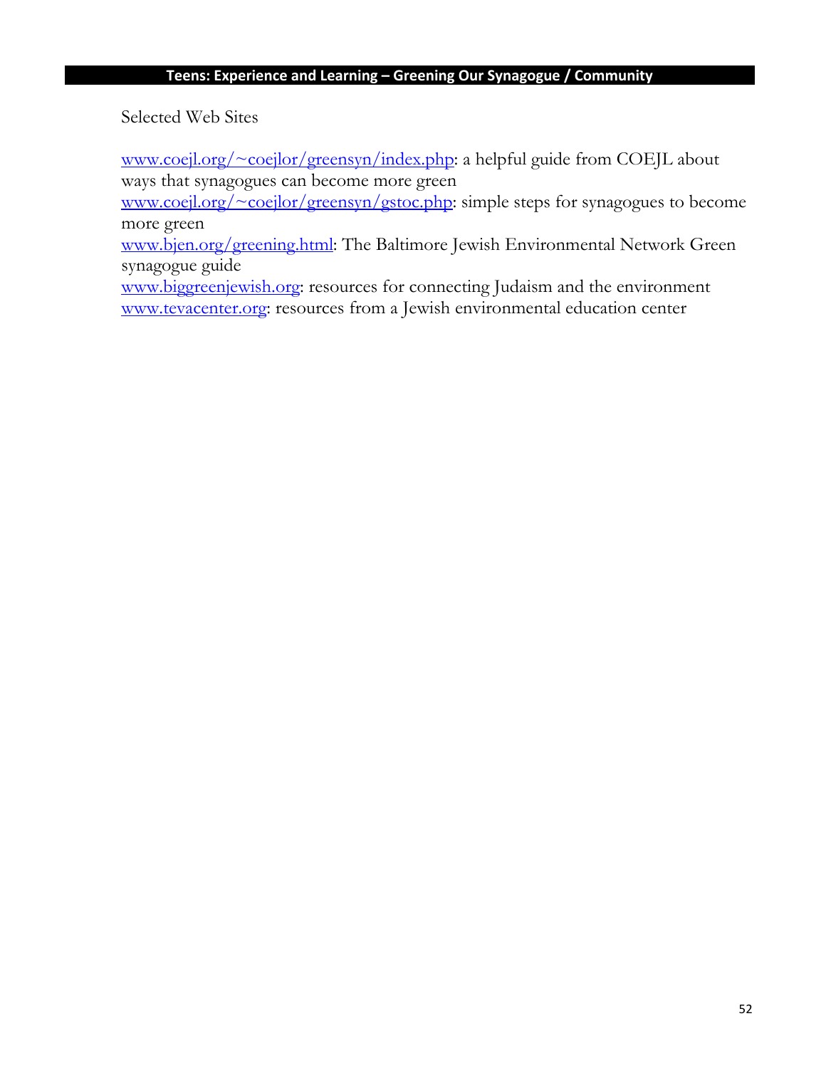Selected Web Sites

www.coejl.org/~coejlor/greensyn/index.php: a helpful guide from COEJL about ways that synagogues can become more green
www.coejl.org/~coejlor/greensyn/gstoc.php: simple steps for synagogues to become more green
www.bjen.org/greening.html: The Baltimore Jewish Environmental Network Green synagogue guide
www.biggreenjewish.org: resources for connecting Judaism and the environment
www.tevacenter.org: resources from a Jewish environmental education center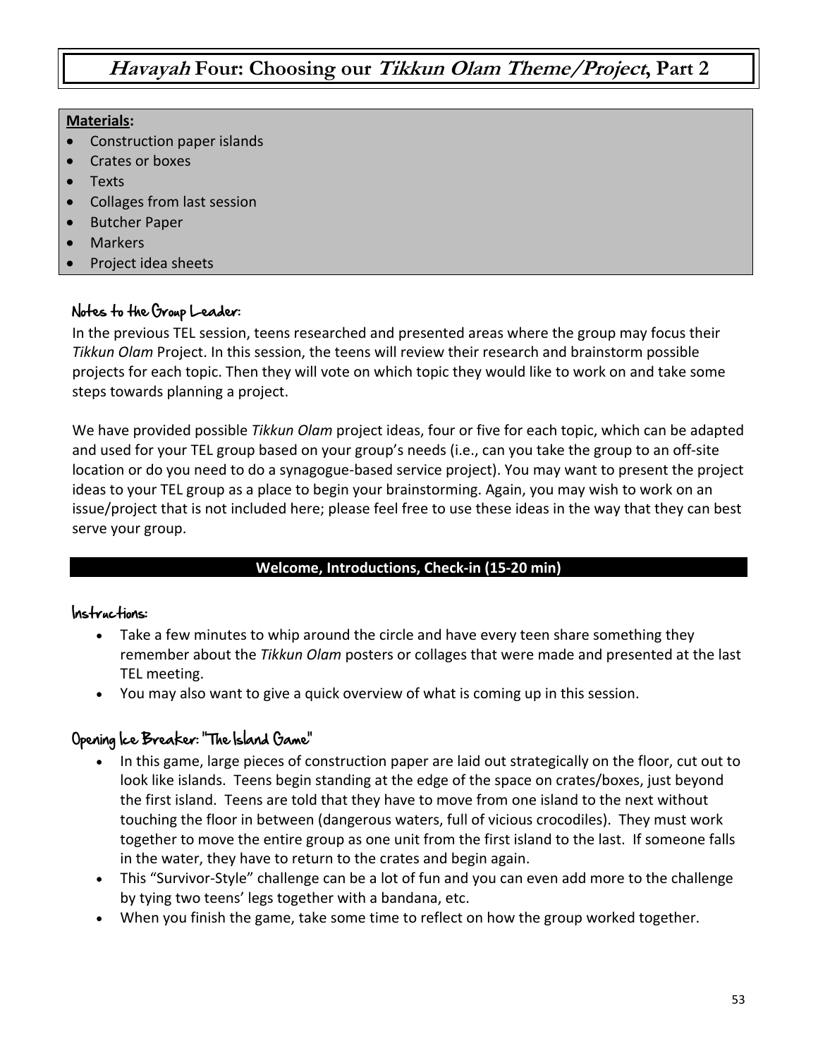# *Havayah* Four: Choosing our *Tikkun Olam Theme/Project*, Part 2

**Materials:**

- Construction paper islands
- Crates or boxes
- Texts
- Collages from last session
- Butcher Paper
- Markers
- Project idea sheets

### Notes to the Group Leader:

In the previous TEL session, teens researched and presented areas where the group may focus their *Tikkun Olam* Project. In this session, the teens will review their research and brainstorm possible projects for each topic. Then they will vote on which topic they would like to work on and take some steps towards planning a project.

We have provided possible *Tikkun Olam* project ideas, four or five for each topic, which can be adapted and used for your TEL group based on your group's needs (i.e., can you take the group to an off-site location or do you need to do a synagogue-based service project). You may want to present the project ideas to your TEL group as a place to begin your brainstorming. Again, you may wish to work on an issue/project that is not included here; please feel free to use these ideas in the way that they can best serve your group.

## Welcome, Introductions, Check-in (15-20 min)

### Instructions:

- Take a few minutes to whip around the circle and have every teen share something they remember about the *Tikkun Olam* posters or collages that were made and presented at the last TEL meeting.
- You may also want to give a quick overview of what is coming up in this session.

### Opening Ice Breaker: "The Island Game"

- In this game, large pieces of construction paper are laid out strategically on the floor, cut out to look like islands. Teens begin standing at the edge of the space on crates/boxes, just beyond the first island. Teens are told that they have to move from one island to the next without touching the floor in between (dangerous waters, full of vicious crocodiles). They must work together to move the entire group as one unit from the first island to the last. If someone falls in the water, they have to return to the crates and begin again.
- This "Survivor-Style" challenge can be a lot of fun and you can even add more to the challenge by tying two teens' legs together with a bandana, etc.
- When you finish the game, take some time to reflect on how the group worked together.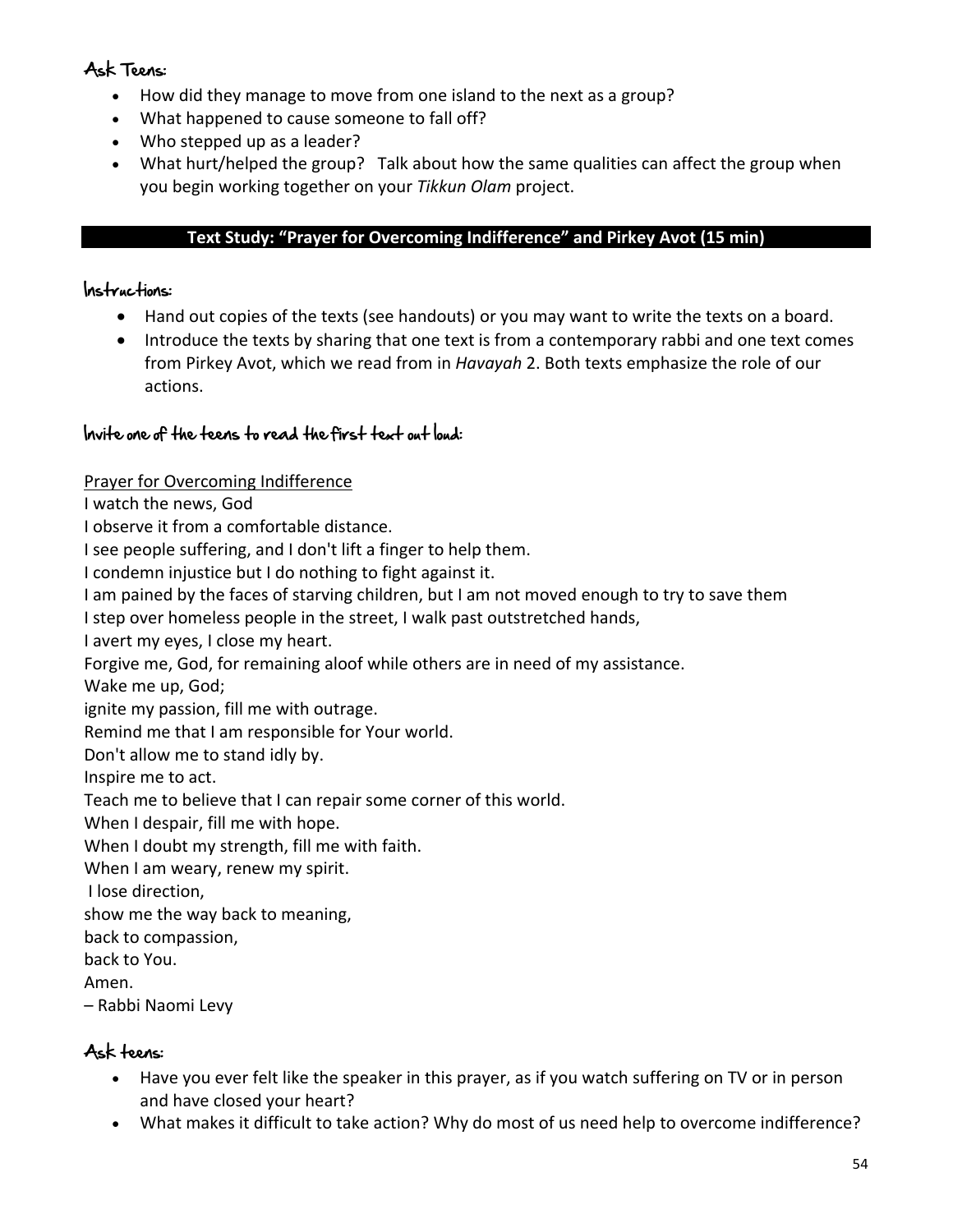### Ask Teens:

- How did they manage to move from one island to the next as a group?
- What happened to cause someone to fall off?
- Who stepped up as a leader?
- What hurt/helped the group? Talk about how the same qualities can affect the group when you begin working together on your *Tikkun Olam* project.

## Text Study: "Prayer for Overcoming Indifference" and Pirkey Avot (15 min)

### Instructions:

- Hand out copies of the texts (see handouts) or you may want to write the texts on a board.
- Introduce the texts by sharing that one text is from a contemporary rabbi and one text comes from Pirkey Avot, which we read from in *Havayah* 2. Both texts emphasize the role of our actions.

### Invite one of the teens to read the first text out loud:

Prayer for Overcoming Indifference

I watch the news, God
I observe it from a comfortable distance.
I see people suffering, and I don't lift a finger to help them.
I condemn injustice but I do nothing to fight against it.
I am pained by the faces of starving children, but I am not moved enough to try to save them
I step over homeless people in the street, I walk past outstretched hands,
I avert my eyes, I close my heart.
Forgive me, God, for remaining aloof while others are in need of my assistance.
Wake me up, God;
ignite my passion, fill me with outrage.
Remind me that I am responsible for Your world.
Don't allow me to stand idly by.
Inspire me to act.
Teach me to believe that I can repair some corner of this world.
When I despair, fill me with hope.
When I doubt my strength, fill me with faith.
When I am weary, renew my spirit.
I lose direction,
show me the way back to meaning,
back to compassion,
back to You.
Amen.
– Rabbi Naomi Levy

### Ask teens:

- Have you ever felt like the speaker in this prayer, as if you watch suffering on TV or in person and have closed your heart?
- What makes it difficult to take action? Why do most of us need help to overcome indifference?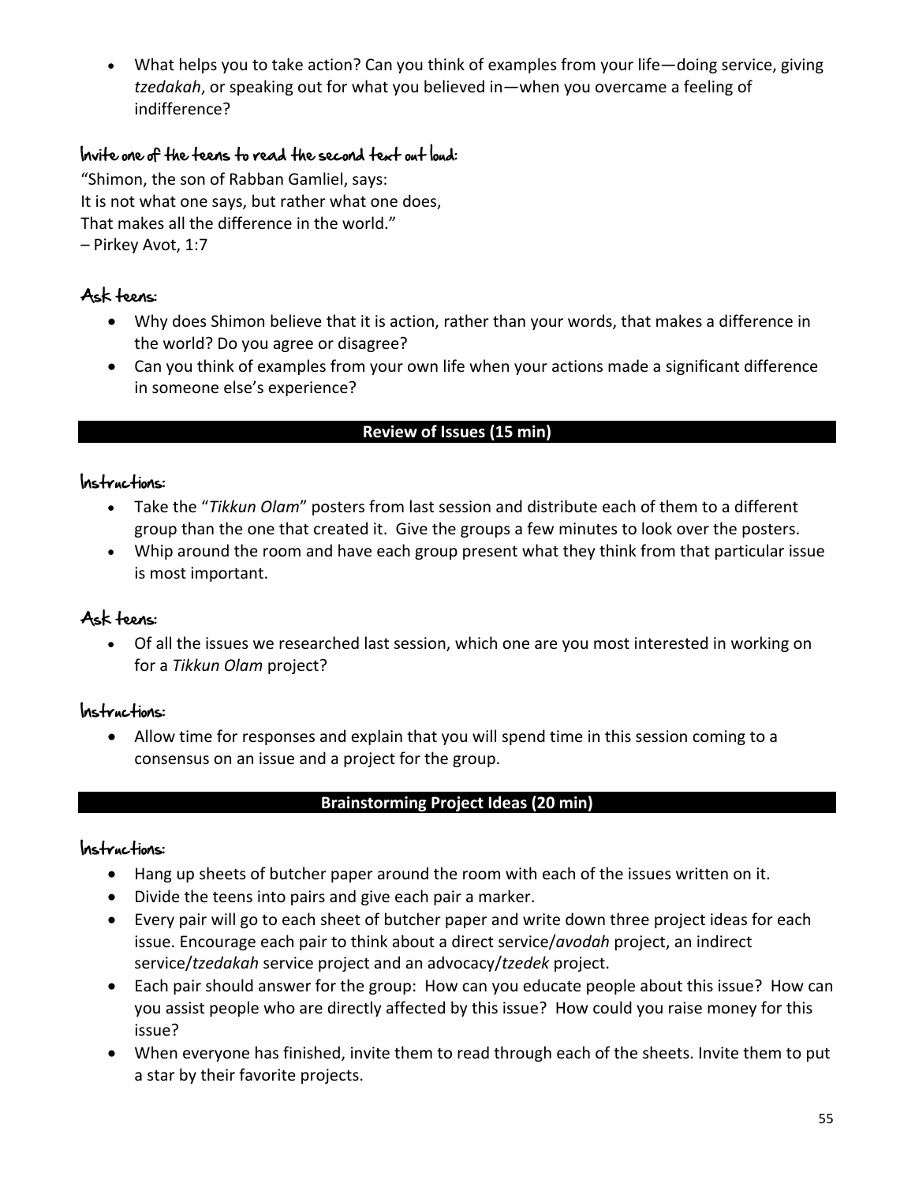- What helps you to take action? Can you think of examples from your life—doing service, giving *tzedakah*, or speaking out for what you believed in—when you overcame a feeling of indifference?

### Invite one of the teens to read the second text out loud:

"Shimon, the son of Rabban Gamliel, says:
It is not what one says, but rather what one does,
That makes all the difference in the world."
– Pirkey Avot, 1:7

### Ask teens:

- Why does Shimon believe that it is action, rather than your words, that makes a difference in the world? Do you agree or disagree?
- Can you think of examples from your own life when your actions made a significant difference in someone else's experience?

## Review of Issues (15 min)

### Instructions:

- Take the "*Tikkun Olam*" posters from last session and distribute each of them to a different group than the one that created it. Give the groups a few minutes to look over the posters.
- Whip around the room and have each group present what they think from that particular issue is most important.

### Ask teens:

- Of all the issues we researched last session, which one are you most interested in working on for a *Tikkun Olam* project?

### Instructions:

- Allow time for responses and explain that you will spend time in this session coming to a consensus on an issue and a project for the group.

## Brainstorming Project Ideas (20 min)

### Instructions:

- Hang up sheets of butcher paper around the room with each of the issues written on it.
- Divide the teens into pairs and give each pair a marker.
- Every pair will go to each sheet of butcher paper and write down three project ideas for each issue. Encourage each pair to think about a direct service/*avodah* project, an indirect service/*tzedakah* service project and an advocacy/*tzedek* project.
- Each pair should answer for the group: How can you educate people about this issue? How can you assist people who are directly affected by this issue? How could you raise money for this issue?
- When everyone has finished, invite them to read through each of the sheets. Invite them to put a star by their favorite projects.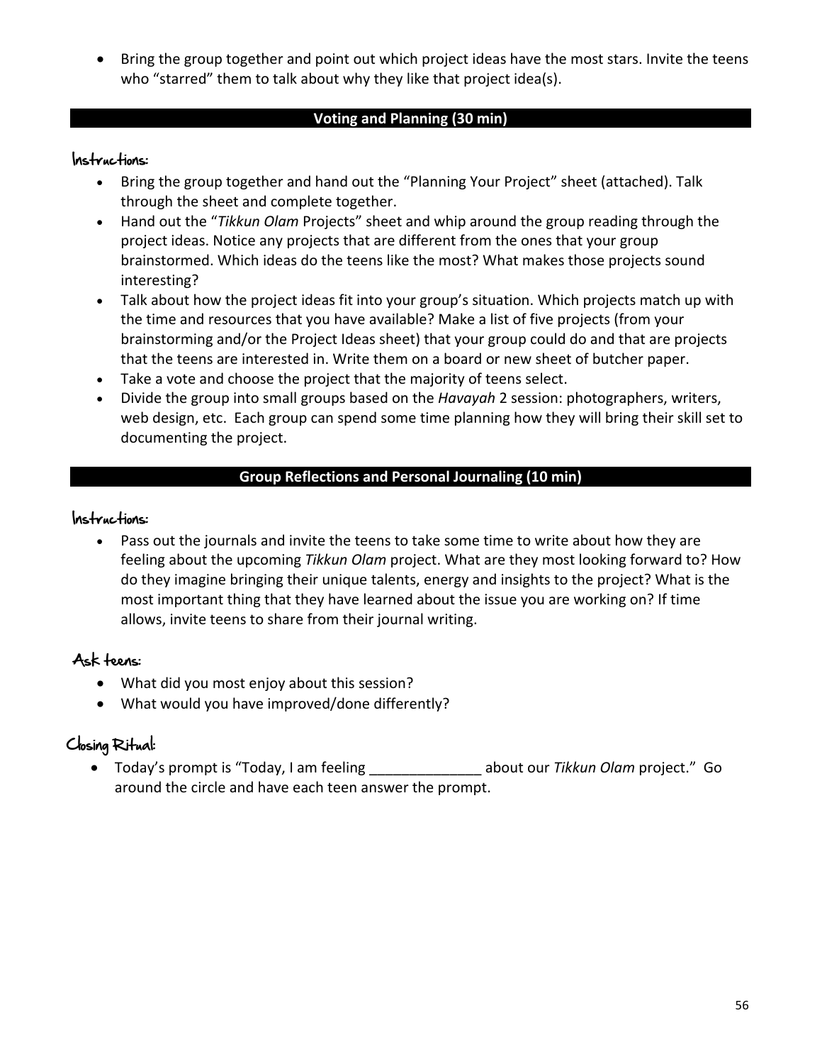- Bring the group together and point out which project ideas have the most stars. Invite the teens who "starred" them to talk about why they like that project idea(s).

## Voting and Planning (30 min)

### Instructions:

- Bring the group together and hand out the "Planning Your Project" sheet (attached). Talk through the sheet and complete together.
- Hand out the "*Tikkun Olam* Projects" sheet and whip around the group reading through the project ideas. Notice any projects that are different from the ones that your group brainstormed. Which ideas do the teens like the most? What makes those projects sound interesting?
- Talk about how the project ideas fit into your group's situation. Which projects match up with the time and resources that you have available? Make a list of five projects (from your brainstorming and/or the Project Ideas sheet) that your group could do and that are projects that the teens are interested in. Write them on a board or new sheet of butcher paper.
- Take a vote and choose the project that the majority of teens select.
- Divide the group into small groups based on the *Havayah* 2 session: photographers, writers, web design, etc. Each group can spend some time planning how they will bring their skill set to documenting the project.

## Group Reflections and Personal Journaling (10 min)

### Instructions:

- Pass out the journals and invite the teens to take some time to write about how they are feeling about the upcoming *Tikkun Olam* project. What are they most looking forward to? How do they imagine bringing their unique talents, energy and insights to the project? What is the most important thing that they have learned about the issue you are working on? If time allows, invite teens to share from their journal writing.

### Ask teens:

- What did you most enjoy about this session?
- What would you have improved/done differently?

### Closing Ritual:

- Today's prompt is "Today, I am feeling ______________ about our *Tikkun Olam* project." Go around the circle and have each teen answer the prompt.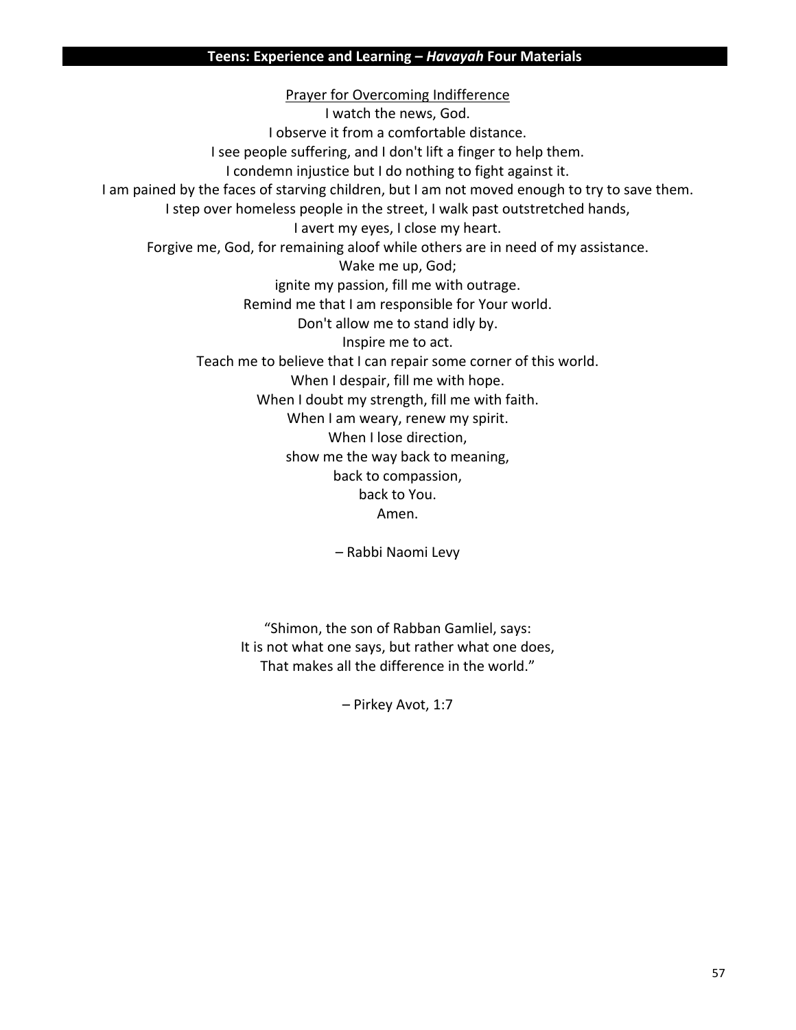Prayer for Overcoming Indifference

I watch the news, God.  
I observe it from a comfortable distance.  
I see people suffering, and I don't lift a finger to help them.  
I condemn injustice but I do nothing to fight against it.  
I am pained by the faces of starving children, but I am not moved enough to try to save them.  
I step over homeless people in the street, I walk past outstretched hands,  
I avert my eyes, I close my heart.  
Forgive me, God, for remaining aloof while others are in need of my assistance.  
Wake me up, God;  
ignite my passion, fill me with outrage.  
Remind me that I am responsible for Your world.  
Don't allow me to stand idly by.  
Inspire me to act.  
Teach me to believe that I can repair some corner of this world.  
When I despair, fill me with hope.  
When I doubt my strength, fill me with faith.  
When I am weary, renew my spirit.  
When I lose direction,  
show me the way back to meaning,  
back to compassion,  
back to You.  
Amen.

– Rabbi Naomi Levy

"Shimon, the son of Rabban Gamliel, says:  
It is not what one says, but rather what one does,  
That makes all the difference in the world."

– Pirkey Avot, 1:7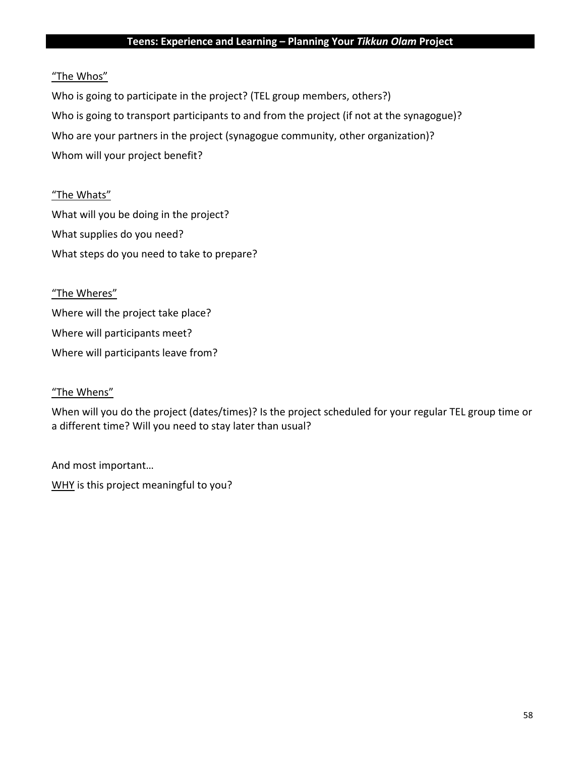## Teens: Experience and Learning – Planning Your *Tikkun Olam* Project

<u>"The Whos"</u>

Who is going to participate in the project? (TEL group members, others?)

Who is going to transport participants to and from the project (if not at the synagogue)?

Who are your partners in the project (synagogue community, other organization)?

Whom will your project benefit?

<u>"The Whats"</u>

What will you be doing in the project?

What supplies do you need?

What steps do you need to take to prepare?

<u>"The Wheres"</u>

Where will the project take place?

Where will participants meet?

Where will participants leave from?

<u>"The Whens"</u>

When will you do the project (dates/times)? Is the project scheduled for your regular TEL group time or a different time? Will you need to stay later than usual?

And most important…

<u>WHY</u> is this project meaningful to you?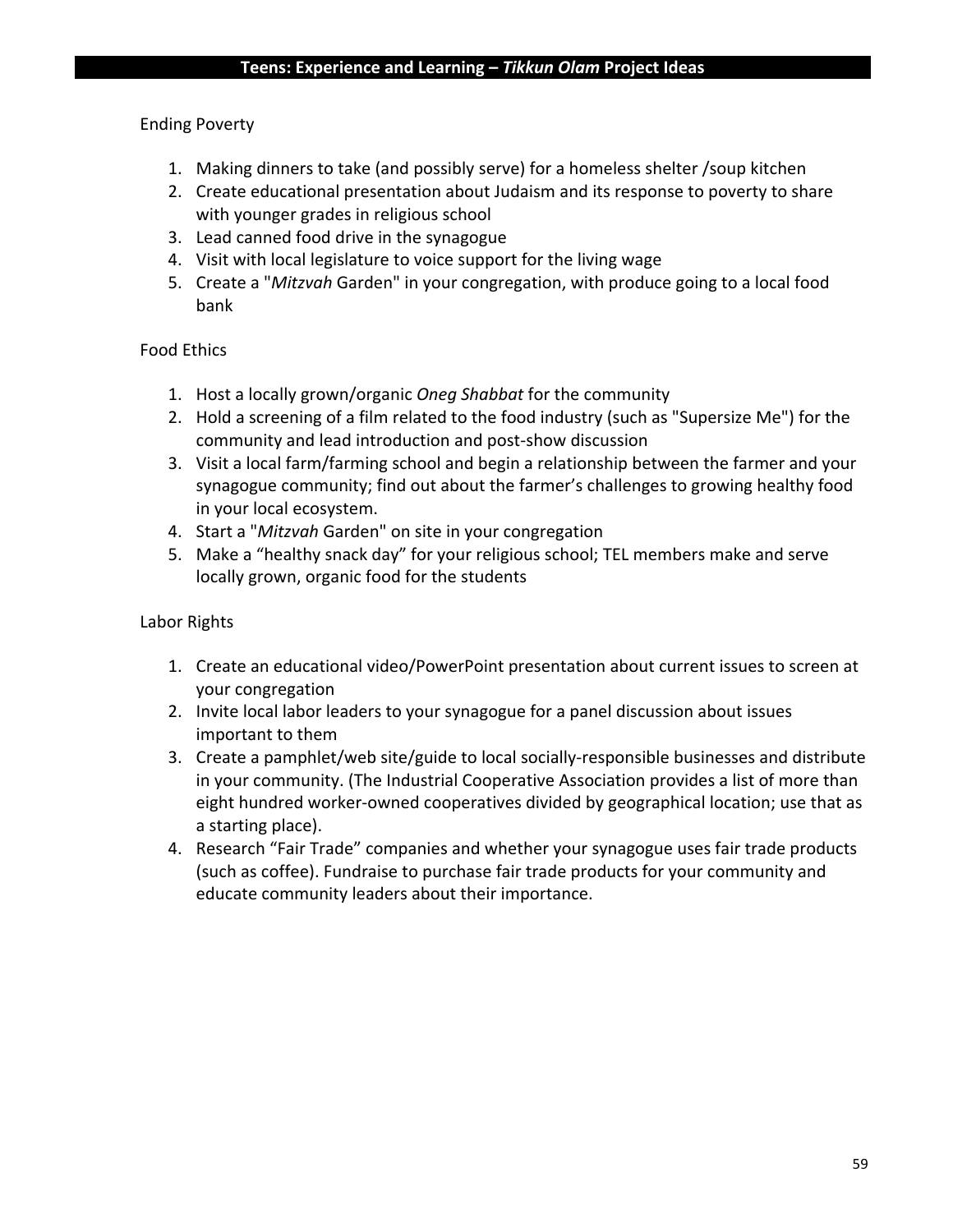## Teens: Experience and Learning – *Tikkun Olam* Project Ideas

### Ending Poverty

1. Making dinners to take (and possibly serve) for a homeless shelter /soup kitchen
2. Create educational presentation about Judaism and its response to poverty to share with younger grades in religious school
3. Lead canned food drive in the synagogue
4. Visit with local legislature to voice support for the living wage
5. Create a "*Mitzvah* Garden" in your congregation, with produce going to a local food bank

### Food Ethics

1. Host a locally grown/organic *Oneg Shabbat* for the community
2. Hold a screening of a film related to the food industry (such as "Supersize Me") for the community and lead introduction and post-show discussion
3. Visit a local farm/farming school and begin a relationship between the farmer and your synagogue community; find out about the farmer's challenges to growing healthy food in your local ecosystem.
4. Start a "*Mitzvah* Garden" on site in your congregation
5. Make a "healthy snack day" for your religious school; TEL members make and serve locally grown, organic food for the students

### Labor Rights

1. Create an educational video/PowerPoint presentation about current issues to screen at your congregation
2. Invite local labor leaders to your synagogue for a panel discussion about issues important to them
3. Create a pamphlet/web site/guide to local socially-responsible businesses and distribute in your community. (The Industrial Cooperative Association provides a list of more than eight hundred worker-owned cooperatives divided by geographical location; use that as a starting place).
4. Research "Fair Trade" companies and whether your synagogue uses fair trade products (such as coffee). Fundraise to purchase fair trade products for your community and educate community leaders about their importance.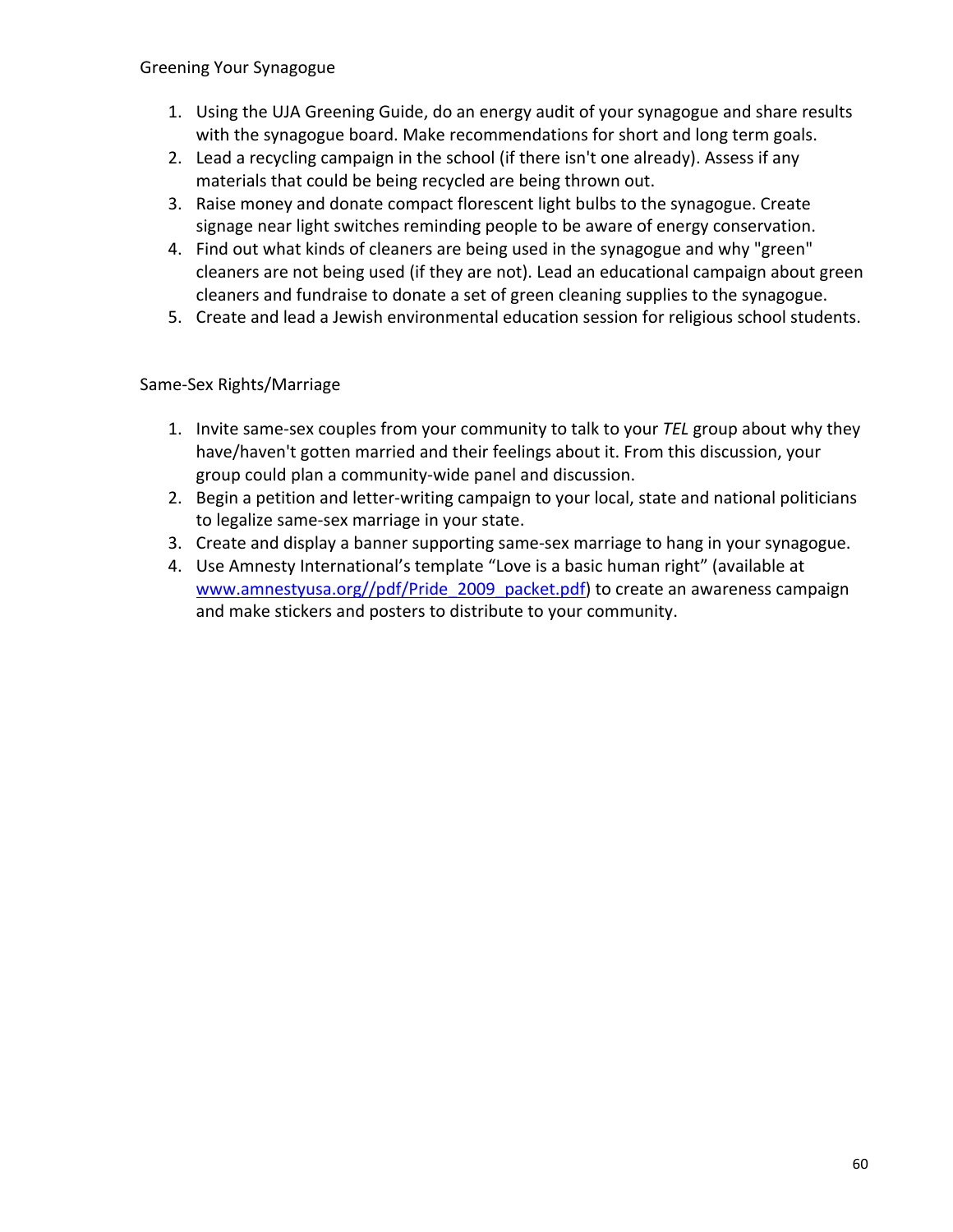Greening Your Synagogue

1. Using the UJA Greening Guide, do an energy audit of your synagogue and share results with the synagogue board. Make recommendations for short and long term goals.
2. Lead a recycling campaign in the school (if there isn't one already). Assess if any materials that could be being recycled are being thrown out.
3. Raise money and donate compact florescent light bulbs to the synagogue. Create signage near light switches reminding people to be aware of energy conservation.
4. Find out what kinds of cleaners are being used in the synagogue and why "green" cleaners are not being used (if they are not). Lead an educational campaign about green cleaners and fundraise to donate a set of green cleaning supplies to the synagogue.
5. Create and lead a Jewish environmental education session for religious school students.

Same-Sex Rights/Marriage

1. Invite same-sex couples from your community to talk to your *TEL* group about why they have/haven't gotten married and their feelings about it. From this discussion, your group could plan a community-wide panel and discussion.
2. Begin a petition and letter-writing campaign to your local, state and national politicians to legalize same-sex marriage in your state.
3. Create and display a banner supporting same-sex marriage to hang in your synagogue.
4. Use Amnesty International's template "Love is a basic human right" (available at www.amnestyusa.org//pdf/Pride_2009_packet.pdf) to create an awareness campaign and make stickers and posters to distribute to your community.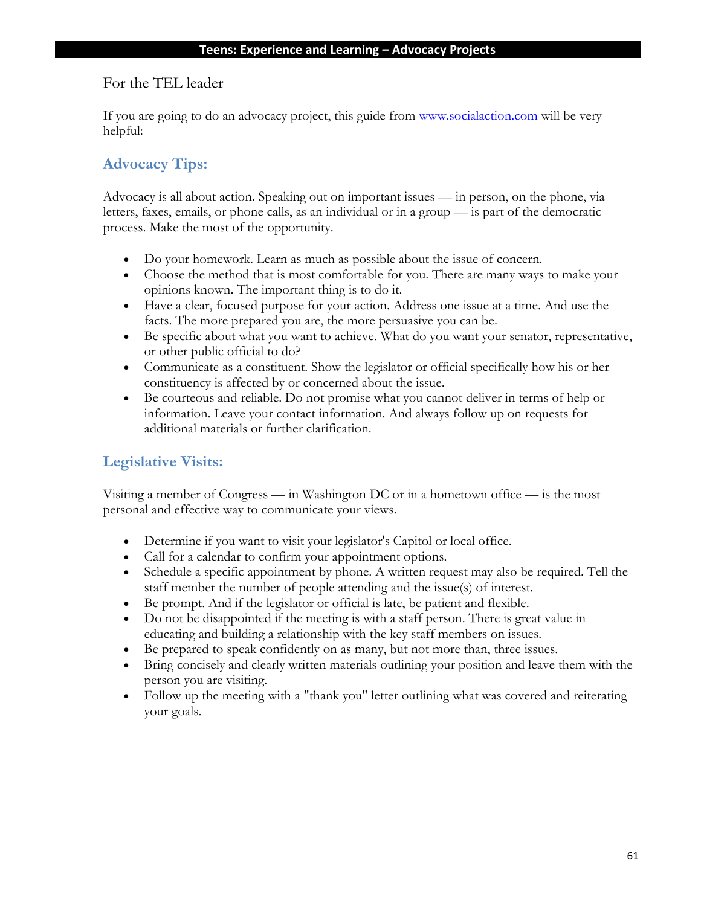For the TEL leader

If you are going to do an advocacy project, this guide from [www.socialaction.com](http://www.socialaction.com) will be very helpful:

## Advocacy Tips:

Advocacy is all about action. Speaking out on important issues — in person, on the phone, via letters, faxes, emails, or phone calls, as an individual or in a group — is part of the democratic process. Make the most of the opportunity.

- Do your homework. Learn as much as possible about the issue of concern.
- Choose the method that is most comfortable for you. There are many ways to make your opinions known. The important thing is to do it.
- Have a clear, focused purpose for your action. Address one issue at a time. And use the facts. The more prepared you are, the more persuasive you can be.
- Be specific about what you want to achieve. What do you want your senator, representative, or other public official to do?
- Communicate as a constituent. Show the legislator or official specifically how his or her constituency is affected by or concerned about the issue.
- Be courteous and reliable. Do not promise what you cannot deliver in terms of help or information. Leave your contact information. And always follow up on requests for additional materials or further clarification.

## Legislative Visits:

Visiting a member of Congress — in Washington DC or in a hometown office — is the most personal and effective way to communicate your views.

- Determine if you want to visit your legislator's Capitol or local office.
- Call for a calendar to confirm your appointment options.
- Schedule a specific appointment by phone. A written request may also be required. Tell the staff member the number of people attending and the issue(s) of interest.
- Be prompt. And if the legislator or official is late, be patient and flexible.
- Do not be disappointed if the meeting is with a staff person. There is great value in educating and building a relationship with the key staff members on issues.
- Be prepared to speak confidently on as many, but not more than, three issues.
- Bring concisely and clearly written materials outlining your position and leave them with the person you are visiting.
- Follow up the meeting with a "thank you" letter outlining what was covered and reiterating your goals.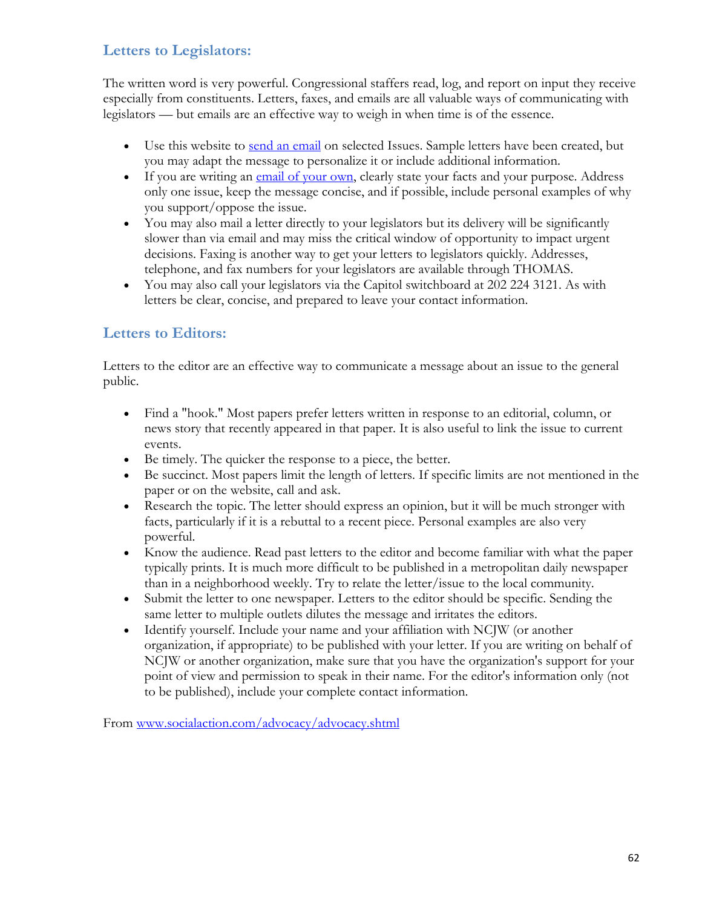## Letters to Legislators:

The written word is very powerful. Congressional staffers read, log, and report on input they receive especially from constituents. Letters, faxes, and emails are all valuable ways of communicating with legislators — but emails are an effective way to weigh in when time is of the essence.

- Use this website to send an email on selected Issues. Sample letters have been created, but you may adapt the message to personalize it or include additional information.
- If you are writing an email of your own, clearly state your facts and your purpose. Address only one issue, keep the message concise, and if possible, include personal examples of why you support/oppose the issue.
- You may also mail a letter directly to your legislators but its delivery will be significantly slower than via email and may miss the critical window of opportunity to impact urgent decisions. Faxing is another way to get your letters to legislators quickly. Addresses, telephone, and fax numbers for your legislators are available through THOMAS.
- You may also call your legislators via the Capitol switchboard at 202 224 3121. As with letters be clear, concise, and prepared to leave your contact information.

## Letters to Editors:

Letters to the editor are an effective way to communicate a message about an issue to the general public.

- Find a "hook." Most papers prefer letters written in response to an editorial, column, or news story that recently appeared in that paper. It is also useful to link the issue to current events.
- Be timely. The quicker the response to a piece, the better.
- Be succinct. Most papers limit the length of letters. If specific limits are not mentioned in the paper or on the website, call and ask.
- Research the topic. The letter should express an opinion, but it will be much stronger with facts, particularly if it is a rebuttal to a recent piece. Personal examples are also very powerful.
- Know the audience. Read past letters to the editor and become familiar with what the paper typically prints. It is much more difficult to be published in a metropolitan daily newspaper than in a neighborhood weekly. Try to relate the letter/issue to the local community.
- Submit the letter to one newspaper. Letters to the editor should be specific. Sending the same letter to multiple outlets dilutes the message and irritates the editors.
- Identify yourself. Include your name and your affiliation with NCJW (or another organization, if appropriate) to be published with your letter. If you are writing on behalf of NCJW or another organization, make sure that you have the organization's support for your point of view and permission to speak in their name. For the editor's information only (not to be published), include your complete contact information.

From www.socialaction.com/advocacy/advocacy.shtml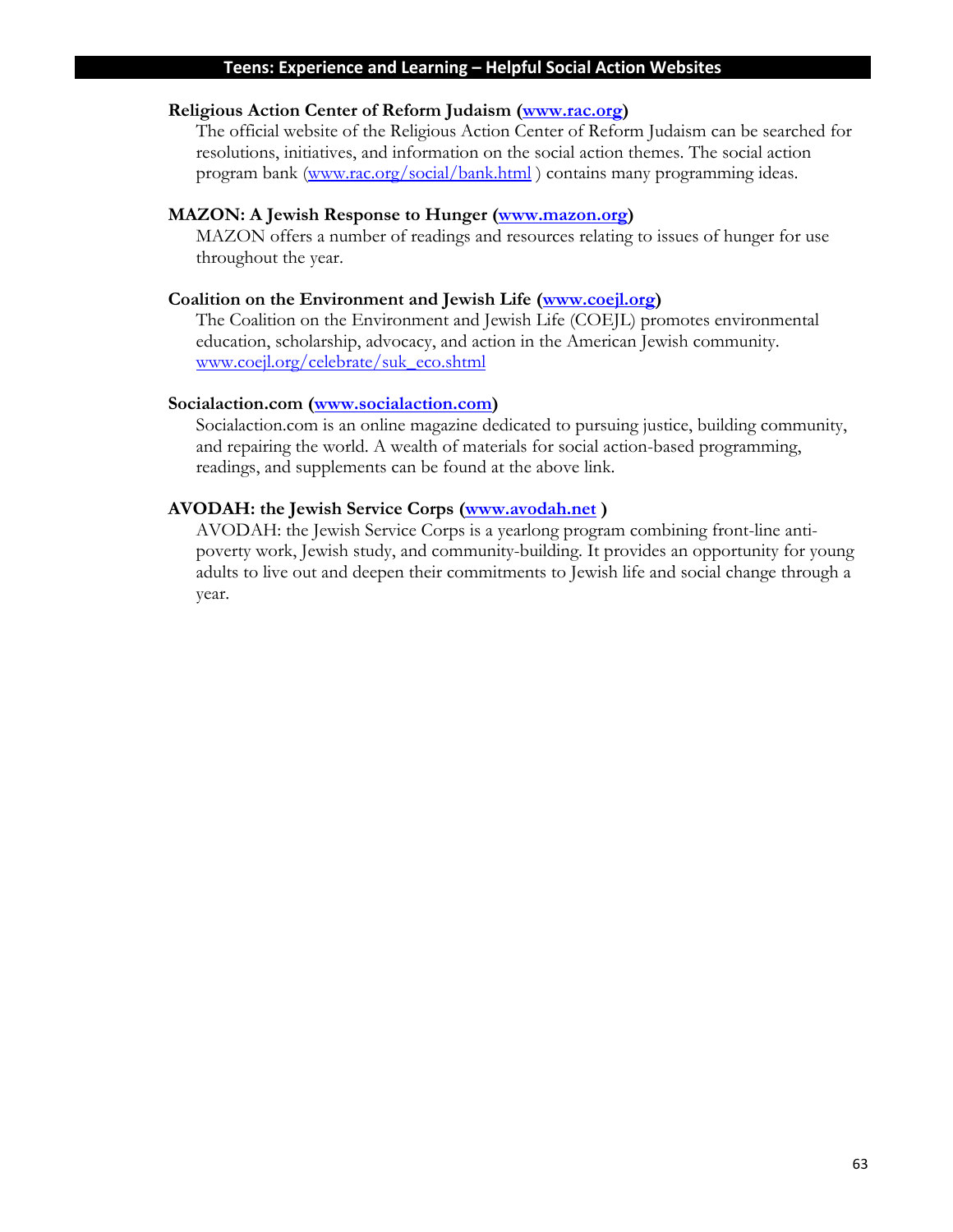## Teens: Experience and Learning – Helpful Social Action Websites

**Religious Action Center of Reform Judaism (www.rac.org)**

The official website of the Religious Action Center of Reform Judaism can be searched for resolutions, initiatives, and information on the social action themes. The social action program bank (www.rac.org/social/bank.html ) contains many programming ideas.

**MAZON: A Jewish Response to Hunger (www.mazon.org)**

MAZON offers a number of readings and resources relating to issues of hunger for use throughout the year.

**Coalition on the Environment and Jewish Life (www.coejl.org)**

The Coalition on the Environment and Jewish Life (COEJL) promotes environmental education, scholarship, advocacy, and action in the American Jewish community. www.coejl.org/celebrate/suk_eco.shtml

**Socialaction.com (www.socialaction.com)**

Socialaction.com is an online magazine dedicated to pursuing justice, building community, and repairing the world. A wealth of materials for social action-based programming, readings, and supplements can be found at the above link.

**AVODAH: the Jewish Service Corps (www.avodah.net )**

AVODAH: the Jewish Service Corps is a yearlong program combining front-line anti-poverty work, Jewish study, and community-building. It provides an opportunity for young adults to live out and deepen their commitments to Jewish life and social change through a year.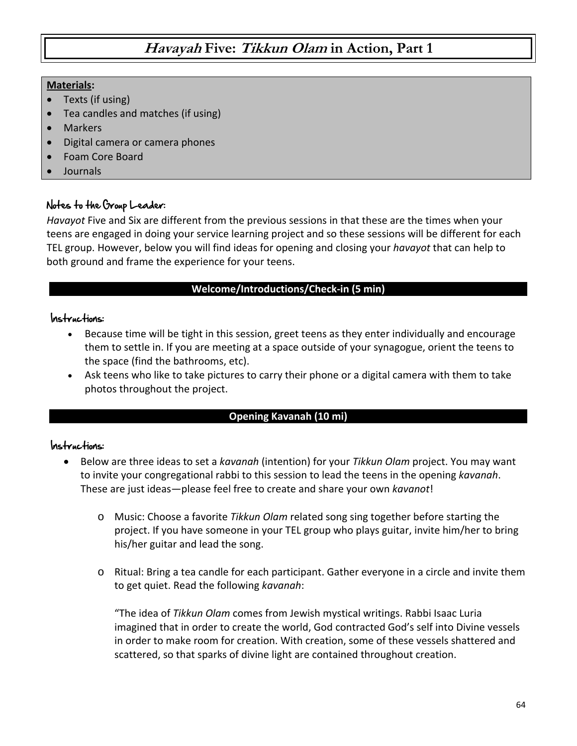# *Havayah* Five: *Tikkun Olam* in Action, Part 1

**Materials:**

- Texts (if using)
- Tea candles and matches (if using)
- Markers
- Digital camera or camera phones
- Foam Core Board
- Journals

### Notes to the Group Leader:

*Havayot* Five and Six are different from the previous sessions in that these are the times when your teens are engaged in doing your service learning project and so these sessions will be different for each TEL group. However, below you will find ideas for opening and closing your *havayot* that can help to both ground and frame the experience for your teens.

## Welcome/Introductions/Check-in (5 min)

### Instructions:

- Because time will be tight in this session, greet teens as they enter individually and encourage them to settle in. If you are meeting at a space outside of your synagogue, orient the teens to the space (find the bathrooms, etc).
- Ask teens who like to take pictures to carry their phone or a digital camera with them to take photos throughout the project.

## Opening Kavanah (10 mi)

### Instructions:

- Below are three ideas to set a *kavanah* (intention) for your *Tikkun Olam* project. You may want to invite your congregational rabbi to this session to lead the teens in the opening *kavanah*. These are just ideas—please feel free to create and share your own *kavanot*!
  - Music: Choose a favorite *Tikkun Olam* related song sing together before starting the project. If you have someone in your TEL group who plays guitar, invite him/her to bring his/her guitar and lead the song.
  - Ritual: Bring a tea candle for each participant. Gather everyone in a circle and invite them to get quiet. Read the following *kavanah*:

    "The idea of *Tikkun Olam* comes from Jewish mystical writings. Rabbi Isaac Luria imagined that in order to create the world, God contracted God's self into Divine vessels in order to make room for creation. With creation, some of these vessels shattered and scattered, so that sparks of divine light are contained throughout creation.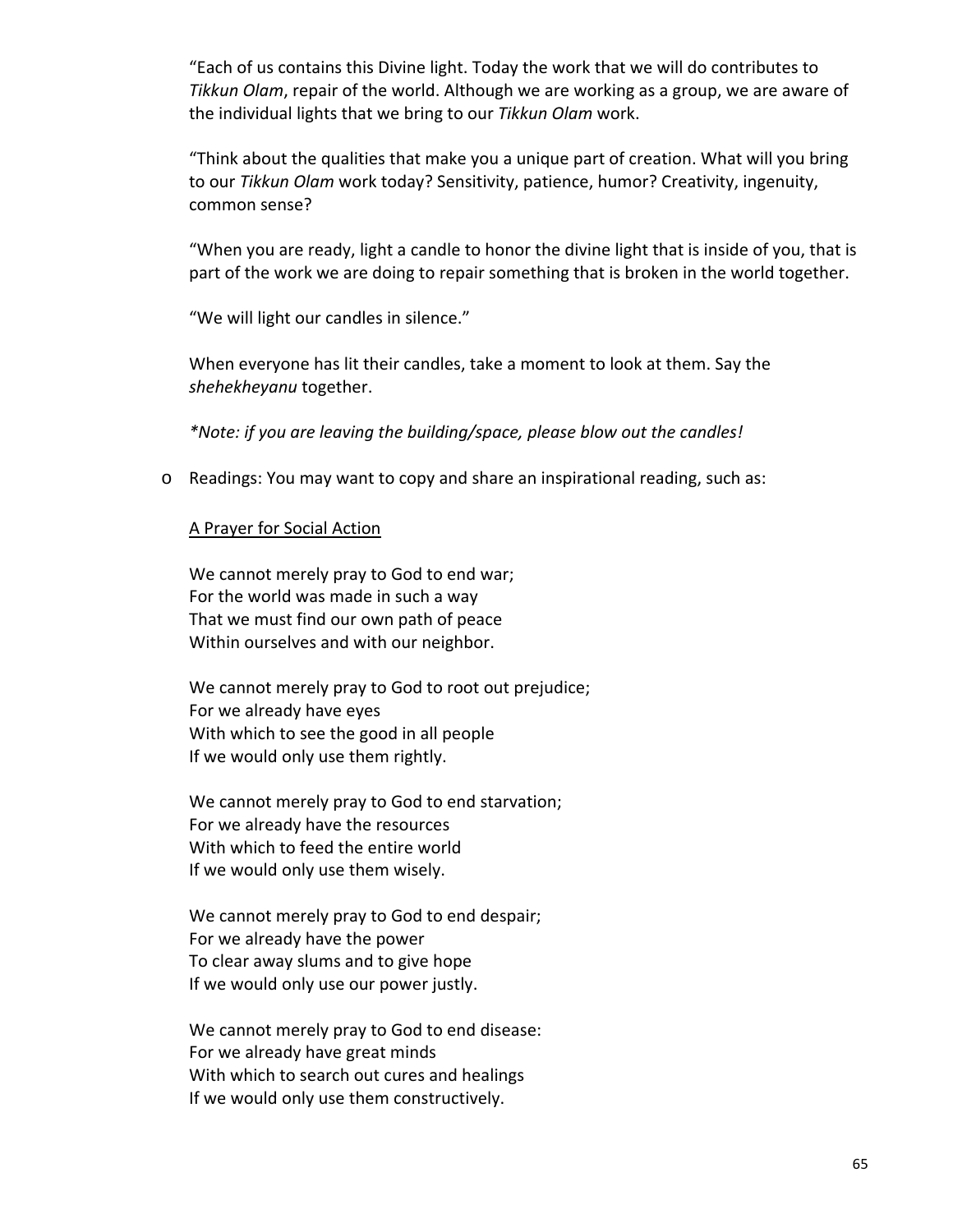"Each of us contains this Divine light. Today the work that we will do contributes to *Tikkun Olam*, repair of the world. Although we are working as a group, we are aware of the individual lights that we bring to our *Tikkun Olam* work.

"Think about the qualities that make you a unique part of creation. What will you bring to our *Tikkun Olam* work today? Sensitivity, patience, humor? Creativity, ingenuity, common sense?

"When you are ready, light a candle to honor the divine light that is inside of you, that is part of the work we are doing to repair something that is broken in the world together.

"We will light our candles in silence."

When everyone has lit their candles, take a moment to look at them. Say the *shehekheyanu* together.

*\*Note: if you are leaving the building/space, please blow out the candles!*

- Readings: You may want to copy and share an inspirational reading, such as:

<u>A Prayer for Social Action</u>

We cannot merely pray to God to end war;
For the world was made in such a way
That we must find our own path of peace
Within ourselves and with our neighbor.

We cannot merely pray to God to root out prejudice;
For we already have eyes
With which to see the good in all people
If we would only use them rightly.

We cannot merely pray to God to end starvation;
For we already have the resources
With which to feed the entire world
If we would only use them wisely.

We cannot merely pray to God to end despair;
For we already have the power
To clear away slums and to give hope
If we would only use our power justly.

We cannot merely pray to God to end disease:
For we already have great minds
With which to search out cures and healings
If we would only use them constructively.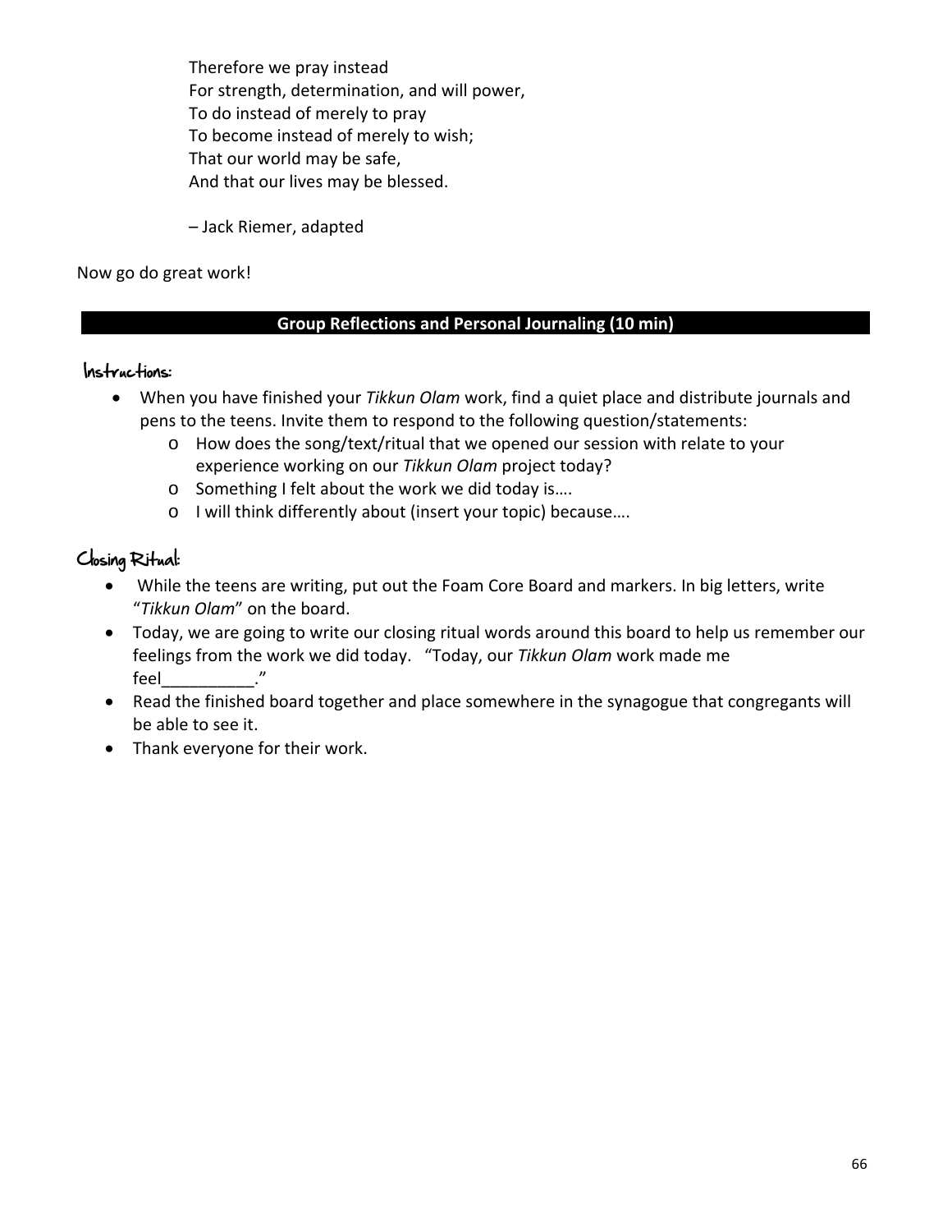Therefore we pray instead
For strength, determination, and will power,
To do instead of merely to pray
To become instead of merely to wish;
That our world may be safe,
And that our lives may be blessed.

– Jack Riemer, adapted

Now go do great work!

## Group Reflections and Personal Journaling (10 min)

### Instructions:

- When you have finished your *Tikkun Olam* work, find a quiet place and distribute journals and pens to the teens. Invite them to respond to the following question/statements:
  - How does the song/text/ritual that we opened our session with relate to your experience working on our *Tikkun Olam* project today?
  - Something I felt about the work we did today is….
  - I will think differently about (insert your topic) because….

### Closing Ritual:

- While the teens are writing, put out the Foam Core Board and markers. In big letters, write "*Tikkun Olam*" on the board.
- Today, we are going to write our closing ritual words around this board to help us remember our feelings from the work we did today. "Today, our *Tikkun Olam* work made me feel__________."
- Read the finished board together and place somewhere in the synagogue that congregants will be able to see it.
- Thank everyone for their work.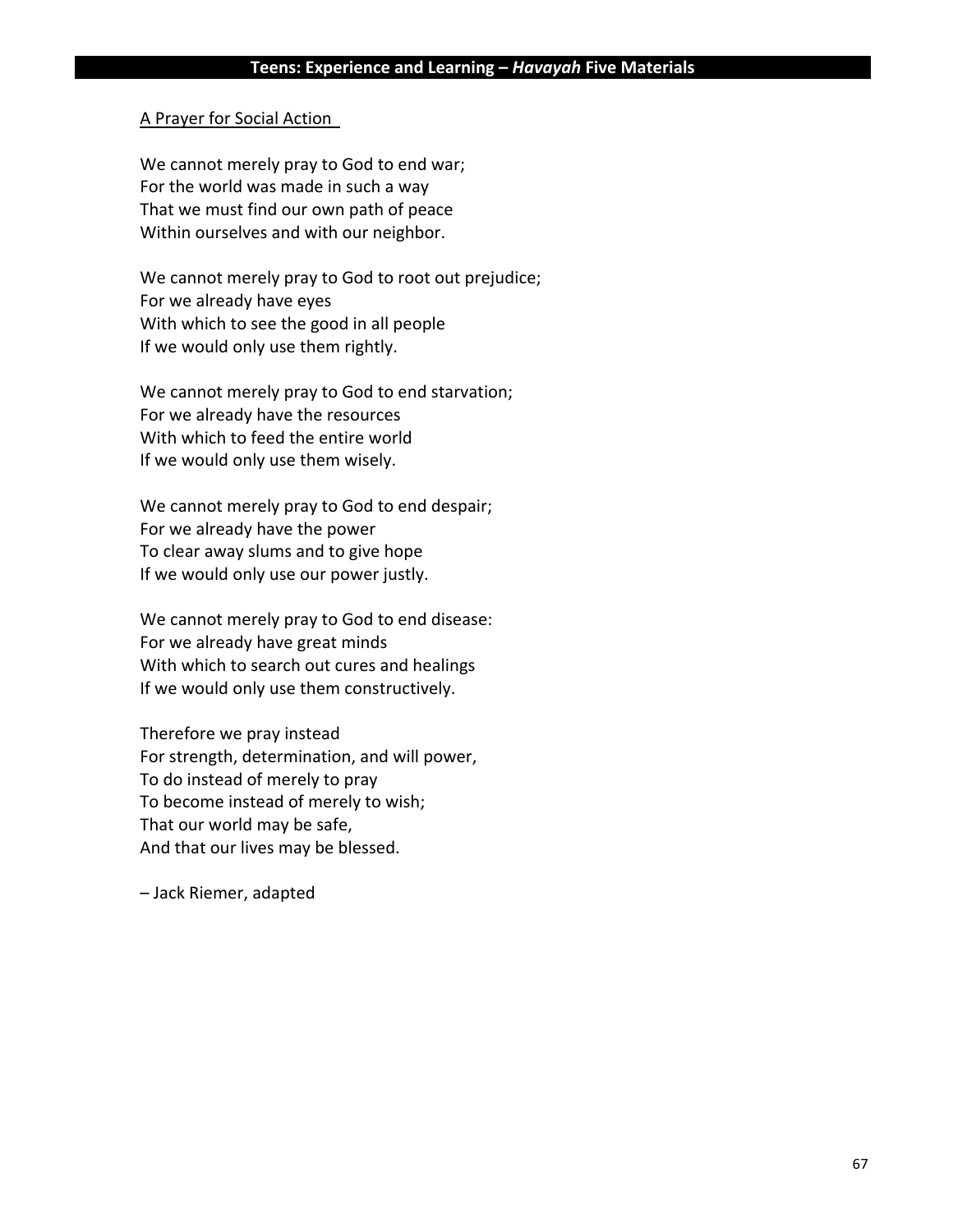## A Prayer for Social Action

We cannot merely pray to God to end war;  
For the world was made in such a way  
That we must find our own path of peace  
Within ourselves and with our neighbor.

We cannot merely pray to God to root out prejudice;  
For we already have eyes  
With which to see the good in all people  
If we would only use them rightly.

We cannot merely pray to God to end starvation;  
For we already have the resources  
With which to feed the entire world  
If we would only use them wisely.

We cannot merely pray to God to end despair;  
For we already have the power  
To clear away slums and to give hope  
If we would only use our power justly.

We cannot merely pray to God to end disease:  
For we already have great minds  
With which to search out cures and healings  
If we would only use them constructively.

Therefore we pray instead  
For strength, determination, and will power,  
To do instead of merely to pray  
To become instead of merely to wish;  
That our world may be safe,  
And that our lives may be blessed.

– Jack Riemer, adapted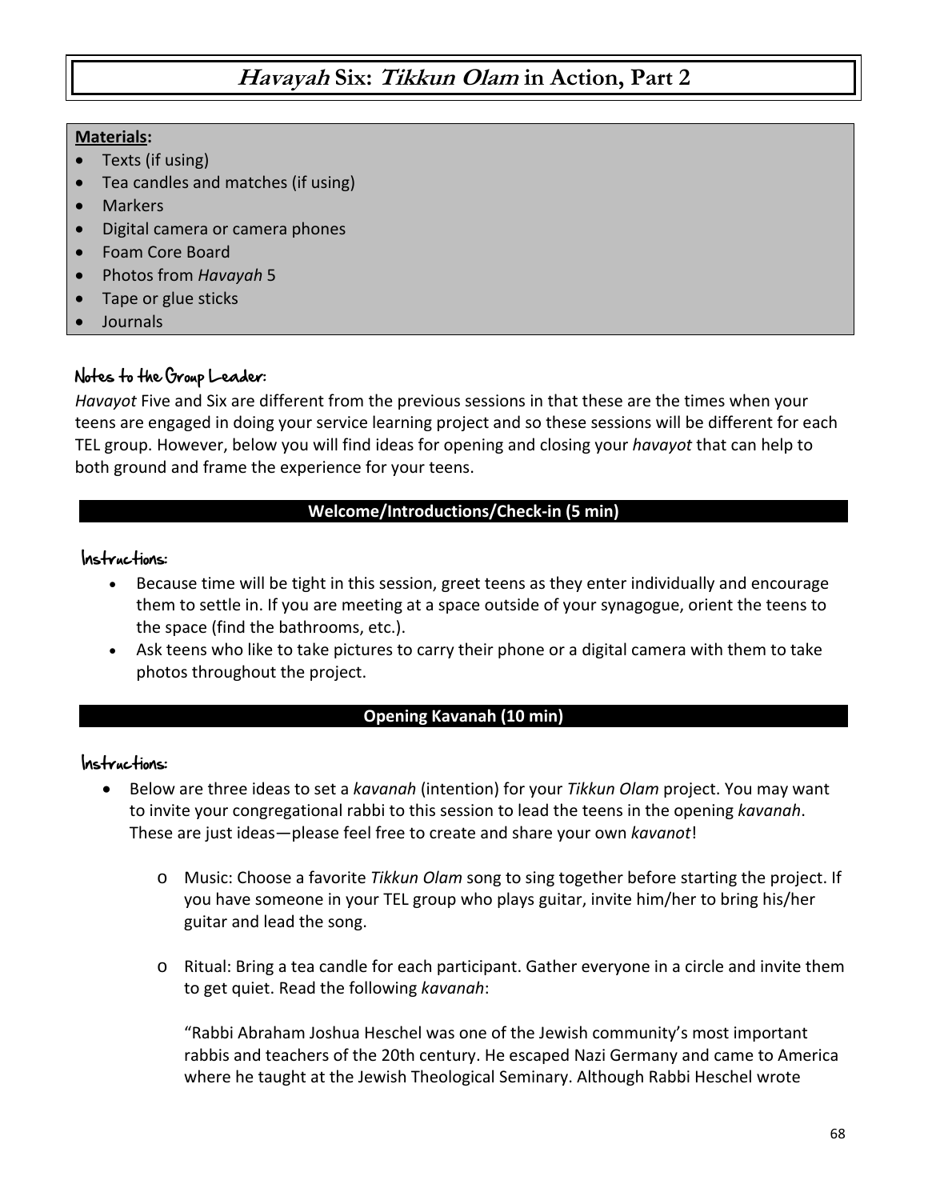# *Havayah* Six: *Tikkun Olam* in Action, Part 2

**Materials:**

- Texts (if using)
- Tea candles and matches (if using)
- Markers
- Digital camera or camera phones
- Foam Core Board
- Photos from *Havayah* 5
- Tape or glue sticks
- Journals

### Notes to the Group Leader:

*Havayot* Five and Six are different from the previous sessions in that these are the times when your teens are engaged in doing your service learning project and so these sessions will be different for each TEL group. However, below you will find ideas for opening and closing your *havayot* that can help to both ground and frame the experience for your teens.

## Welcome/Introductions/Check-in (5 min)

### Instructions:

- Because time will be tight in this session, greet teens as they enter individually and encourage them to settle in. If you are meeting at a space outside of your synagogue, orient the teens to the space (find the bathrooms, etc.).
- Ask teens who like to take pictures to carry their phone or a digital camera with them to take photos throughout the project.

## Opening Kavanah (10 min)

### Instructions:

- Below are three ideas to set a *kavanah* (intention) for your *Tikkun Olam* project. You may want to invite your congregational rabbi to this session to lead the teens in the opening *kavanah*. These are just ideas—please feel free to create and share your own *kavanot*!
  - Music: Choose a favorite *Tikkun Olam* song to sing together before starting the project. If you have someone in your TEL group who plays guitar, invite him/her to bring his/her guitar and lead the song.
  - Ritual: Bring a tea candle for each participant. Gather everyone in a circle and invite them to get quiet. Read the following *kavanah*:

    "Rabbi Abraham Joshua Heschel was one of the Jewish community's most important rabbis and teachers of the 20th century. He escaped Nazi Germany and came to America where he taught at the Jewish Theological Seminary. Although Rabbi Heschel wrote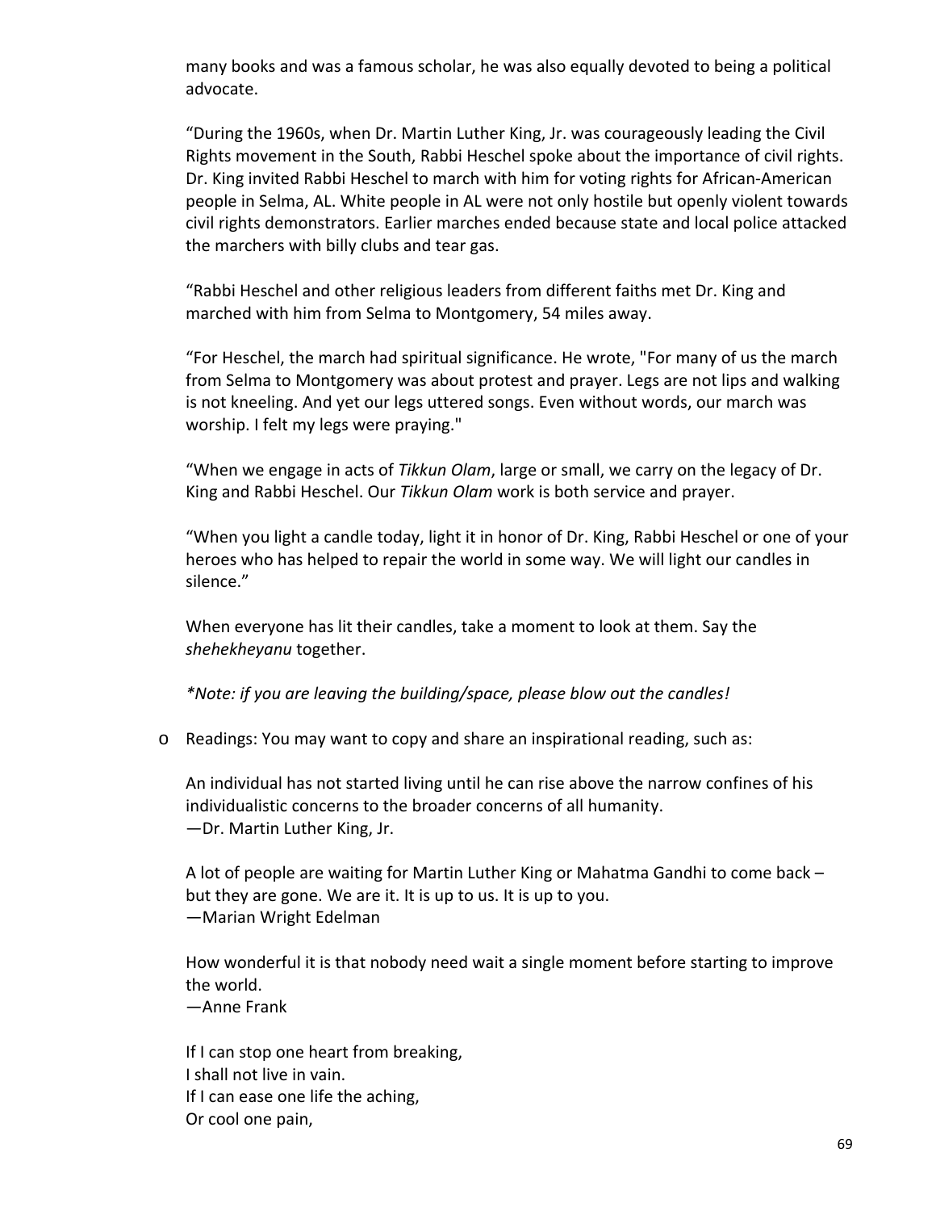many books and was a famous scholar, he was also equally devoted to being a political advocate.

"During the 1960s, when Dr. Martin Luther King, Jr. was courageously leading the Civil Rights movement in the South, Rabbi Heschel spoke about the importance of civil rights. Dr. King invited Rabbi Heschel to march with him for voting rights for African-American people in Selma, AL. White people in AL were not only hostile but openly violent towards civil rights demonstrators. Earlier marches ended because state and local police attacked the marchers with billy clubs and tear gas.

"Rabbi Heschel and other religious leaders from different faiths met Dr. King and marched with him from Selma to Montgomery, 54 miles away.

"For Heschel, the march had spiritual significance. He wrote, "For many of us the march from Selma to Montgomery was about protest and prayer. Legs are not lips and walking is not kneeling. And yet our legs uttered songs. Even without words, our march was worship. I felt my legs were praying."

"When we engage in acts of *Tikkun Olam*, large or small, we carry on the legacy of Dr. King and Rabbi Heschel. Our *Tikkun Olam* work is both service and prayer.

"When you light a candle today, light it in honor of Dr. King, Rabbi Heschel or one of your heroes who has helped to repair the world in some way. We will light our candles in silence."

When everyone has lit their candles, take a moment to look at them. Say the *shehekheyanu* together.

**Note: if you are leaving the building/space, please blow out the candles!*

- Readings: You may want to copy and share an inspirational reading, such as:

  An individual has not started living until he can rise above the narrow confines of his individualistic concerns to the broader concerns of all humanity.
  —Dr. Martin Luther King, Jr.

  A lot of people are waiting for Martin Luther King or Mahatma Gandhi to come back – but they are gone. We are it. It is up to us. It is up to you.
  —Marian Wright Edelman

  How wonderful it is that nobody need wait a single moment before starting to improve the world.
  —Anne Frank

  If I can stop one heart from breaking,
  I shall not live in vain.
  If I can ease one life the aching,
  Or cool one pain,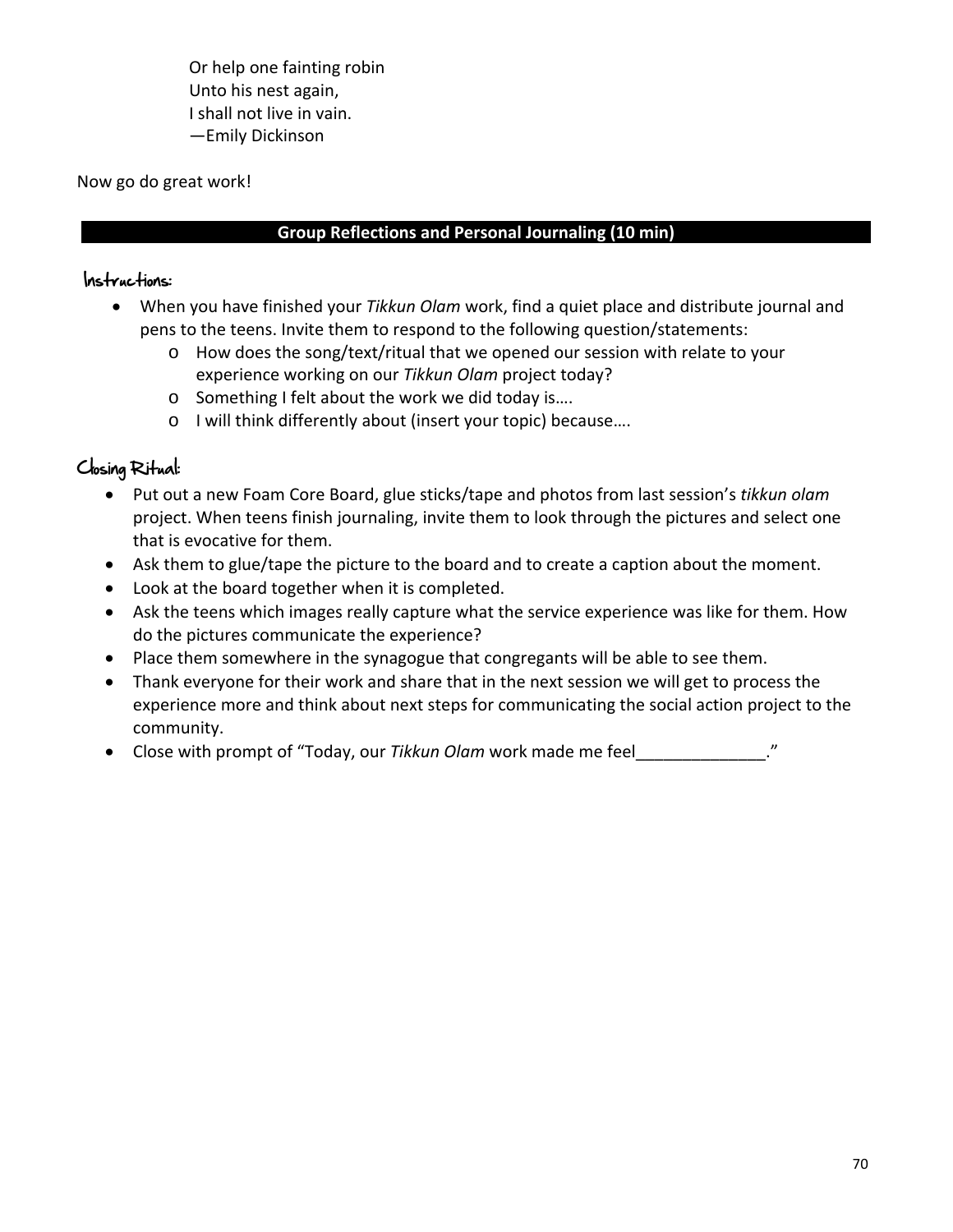> Or help one fainting robin  
> Unto his nest again,  
> I shall not live in vain.  
> —Emily Dickinson

Now go do great work!

## Group Reflections and Personal Journaling (10 min)

### Instructions:

- When you have finished your *Tikkun Olam* work, find a quiet place and distribute journal and pens to the teens. Invite them to respond to the following question/statements:
  - How does the song/text/ritual that we opened our session with relate to your experience working on our *Tikkun Olam* project today?
  - Something I felt about the work we did today is….
  - I will think differently about (insert your topic) because….

### Closing Ritual:

- Put out a new Foam Core Board, glue sticks/tape and photos from last session's *tikkun olam* project. When teens finish journaling, invite them to look through the pictures and select one that is evocative for them.
- Ask them to glue/tape the picture to the board and to create a caption about the moment.
- Look at the board together when it is completed.
- Ask the teens which images really capture what the service experience was like for them. How do the pictures communicate the experience?
- Place them somewhere in the synagogue that congregants will be able to see them.
- Thank everyone for their work and share that in the next session we will get to process the experience more and think about next steps for communicating the social action project to the community.
- Close with prompt of "Today, our *Tikkun Olam* work made me feel______________."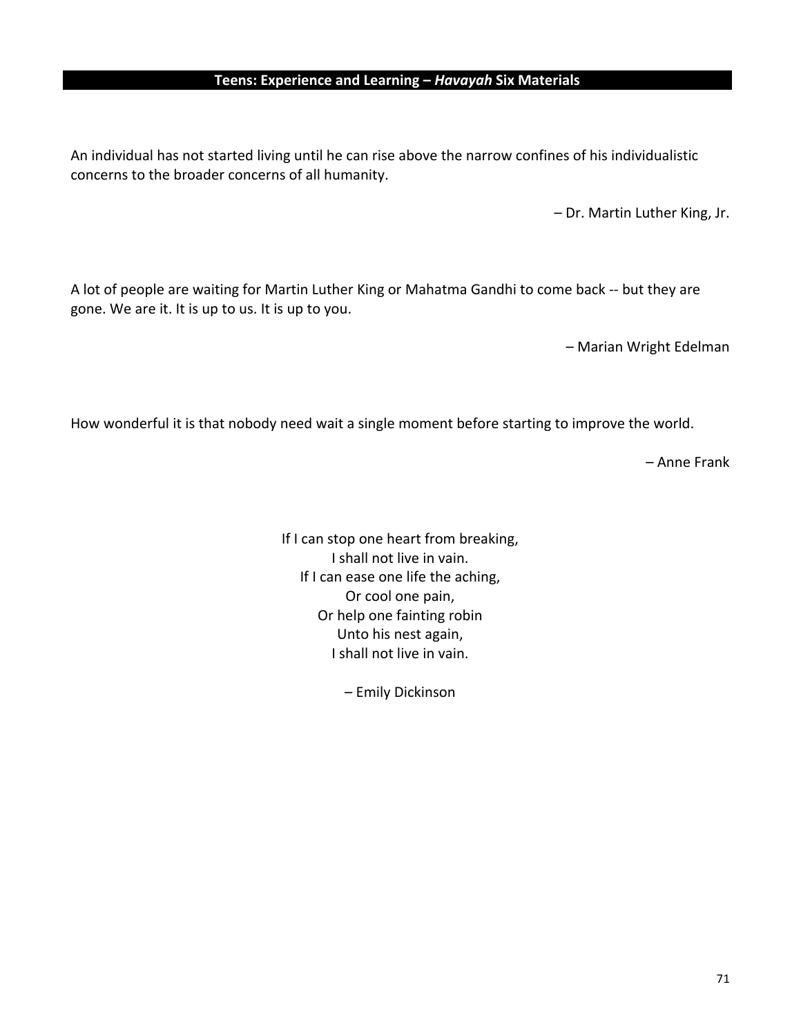An individual has not started living until he can rise above the narrow confines of his individualistic concerns to the broader concerns of all humanity.

– Dr. Martin Luther King, Jr.

A lot of people are waiting for Martin Luther King or Mahatma Gandhi to come back -- but they are gone. We are it. It is up to us. It is up to you.

– Marian Wright Edelman

How wonderful it is that nobody need wait a single moment before starting to improve the world.

– Anne Frank

If I can stop one heart from breaking,  
I shall not live in vain.  
If I can ease one life the aching,  
Or cool one pain,  
Or help one fainting robin  
Unto his nest again,  
I shall not live in vain.

– Emily Dickinson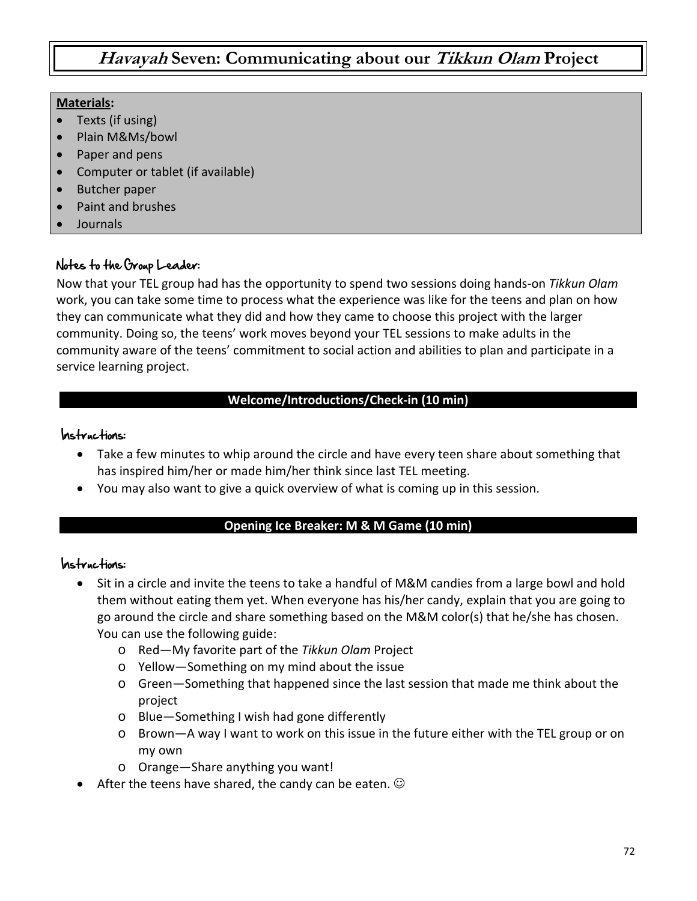# *Havayah* Seven: Communicating about our *Tikkun Olam* Project

**Materials:**

- Texts (if using)
- Plain M&Ms/bowl
- Paper and pens
- Computer or tablet (if available)
- Butcher paper
- Paint and brushes
- Journals

### Notes to the Group Leader:

Now that your TEL group had has the opportunity to spend two sessions doing hands-on *Tikkun Olam* work, you can take some time to process what the experience was like for the teens and plan on how they can communicate what they did and how they came to choose this project with the larger community. Doing so, the teens' work moves beyond your TEL sessions to make adults in the community aware of the teens' commitment to social action and abilities to plan and participate in a service learning project.

## Welcome/Introductions/Check-in (10 min)

### Instructions:

- Take a few minutes to whip around the circle and have every teen share about something that has inspired him/her or made him/her think since last TEL meeting.
- You may also want to give a quick overview of what is coming up in this session.

## Opening Ice Breaker: M & M Game (10 min)

### Instructions:

- Sit in a circle and invite the teens to take a handful of M&M candies from a large bowl and hold them without eating them yet. When everyone has his/her candy, explain that you are going to go around the circle and share something based on the M&M color(s) that he/she has chosen. You can use the following guide:
    - Red—My favorite part of the *Tikkun Olam* Project
    - Yellow—Something on my mind about the issue
    - Green—Something that happened since the last session that made me think about the project
    - Blue—Something I wish had gone differently
    - Brown—A way I want to work on this issue in the future either with the TEL group or on my own
    - Orange—Share anything you want!
- After the teens have shared, the candy can be eaten. ☺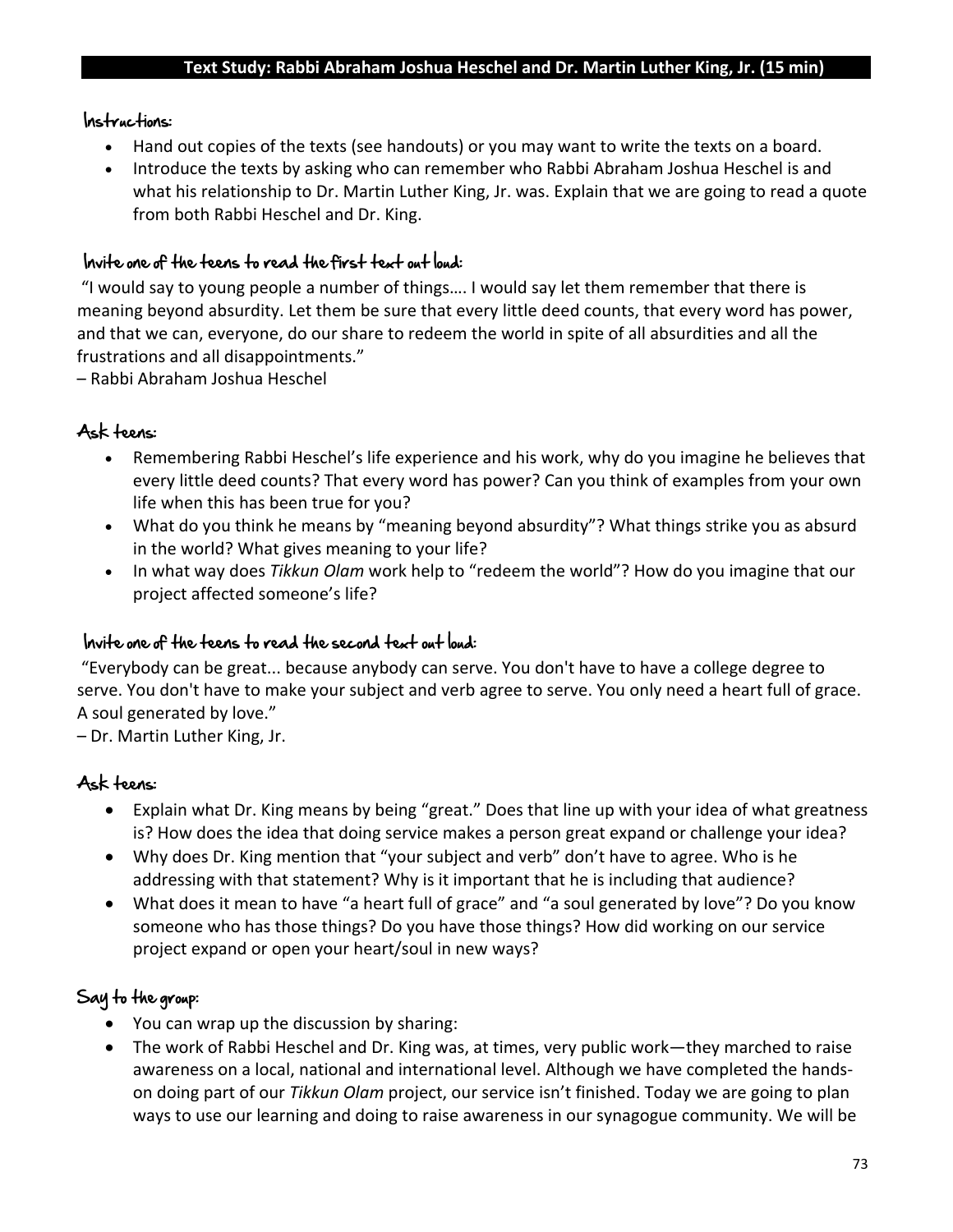## Text Study: Rabbi Abraham Joshua Heschel and Dr. Martin Luther King, Jr. (15 min)

### Instructions:

- Hand out copies of the texts (see handouts) or you may want to write the texts on a board.
- Introduce the texts by asking who can remember who Rabbi Abraham Joshua Heschel is and what his relationship to Dr. Martin Luther King, Jr. was. Explain that we are going to read a quote from both Rabbi Heschel and Dr. King.

### Invite one of the teens to read the first text out loud:

"I would say to young people a number of things…. I would say let them remember that there is meaning beyond absurdity. Let them be sure that every little deed counts, that every word has power, and that we can, everyone, do our share to redeem the world in spite of all absurdities and all the frustrations and all disappointments."
– Rabbi Abraham Joshua Heschel

### Ask teens:

- Remembering Rabbi Heschel's life experience and his work, why do you imagine he believes that every little deed counts? That every word has power? Can you think of examples from your own life when this has been true for you?
- What do you think he means by "meaning beyond absurdity"? What things strike you as absurd in the world? What gives meaning to your life?
- In what way does *Tikkun Olam* work help to "redeem the world"? How do you imagine that our project affected someone's life?

### Invite one of the teens to read the second text out loud:

"Everybody can be great... because anybody can serve. You don't have to have a college degree to serve. You don't have to make your subject and verb agree to serve. You only need a heart full of grace. A soul generated by love."
– Dr. Martin Luther King, Jr.

### Ask teens:

- Explain what Dr. King means by being "great." Does that line up with your idea of what greatness is? How does the idea that doing service makes a person great expand or challenge your idea?
- Why does Dr. King mention that "your subject and verb" don't have to agree. Who is he addressing with that statement? Why is it important that he is including that audience?
- What does it mean to have "a heart full of grace" and "a soul generated by love"? Do you know someone who has those things? Do you have those things? How did working on our service project expand or open your heart/soul in new ways?

### Say to the group:

- You can wrap up the discussion by sharing:
- The work of Rabbi Heschel and Dr. King was, at times, very public work—they marched to raise awareness on a local, national and international level. Although we have completed the hands-on doing part of our *Tikkun Olam* project, our service isn't finished. Today we are going to plan ways to use our learning and doing to raise awareness in our synagogue community. We will be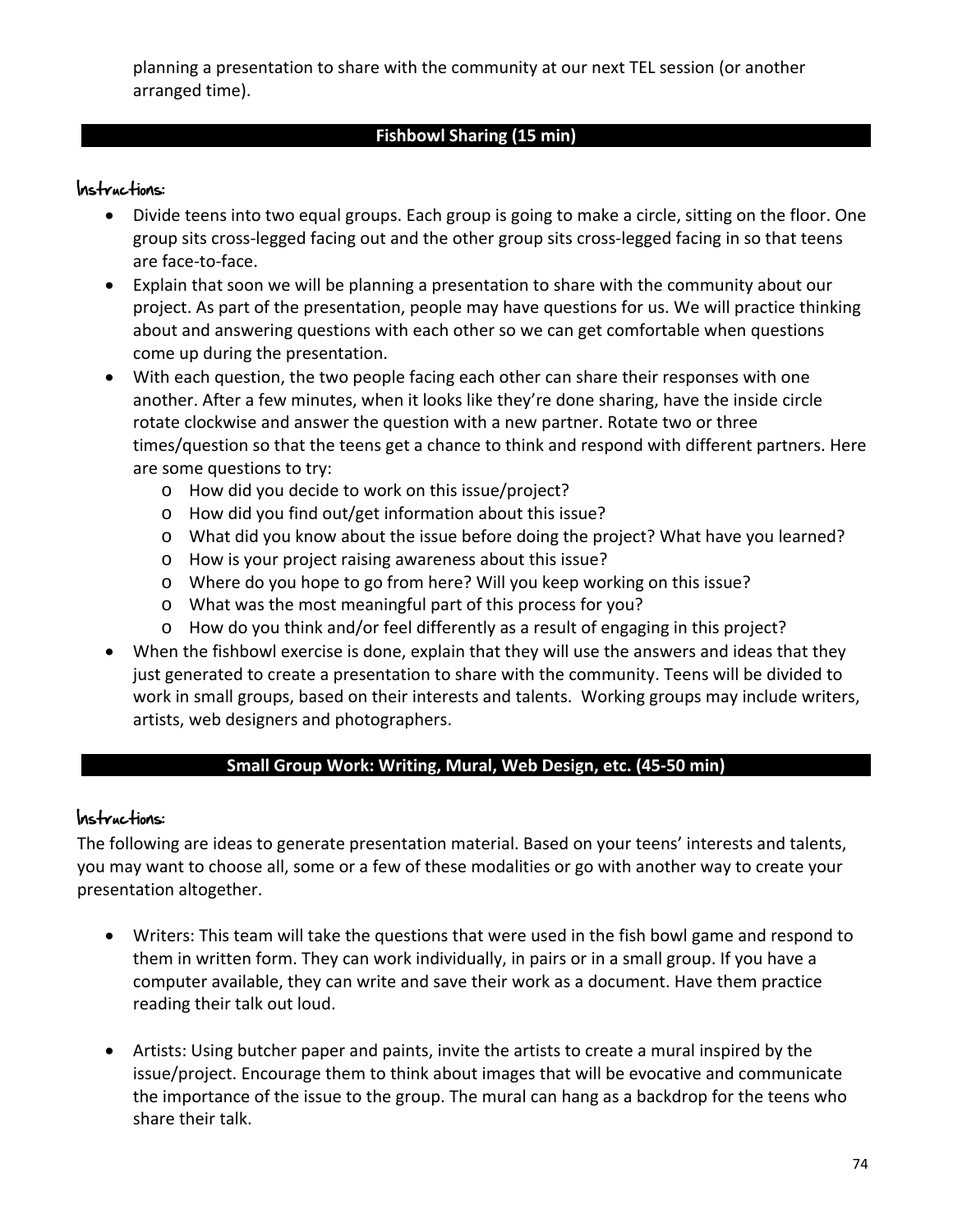planning a presentation to share with the community at our next TEL session (or another arranged time).

## Fishbowl Sharing (15 min)

### Instructions:

- Divide teens into two equal groups. Each group is going to make a circle, sitting on the floor. One group sits cross-legged facing out and the other group sits cross-legged facing in so that teens are face-to-face.
- Explain that soon we will be planning a presentation to share with the community about our project. As part of the presentation, people may have questions for us. We will practice thinking about and answering questions with each other so we can get comfortable when questions come up during the presentation.
- With each question, the two people facing each other can share their responses with one another. After a few minutes, when it looks like they're done sharing, have the inside circle rotate clockwise and answer the question with a new partner. Rotate two or three times/question so that the teens get a chance to think and respond with different partners. Here are some questions to try:
  - How did you decide to work on this issue/project?
  - How did you find out/get information about this issue?
  - What did you know about the issue before doing the project? What have you learned?
  - How is your project raising awareness about this issue?
  - Where do you hope to go from here? Will you keep working on this issue?
  - What was the most meaningful part of this process for you?
  - How do you think and/or feel differently as a result of engaging in this project?
- When the fishbowl exercise is done, explain that they will use the answers and ideas that they just generated to create a presentation to share with the community. Teens will be divided to work in small groups, based on their interests and talents. Working groups may include writers, artists, web designers and photographers.

## Small Group Work: Writing, Mural, Web Design, etc. (45-50 min)

### Instructions:

The following are ideas to generate presentation material. Based on your teens' interests and talents, you may want to choose all, some or a few of these modalities or go with another way to create your presentation altogether.

- Writers: This team will take the questions that were used in the fish bowl game and respond to them in written form. They can work individually, in pairs or in a small group. If you have a computer available, they can write and save their work as a document. Have them practice reading their talk out loud.

- Artists: Using butcher paper and paints, invite the artists to create a mural inspired by the issue/project. Encourage them to think about images that will be evocative and communicate the importance of the issue to the group. The mural can hang as a backdrop for the teens who share their talk.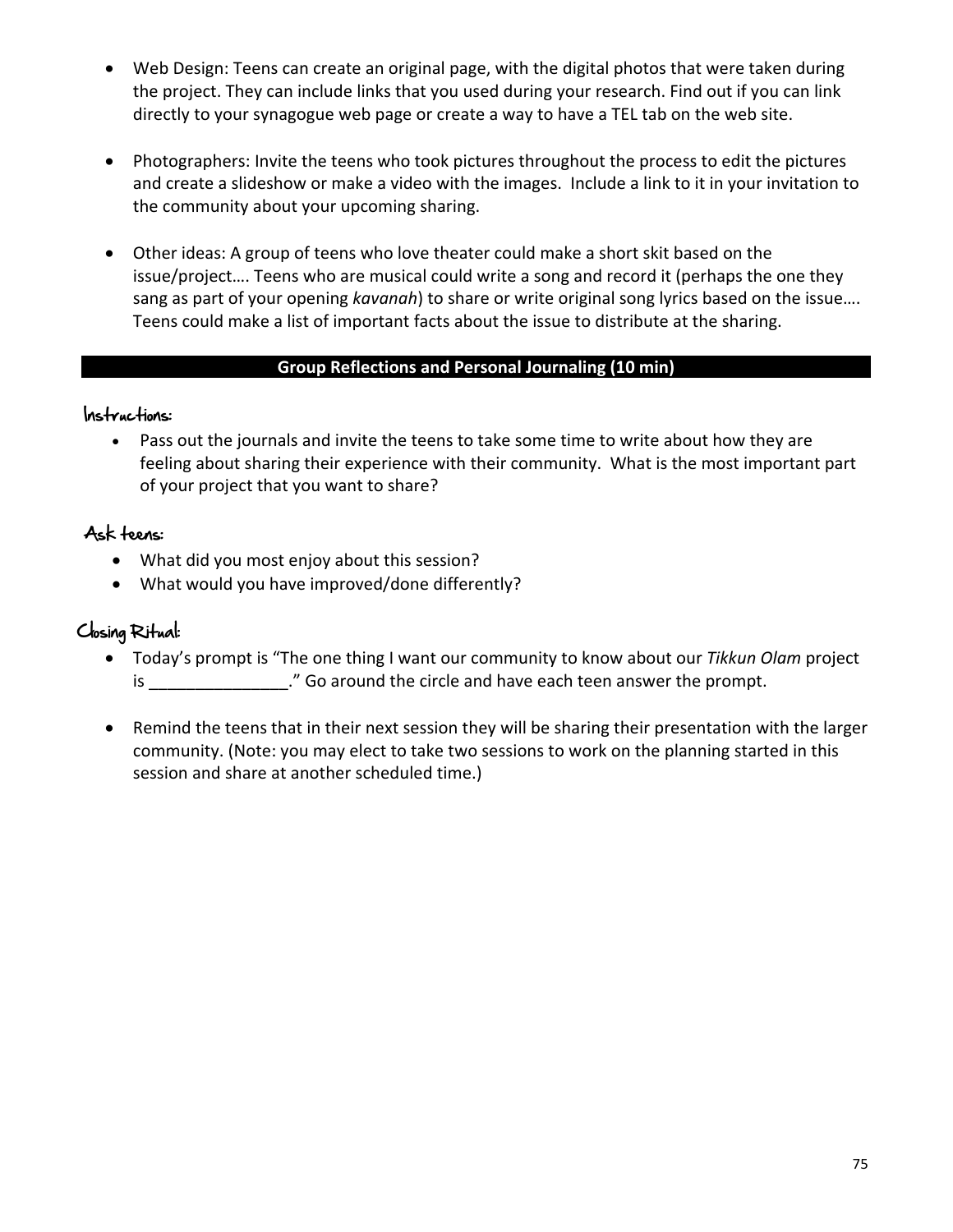- Web Design: Teens can create an original page, with the digital photos that were taken during the project. They can include links that you used during your research. Find out if you can link directly to your synagogue web page or create a way to have a TEL tab on the web site.

- Photographers: Invite the teens who took pictures throughout the process to edit the pictures and create a slideshow or make a video with the images. Include a link to it in your invitation to the community about your upcoming sharing.

- Other ideas: A group of teens who love theater could make a short skit based on the issue/project…. Teens who are musical could write a song and record it (perhaps the one they sang as part of your opening *kavanah*) to share or write original song lyrics based on the issue…. Teens could make a list of important facts about the issue to distribute at the sharing.

## Group Reflections and Personal Journaling (10 min)

### Instructions:

- Pass out the journals and invite the teens to take some time to write about how they are feeling about sharing their experience with their community. What is the most important part of your project that you want to share?

### Ask teens:

- What did you most enjoy about this session?
- What would you have improved/done differently?

### Closing Ritual:

- Today's prompt is "The one thing I want our community to know about our *Tikkun Olam* project is _______________." Go around the circle and have each teen answer the prompt.

- Remind the teens that in their next session they will be sharing their presentation with the larger community. (Note: you may elect to take two sessions to work on the planning started in this session and share at another scheduled time.)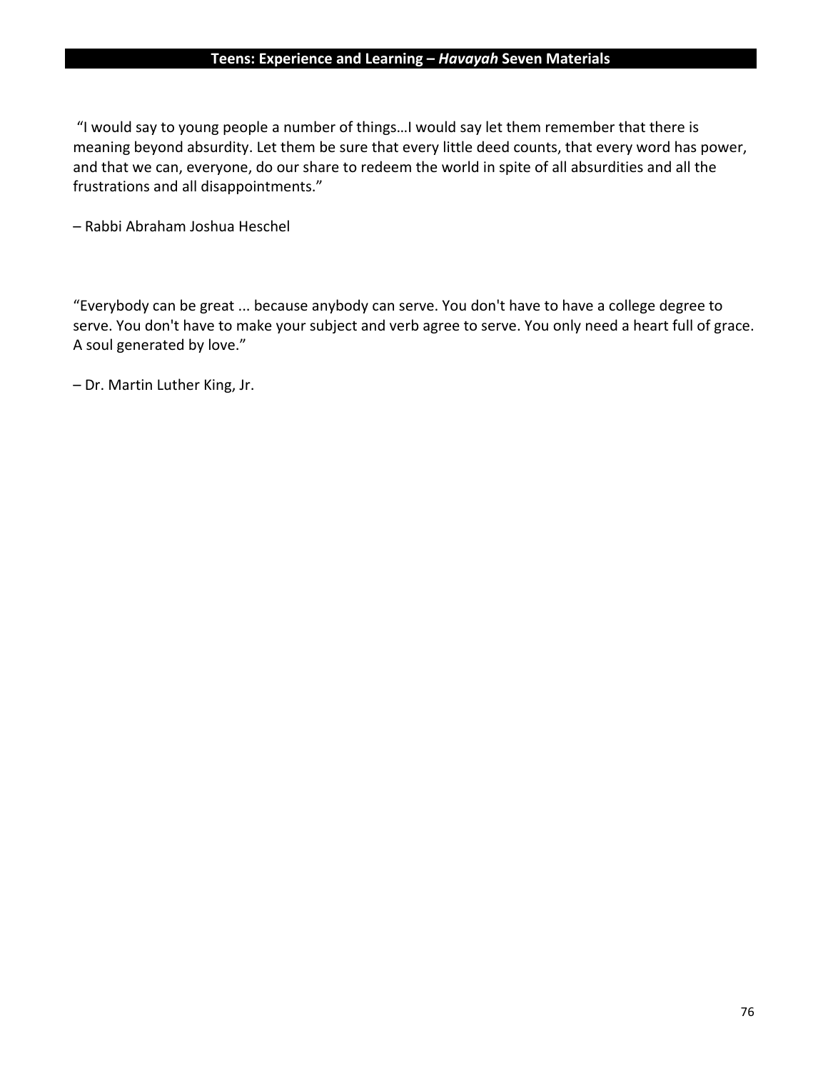"I would say to young people a number of things…I would say let them remember that there is meaning beyond absurdity. Let them be sure that every little deed counts, that every word has power, and that we can, everyone, do our share to redeem the world in spite of all absurdities and all the frustrations and all disappointments."

– Rabbi Abraham Joshua Heschel

"Everybody can be great ... because anybody can serve. You don't have to have a college degree to serve. You don't have to make your subject and verb agree to serve. You only need a heart full of grace. A soul generated by love."

– Dr. Martin Luther King, Jr.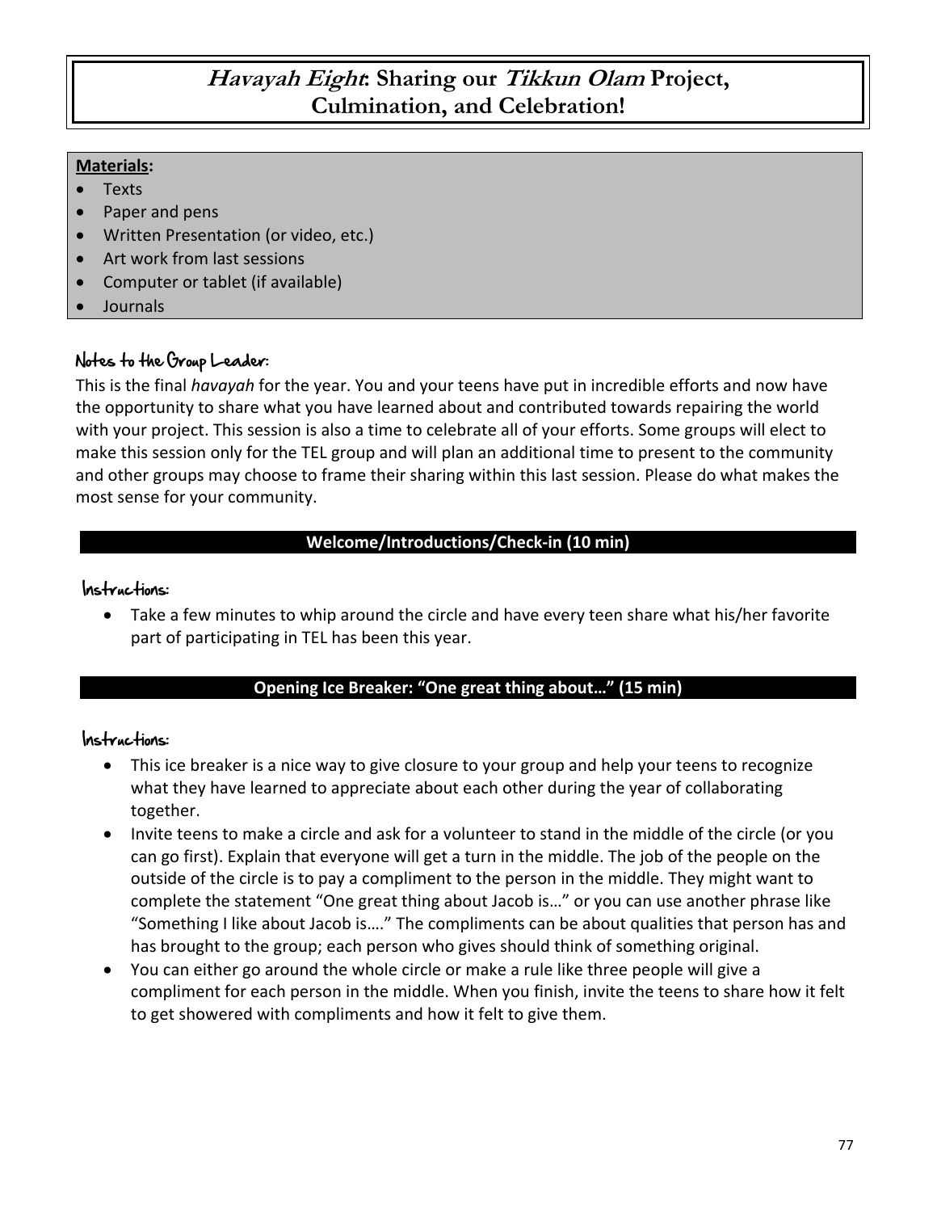# *Havayah Eight*: Sharing our *Tikkun Olam* Project, Culmination, and Celebration!

**Materials:**

- Texts
- Paper and pens
- Written Presentation (or video, etc.)
- Art work from last sessions
- Computer or tablet (if available)
- Journals

### Notes to the Group Leader:

This is the final *havayah* for the year. You and your teens have put in incredible efforts and now have the opportunity to share what you have learned about and contributed towards repairing the world with your project. This session is also a time to celebrate all of your efforts. Some groups will elect to make this session only for the TEL group and will plan an additional time to present to the community and other groups may choose to frame their sharing within this last session. Please do what makes the most sense for your community.

## Welcome/Introductions/Check-in (10 min)

### Instructions:

- Take a few minutes to whip around the circle and have every teen share what his/her favorite part of participating in TEL has been this year.

## Opening Ice Breaker: "One great thing about…" (15 min)

### Instructions:

- This ice breaker is a nice way to give closure to your group and help your teens to recognize what they have learned to appreciate about each other during the year of collaborating together.
- Invite teens to make a circle and ask for a volunteer to stand in the middle of the circle (or you can go first). Explain that everyone will get a turn in the middle. The job of the people on the outside of the circle is to pay a compliment to the person in the middle. They might want to complete the statement "One great thing about Jacob is…" or you can use another phrase like "Something I like about Jacob is…." The compliments can be about qualities that person has and has brought to the group; each person who gives should think of something original.
- You can either go around the whole circle or make a rule like three people will give a compliment for each person in the middle. When you finish, invite the teens to share how it felt to get showered with compliments and how it felt to give them.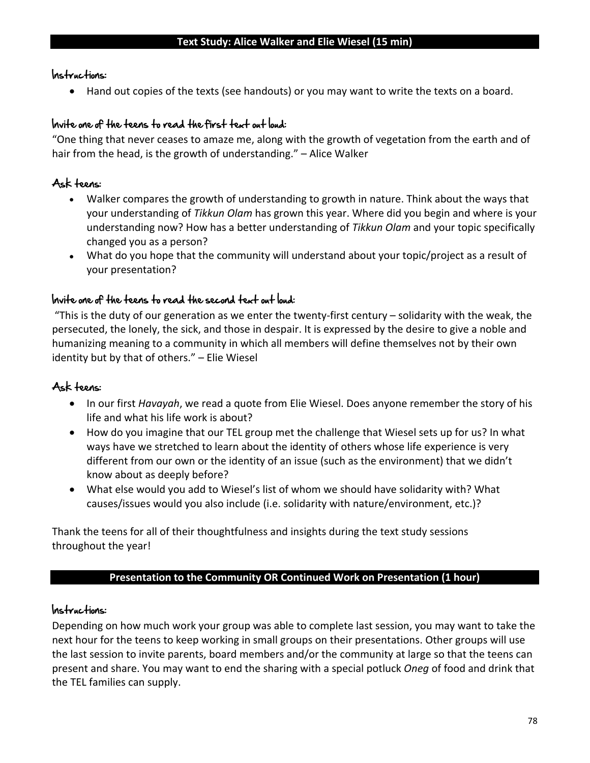## Text Study: Alice Walker and Elie Wiesel (15 min)

### Instructions:

- Hand out copies of the texts (see handouts) or you may want to write the texts on a board.

### Invite one of the teens to read the first text out loud:

"One thing that never ceases to amaze me, along with the growth of vegetation from the earth and of hair from the head, is the growth of understanding." – Alice Walker

### Ask teens:

- Walker compares the growth of understanding to growth in nature. Think about the ways that your understanding of *Tikkun Olam* has grown this year. Where did you begin and where is your understanding now? How has a better understanding of *Tikkun Olam* and your topic specifically changed you as a person?
- What do you hope that the community will understand about your topic/project as a result of your presentation?

### Invite one of the teens to read the second text out loud:

"This is the duty of our generation as we enter the twenty-first century – solidarity with the weak, the persecuted, the lonely, the sick, and those in despair. It is expressed by the desire to give a noble and humanizing meaning to a community in which all members will define themselves not by their own identity but by that of others." – Elie Wiesel

### Ask teens:

- In our first *Havayah*, we read a quote from Elie Wiesel. Does anyone remember the story of his life and what his life work is about?
- How do you imagine that our TEL group met the challenge that Wiesel sets up for us? In what ways have we stretched to learn about the identity of others whose life experience is very different from our own or the identity of an issue (such as the environment) that we didn't know about as deeply before?
- What else would you add to Wiesel's list of whom we should have solidarity with? What causes/issues would you also include (i.e. solidarity with nature/environment, etc.)?

Thank the teens for all of their thoughtfulness and insights during the text study sessions throughout the year!

## Presentation to the Community OR Continued Work on Presentation (1 hour)

### Instructions:

Depending on how much work your group was able to complete last session, you may want to take the next hour for the teens to keep working in small groups on their presentations. Other groups will use the last session to invite parents, board members and/or the community at large so that the teens can present and share. You may want to end the sharing with a special potluck *Oneg* of food and drink that the TEL families can supply.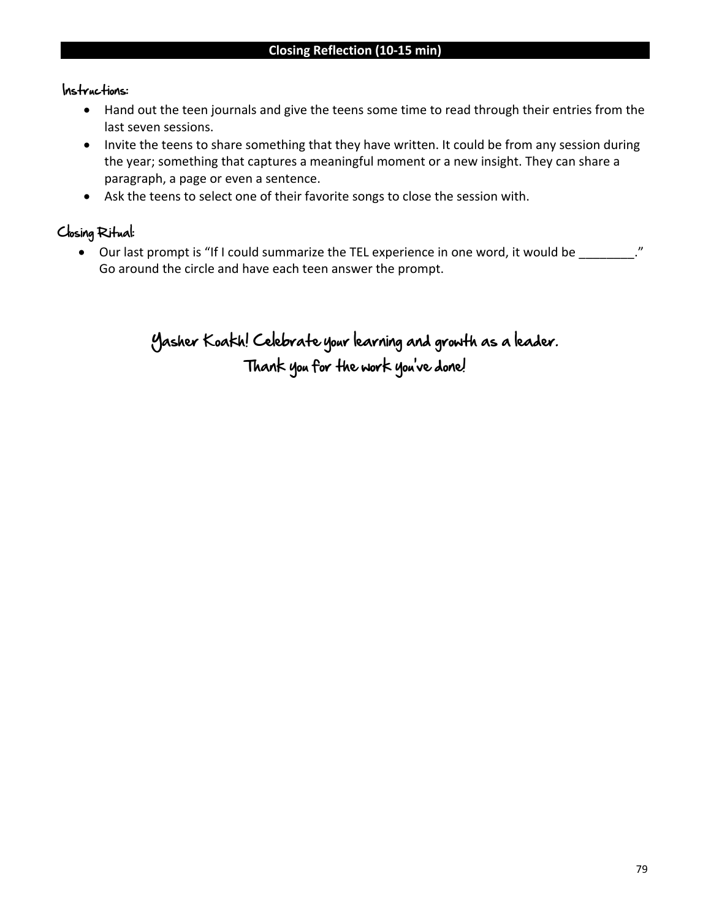## Closing Reflection (10-15 min)

### Instructions:

- Hand out the teen journals and give the teens some time to read through their entries from the last seven sessions.
- Invite the teens to share something that they have written. It could be from any session during the year; something that captures a meaningful moment or a new insight. They can share a paragraph, a page or even a sentence.
- Ask the teens to select one of their favorite songs to close the session with.

### Closing Ritual:

- Our last prompt is "If I could summarize the TEL experience in one word, it would be ________." Go around the circle and have each teen answer the prompt.

**Yasher Koakh! Celebrate your learning and growth as a leader.**
**Thank you for the work you've done!**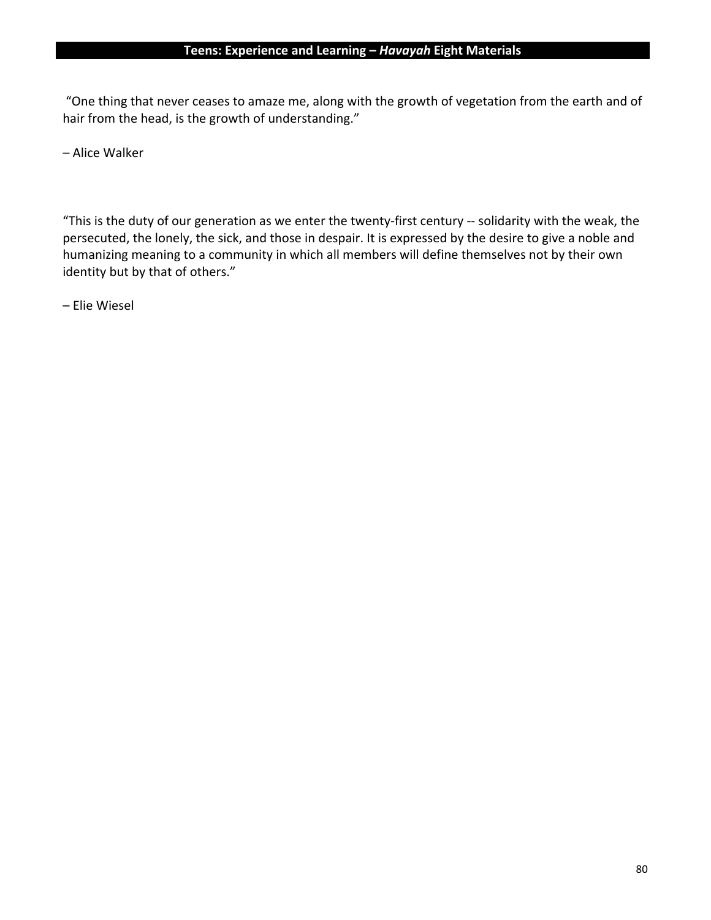"One thing that never ceases to amaze me, along with the growth of vegetation from the earth and of hair from the head, is the growth of understanding."

– Alice Walker

"This is the duty of our generation as we enter the twenty-first century -- solidarity with the weak, the persecuted, the lonely, the sick, and those in despair. It is expressed by the desire to give a noble and humanizing meaning to a community in which all members will define themselves not by their own identity but by that of others."

– Elie Wiesel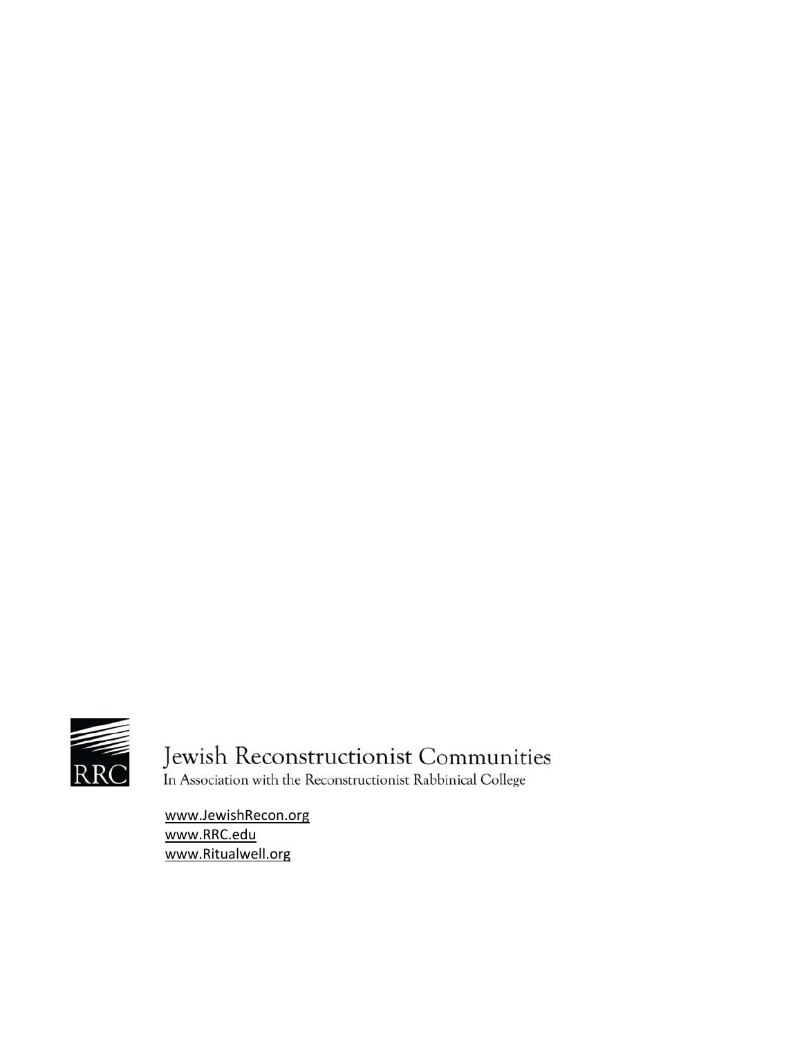RRC

Jewish Reconstructionist Communities

In Association with the Reconstructionist Rabbinical College

www.JewishRecon.org
www.RRC.edu
www.Ritualwell.org